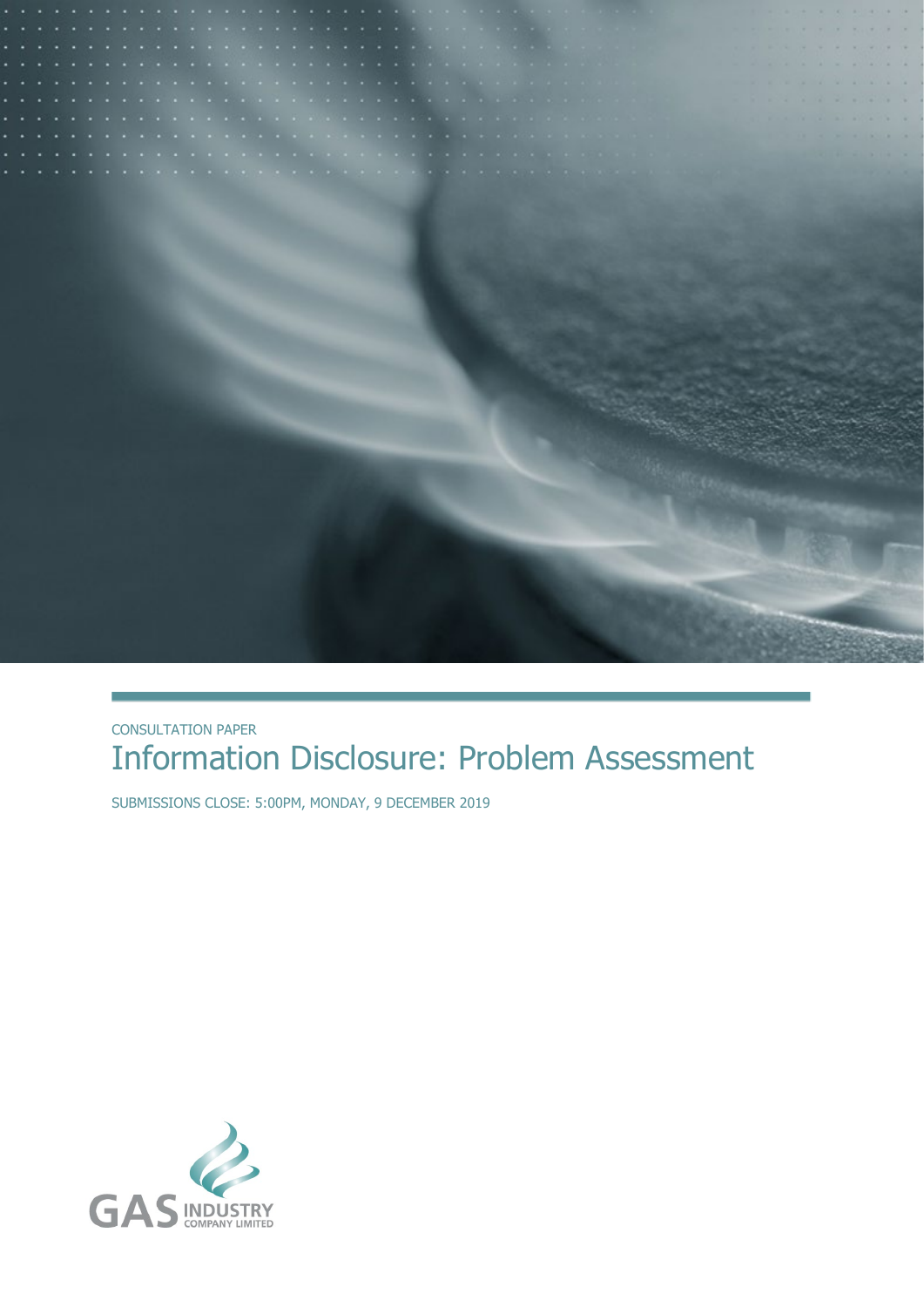CONSULTATION PAPER

# Information Disclosure: Problem Assessment

SUBMISSIONS CLOSE: 5:00PM, MONDAY, 9 DECEMBER 2019

GAS INDUSTRY COMPANY LIMITED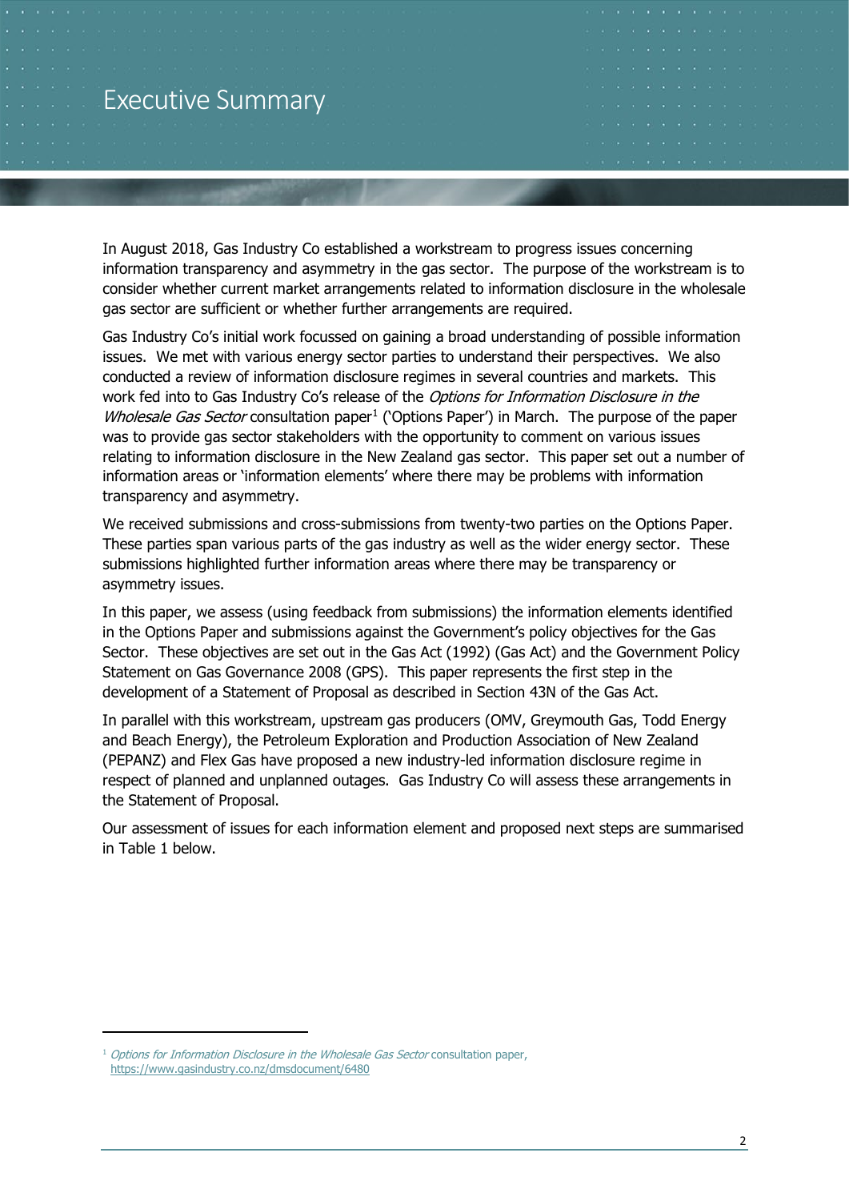# Executive Summary

In August 2018, Gas Industry Co established a workstream to progress issues concerning information transparency and asymmetry in the gas sector. The purpose of the workstream is to consider whether current market arrangements related to information disclosure in the wholesale gas sector are sufficient or whether further arrangements are required.

Gas Industry Co's initial work focussed on gaining a broad understanding of possible information issues. We met with various energy sector parties to understand their perspectives. We also conducted a review of information disclosure regimes in several countries and markets. This work fed into to Gas Industry Co's release of the *Options for Information Disclosure in the Wholesale Gas Sector* consultation paper[1] ('Options Paper') in March. The purpose of the paper was to provide gas sector stakeholders with the opportunity to comment on various issues relating to information disclosure in the New Zealand gas sector. This paper set out a number of information areas or 'information elements' where there may be problems with information transparency and asymmetry.

We received submissions and cross-submissions from twenty-two parties on the Options Paper. These parties span various parts of the gas industry as well as the wider energy sector. These submissions highlighted further information areas where there may be transparency or asymmetry issues.

In this paper, we assess (using feedback from submissions) the information elements identified in the Options Paper and submissions against the Government's policy objectives for the Gas Sector. These objectives are set out in the Gas Act (1992) (Gas Act) and the Government Policy Statement on Gas Governance 2008 (GPS). This paper represents the first step in the development of a Statement of Proposal as described in Section 43N of the Gas Act.

In parallel with this workstream, upstream gas producers (OMV, Greymouth Gas, Todd Energy and Beach Energy), the Petroleum Exploration and Production Association of New Zealand (PEPANZ) and Flex Gas have proposed a new industry-led information disclosure regime in respect of planned and unplanned outages. Gas Industry Co will assess these arrangements in the Statement of Proposal.

Our assessment of issues for each information element and proposed next steps are summarised in Table 1 below.

[1] *Options for Information Disclosure in the Wholesale Gas Sector* consultation paper, https://www.gasindustry.co.nz/dmsdocument/6480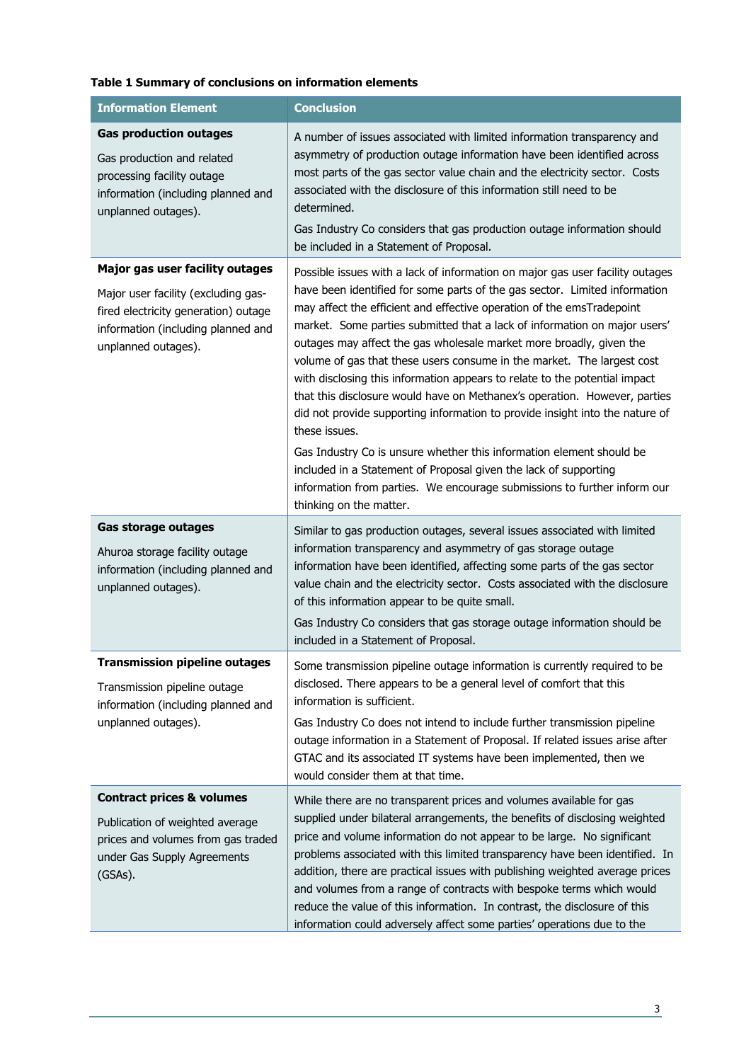**Table 1 Summary of conclusions on information elements**

| Information Element | Conclusion |
| --- | --- |
| **Gas production outages**<br><br>Gas production and related processing facility outage information (including planned and unplanned outages). | A number of issues associated with limited information transparency and asymmetry of production outage information have been identified across most parts of the gas sector value chain and the electricity sector. Costs associated with the disclosure of this information still need to be determined.<br><br>Gas Industry Co considers that gas production outage information should be included in a Statement of Proposal. |
| **Major gas user facility outages**<br><br>Major user facility (excluding gas-fired electricity generation) outage information (including planned and unplanned outages). | Possible issues with a lack of information on major gas user facility outages have been identified for some parts of the gas sector. Limited information may affect the efficient and effective operation of the emsTradepoint market. Some parties submitted that a lack of information on major users' outages may affect the gas wholesale market more broadly, given the volume of gas that these users consume in the market. The largest cost with disclosing this information appears to relate to the potential impact that this disclosure would have on Methanex's operation. However, parties did not provide supporting information to provide insight into the nature of these issues.<br><br>Gas Industry Co is unsure whether this information element should be included in a Statement of Proposal given the lack of supporting information from parties. We encourage submissions to further inform our thinking on the matter. |
| **Gas storage outages**<br><br>Ahuroa storage facility outage information (including planned and unplanned outages). | Similar to gas production outages, several issues associated with limited information transparency and asymmetry of gas storage outage information have been identified, affecting some parts of the gas sector value chain and the electricity sector. Costs associated with the disclosure of this information appear to be quite small.<br><br>Gas Industry Co considers that gas storage outage information should be included in a Statement of Proposal. |
| **Transmission pipeline outages**<br><br>Transmission pipeline outage information (including planned and unplanned outages). | Some transmission pipeline outage information is currently required to be disclosed. There appears to be a general level of comfort that this information is sufficient.<br><br>Gas Industry Co does not intend to include further transmission pipeline outage information in a Statement of Proposal. If related issues arise after GTAC and its associated IT systems have been implemented, then we would consider them at that time. |
| **Contract prices & volumes**<br><br>Publication of weighted average prices and volumes from gas traded under Gas Supply Agreements (GSAs). | While there are no transparent prices and volumes available for gas supplied under bilateral arrangements, the benefits of disclosing weighted price and volume information do not appear to be large. No significant problems associated with this limited transparency have been identified. In addition, there are practical issues with publishing weighted average prices and volumes from a range of contracts with bespoke terms which would reduce the value of this information. In contrast, the disclosure of this information could adversely affect some parties' operations due to the |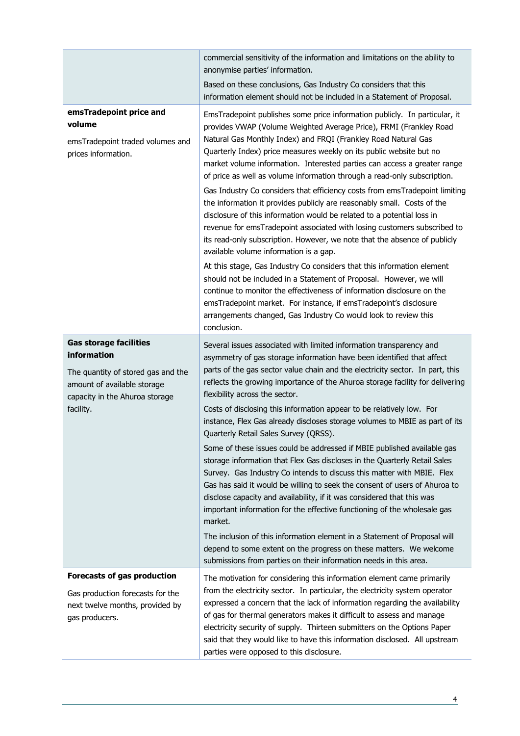| | |
|---|---|
| | commercial sensitivity of the information and limitations on the ability to anonymise parties' information.<br><br>Based on these conclusions, Gas Industry Co considers that this information element should not be included in a Statement of Proposal. |
| **emsTradepoint price and volume**<br><br>emsTradepoint traded volumes and prices information. | EmsTradepoint publishes some price information publicly. In particular, it provides VWAP (Volume Weighted Average Price), FRMI (Frankley Road Natural Gas Monthly Index) and FRQI (Frankley Road Natural Gas Quarterly Index) price measures weekly on its public website but no market volume information. Interested parties can access a greater range of price as well as volume information through a read-only subscription.<br><br>Gas Industry Co considers that efficiency costs from emsTradepoint limiting the information it provides publicly are reasonably small. Costs of the disclosure of this information would be related to a potential loss in revenue for emsTradepoint associated with losing customers subscribed to its read-only subscription. However, we note that the absence of publicly available volume information is a gap.<br><br>At this stage, Gas Industry Co considers that this information element should not be included in a Statement of Proposal. However, we will continue to monitor the effectiveness of information disclosure on the emsTradepoint market. For instance, if emsTradepoint's disclosure arrangements changed, Gas Industry Co would look to review this conclusion. |
| **Gas storage facilities information**<br><br>The quantity of stored gas and the amount of available storage capacity in the Ahuroa storage facility. | Several issues associated with limited information transparency and asymmetry of gas storage information have been identified that affect parts of the gas sector value chain and the electricity sector. In part, this reflects the growing importance of the Ahuroa storage facility for delivering flexibility across the sector.<br><br>Costs of disclosing this information appear to be relatively low. For instance, Flex Gas already discloses storage volumes to MBIE as part of its Quarterly Retail Sales Survey (QRSS).<br><br>Some of these issues could be addressed if MBIE published available gas storage information that Flex Gas discloses in the Quarterly Retail Sales Survey. Gas Industry Co intends to discuss this matter with MBIE. Flex Gas has said it would be willing to seek the consent of users of Ahuroa to disclose capacity and availability, if it was considered that this was important information for the effective functioning of the wholesale gas market.<br><br>The inclusion of this information element in a Statement of Proposal will depend to some extent on the progress on these matters. We welcome submissions from parties on their information needs in this area. |
| **Forecasts of gas production**<br><br>Gas production forecasts for the next twelve months, provided by gas producers. | The motivation for considering this information element came primarily from the electricity sector. In particular, the electricity system operator expressed a concern that the lack of information regarding the availability of gas for thermal generators makes it difficult to assess and manage electricity security of supply. Thirteen submitters on the Options Paper said that they would like to have this information disclosed. All upstream parties were opposed to this disclosure. |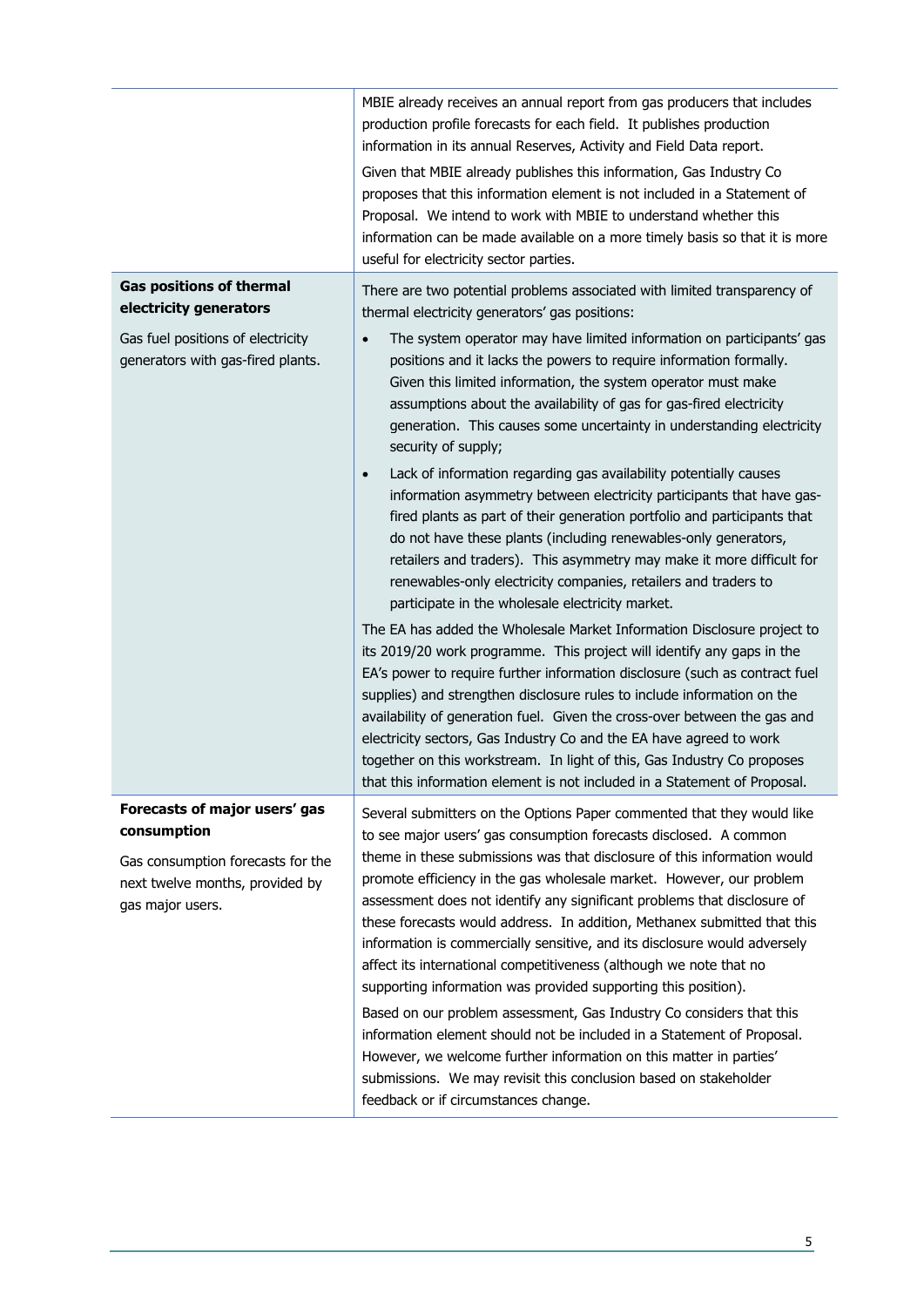| | |
|---|---|
| | MBIE already receives an annual report from gas producers that includes production profile forecasts for each field. It publishes production information in its annual Reserves, Activity and Field Data report.<br><br>Given that MBIE already publishes this information, Gas Industry Co proposes that this information element is not included in a Statement of Proposal. We intend to work with MBIE to understand whether this information can be made available on a more timely basis so that it is more useful for electricity sector parties. |
| **Gas positions of thermal electricity generators**<br><br>Gas fuel positions of electricity generators with gas-fired plants. | There are two potential problems associated with limited transparency of thermal electricity generators' gas positions:<br><br>• The system operator may have limited information on participants' gas positions and it lacks the powers to require information formally. Given this limited information, the system operator must make assumptions about the availability of gas for gas-fired electricity generation. This causes some uncertainty in understanding electricity security of supply;<br><br>• Lack of information regarding gas availability potentially causes information asymmetry between electricity participants that have gas-fired plants as part of their generation portfolio and participants that do not have these plants (including renewables-only generators, retailers and traders). This asymmetry may make it more difficult for renewables-only electricity companies, retailers and traders to participate in the wholesale electricity market.<br><br>The EA has added the Wholesale Market Information Disclosure project to its 2019/20 work programme. This project will identify any gaps in the EA's power to require further information disclosure (such as contract fuel supplies) and strengthen disclosure rules to include information on the availability of generation fuel. Given the cross-over between the gas and electricity sectors, Gas Industry Co and the EA have agreed to work together on this workstream. In light of this, Gas Industry Co proposes that this information element is not included in a Statement of Proposal. |
| **Forecasts of major users' gas consumption**<br><br>Gas consumption forecasts for the next twelve months, provided by gas major users. | Several submitters on the Options Paper commented that they would like to see major users' gas consumption forecasts disclosed. A common theme in these submissions was that disclosure of this information would promote efficiency in the gas wholesale market. However, our problem assessment does not identify any significant problems that disclosure of these forecasts would address. In addition, Methanex submitted that this information is commercially sensitive, and its disclosure would adversely affect its international competitiveness (although we note that no supporting information was provided supporting this position).<br><br>Based on our problem assessment, Gas Industry Co considers that this information element should not be included in a Statement of Proposal. However, we welcome further information on this matter in parties' submissions. We may revisit this conclusion based on stakeholder feedback or if circumstances change. |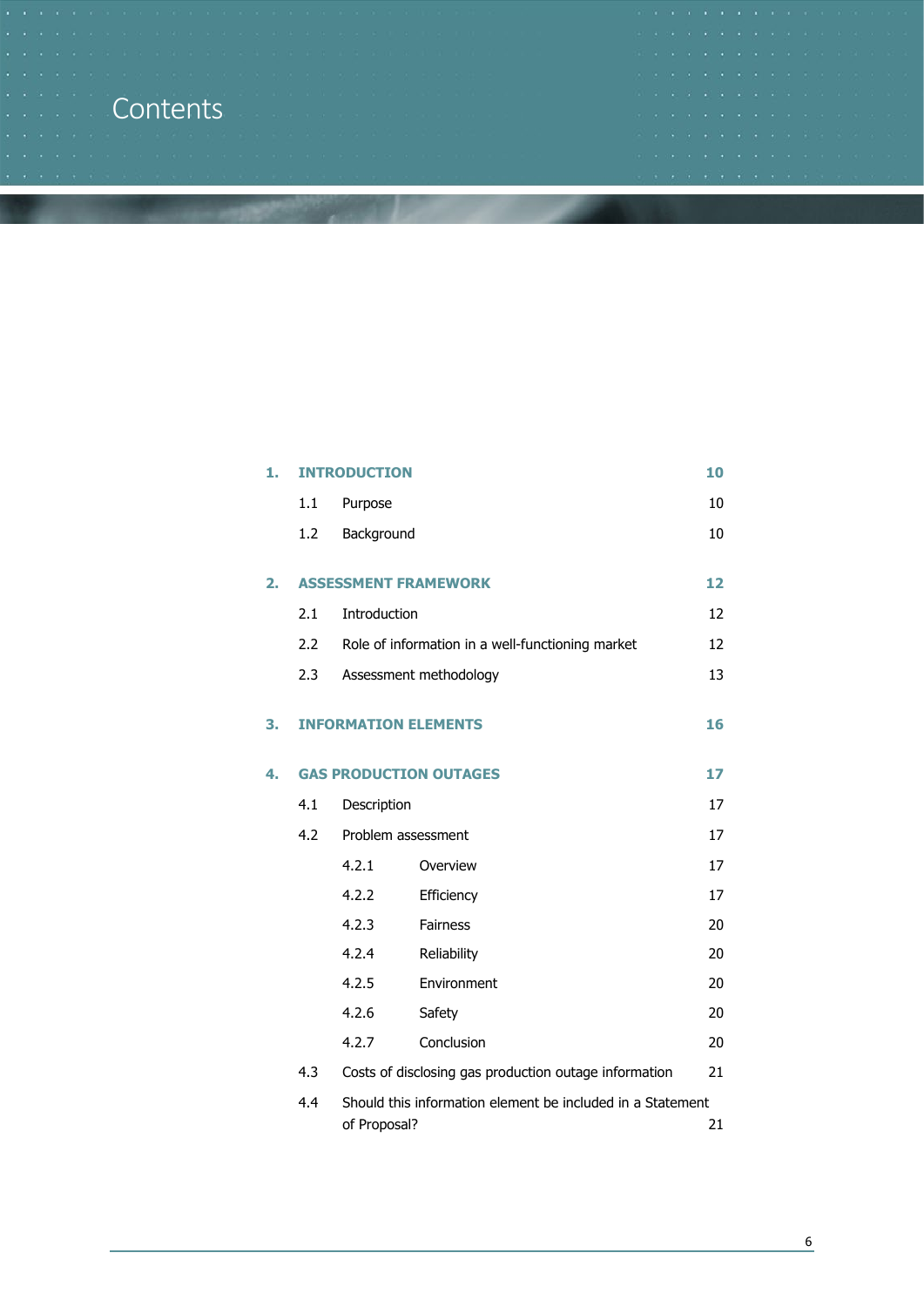# Contents

| | | |
|---|---|---|
| **1.** | **INTRODUCTION** | **10** |
| 1.1 | Purpose | 10 |
| 1.2 | Background | 10 |
| **2.** | **ASSESSMENT FRAMEWORK** | **12** |
| 2.1 | Introduction | 12 |
| 2.2 | Role of information in a well-functioning market | 12 |
| 2.3 | Assessment methodology | 13 |
| **3.** | **INFORMATION ELEMENTS** | **16** |
| **4.** | **GAS PRODUCTION OUTAGES** | **17** |
| 4.1 | Description | 17 |
| 4.2 | Problem assessment | 17 |
| 4.2.1 | Overview | 17 |
| 4.2.2 | Efficiency | 17 |
| 4.2.3 | Fairness | 20 |
| 4.2.4 | Reliability | 20 |
| 4.2.5 | Environment | 20 |
| 4.2.6 | Safety | 20 |
| 4.2.7 | Conclusion | 20 |
| 4.3 | Costs of disclosing gas production outage information | 21 |
| 4.4 | Should this information element be included in a Statement of Proposal? | 21 |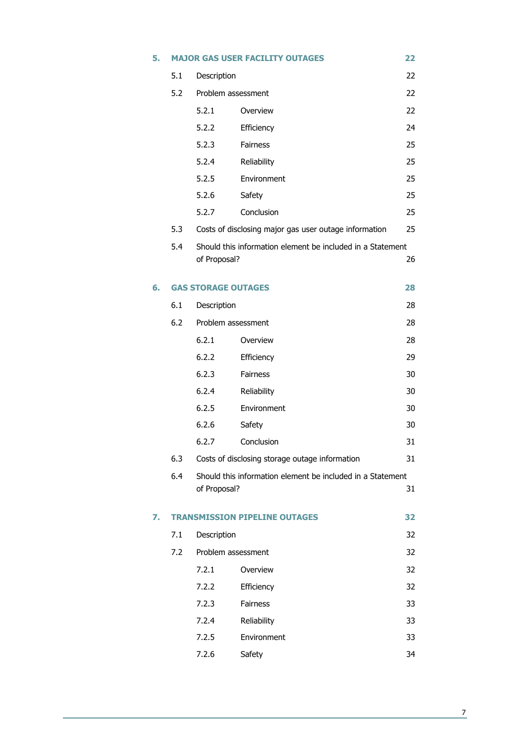| | | | |
|---|---|---|---|
| **5.** | **MAJOR GAS USER FACILITY OUTAGES** | | **22** |
| | 5.1 | Description | 22 |
| | 5.2 | Problem assessment | 22 |
| | | 5.2.1 Overview | 22 |
| | | 5.2.2 Efficiency | 24 |
| | | 5.2.3 Fairness | 25 |
| | | 5.2.4 Reliability | 25 |
| | | 5.2.5 Environment | 25 |
| | | 5.2.6 Safety | 25 |
| | | 5.2.7 Conclusion | 25 |
| | 5.3 | Costs of disclosing major gas user outage information | 25 |
| | 5.4 | Should this information element be included in a Statement of Proposal? | 26 |
| **6.** | **GAS STORAGE OUTAGES** | | **28** |
| | 6.1 | Description | 28 |
| | 6.2 | Problem assessment | 28 |
| | | 6.2.1 Overview | 28 |
| | | 6.2.2 Efficiency | 29 |
| | | 6.2.3 Fairness | 30 |
| | | 6.2.4 Reliability | 30 |
| | | 6.2.5 Environment | 30 |
| | | 6.2.6 Safety | 30 |
| | | 6.2.7 Conclusion | 31 |
| | 6.3 | Costs of disclosing storage outage information | 31 |
| | 6.4 | Should this information element be included in a Statement of Proposal? | 31 |
| **7.** | **TRANSMISSION PIPELINE OUTAGES** | | **32** |
| | 7.1 | Description | 32 |
| | 7.2 | Problem assessment | 32 |
| | | 7.2.1 Overview | 32 |
| | | 7.2.2 Efficiency | 32 |
| | | 7.2.3 Fairness | 33 |
| | | 7.2.4 Reliability | 33 |
| | | 7.2.5 Environment | 33 |
| | | 7.2.6 Safety | 34 |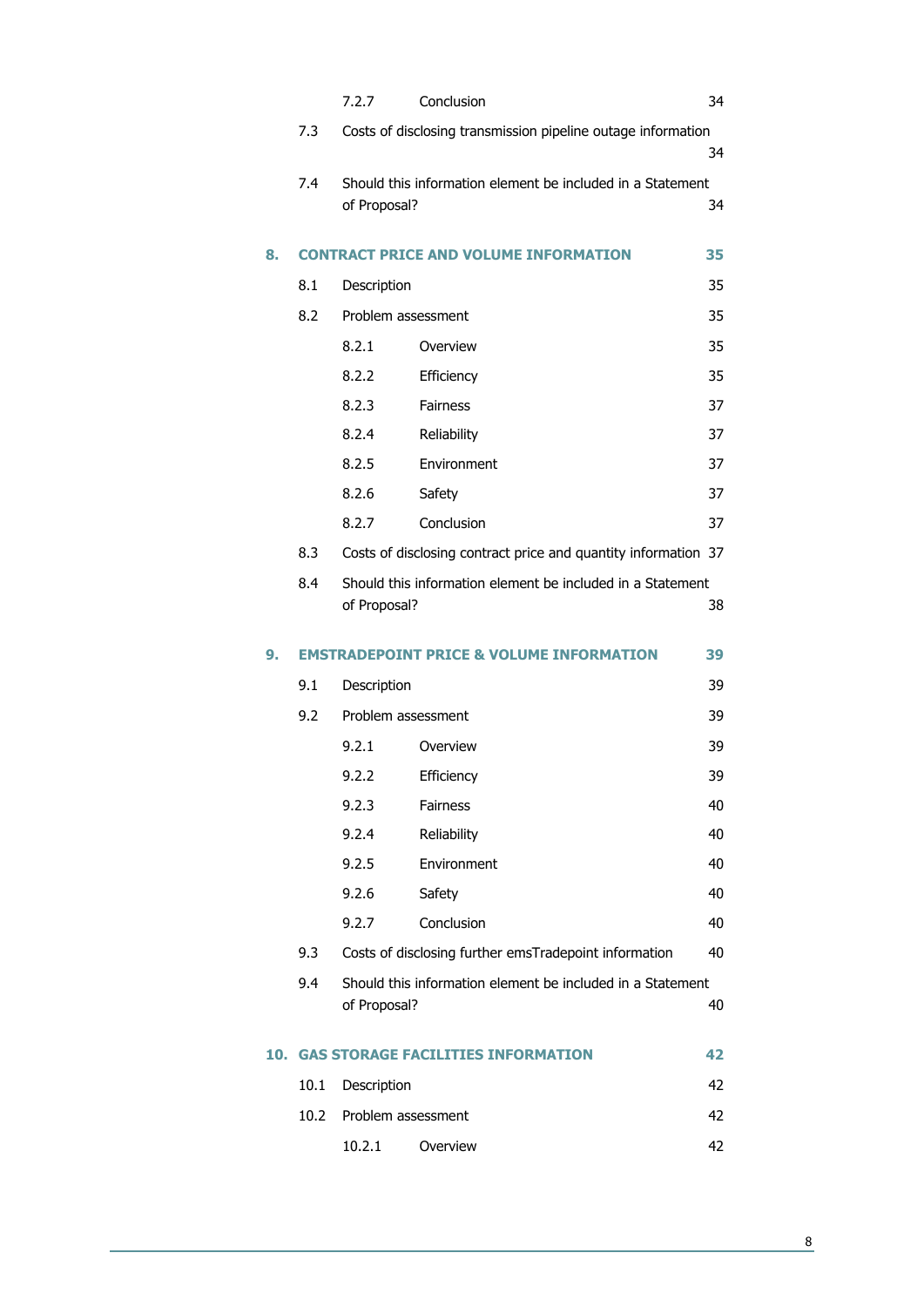| | | | |
|---|---|---|---|
| | 7.2.7 | Conclusion | 34 |
| 7.3 | Costs of disclosing transmission pipeline outage information | | 34 |
| 7.4 | Should this information element be included in a Statement of Proposal? | | 34 |
| **8.** | **CONTRACT PRICE AND VOLUME INFORMATION** | | **35** |
| 8.1 | Description | | 35 |
| 8.2 | Problem assessment | | 35 |
| | 8.2.1 | Overview | 35 |
| | 8.2.2 | Efficiency | 35 |
| | 8.2.3 | Fairness | 37 |
| | 8.2.4 | Reliability | 37 |
| | 8.2.5 | Environment | 37 |
| | 8.2.6 | Safety | 37 |
| | 8.2.7 | Conclusion | 37 |
| 8.3 | Costs of disclosing contract price and quantity information | | 37 |
| 8.4 | Should this information element be included in a Statement of Proposal? | | 38 |
| **9.** | **EMSTRADEPOINT PRICE & VOLUME INFORMATION** | | **39** |
| 9.1 | Description | | 39 |
| 9.2 | Problem assessment | | 39 |
| | 9.2.1 | Overview | 39 |
| | 9.2.2 | Efficiency | 39 |
| | 9.2.3 | Fairness | 40 |
| | 9.2.4 | Reliability | 40 |
| | 9.2.5 | Environment | 40 |
| | 9.2.6 | Safety | 40 |
| | 9.2.7 | Conclusion | 40 |
| 9.3 | Costs of disclosing further emsTradepoint information | | 40 |
| 9.4 | Should this information element be included in a Statement of Proposal? | | 40 |
| **10.** | **GAS STORAGE FACILITIES INFORMATION** | | **42** |
| 10.1 | Description | | 42 |
| 10.2 | Problem assessment | | 42 |
| | 10.2.1 | Overview | 42 |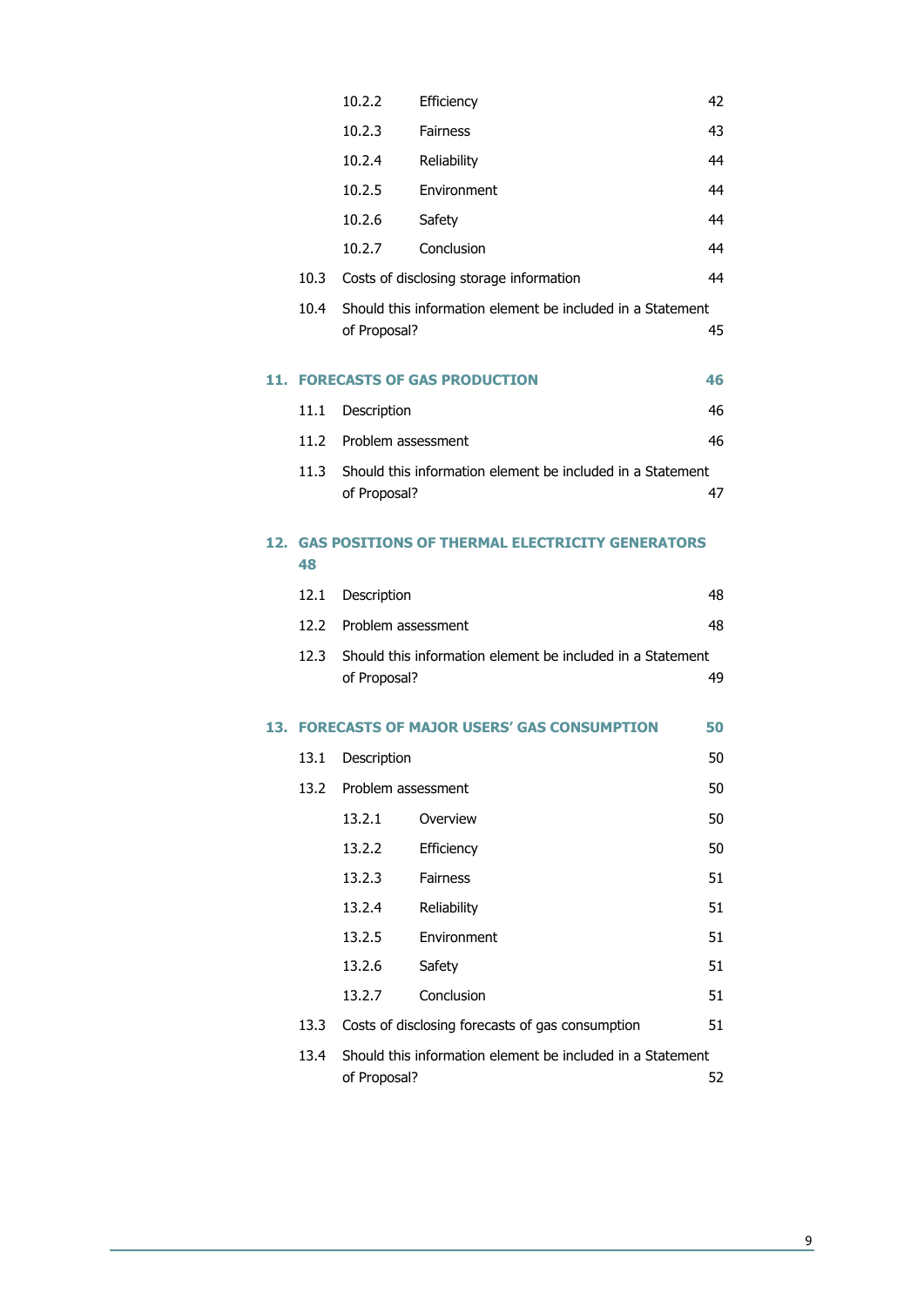| | | |
|---|---|---|
| 10.2.2 | Efficiency | 42 |
| 10.2.3 | Fairness | 43 |
| 10.2.4 | Reliability | 44 |
| 10.2.5 | Environment | 44 |
| 10.2.6 | Safety | 44 |
| 10.2.7 | Conclusion | 44 |
| 10.3 | Costs of disclosing storage information | 44 |
| 10.4 | Should this information element be included in a Statement of Proposal? | 45 |

**11. FORECASTS OF GAS PRODUCTION 46**

| | | |
|---|---|---|
| 11.1 | Description | 46 |
| 11.2 | Problem assessment | 46 |
| 11.3 | Should this information element be included in a Statement of Proposal? | 47 |

**12. GAS POSITIONS OF THERMAL ELECTRICITY GENERATORS 48**

| | | |
|---|---|---|
| 12.1 | Description | 48 |
| 12.2 | Problem assessment | 48 |
| 12.3 | Should this information element be included in a Statement of Proposal? | 49 |

**13. FORECASTS OF MAJOR USERS' GAS CONSUMPTION 50**

| | | |
|---|---|---|
| 13.1 | Description | 50 |
| 13.2 | Problem assessment | 50 |
| 13.2.1 | Overview | 50 |
| 13.2.2 | Efficiency | 50 |
| 13.2.3 | Fairness | 51 |
| 13.2.4 | Reliability | 51 |
| 13.2.5 | Environment | 51 |
| 13.2.6 | Safety | 51 |
| 13.2.7 | Conclusion | 51 |
| 13.3 | Costs of disclosing forecasts of gas consumption | 51 |
| 13.4 | Should this information element be included in a Statement of Proposal? | 52 |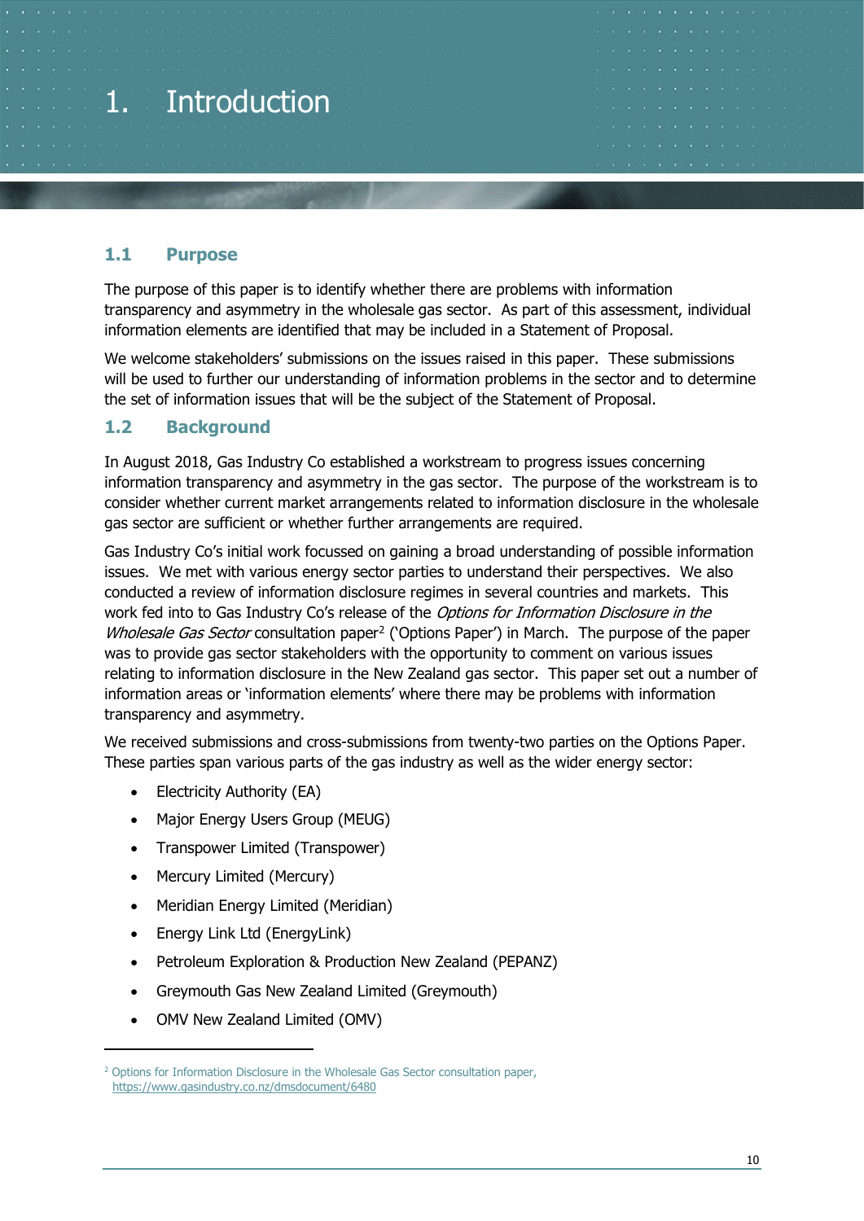# 1. Introduction

## 1.1 Purpose

The purpose of this paper is to identify whether there are problems with information transparency and asymmetry in the wholesale gas sector. As part of this assessment, individual information elements are identified that may be included in a Statement of Proposal.

We welcome stakeholders' submissions on the issues raised in this paper. These submissions will be used to further our understanding of information problems in the sector and to determine the set of information issues that will be the subject of the Statement of Proposal.

## 1.2 Background

In August 2018, Gas Industry Co established a workstream to progress issues concerning information transparency and asymmetry in the gas sector. The purpose of the workstream is to consider whether current market arrangements related to information disclosure in the wholesale gas sector are sufficient or whether further arrangements are required.

Gas Industry Co's initial work focussed on gaining a broad understanding of possible information issues. We met with various energy sector parties to understand their perspectives. We also conducted a review of information disclosure regimes in several countries and markets. This work fed into to Gas Industry Co's release of the *Options for Information Disclosure in the Wholesale Gas Sector* consultation paper[2] ('Options Paper') in March. The purpose of the paper was to provide gas sector stakeholders with the opportunity to comment on various issues relating to information disclosure in the New Zealand gas sector. This paper set out a number of information areas or 'information elements' where there may be problems with information transparency and asymmetry.

We received submissions and cross-submissions from twenty-two parties on the Options Paper. These parties span various parts of the gas industry as well as the wider energy sector:

- Electricity Authority (EA)
- Major Energy Users Group (MEUG)
- Transpower Limited (Transpower)
- Mercury Limited (Mercury)
- Meridian Energy Limited (Meridian)
- Energy Link Ltd (EnergyLink)
- Petroleum Exploration & Production New Zealand (PEPANZ)
- Greymouth Gas New Zealand Limited (Greymouth)
- OMV New Zealand Limited (OMV)

[2] Options for Information Disclosure in the Wholesale Gas Sector consultation paper, https://www.gasindustry.co.nz/dmsdocument/6480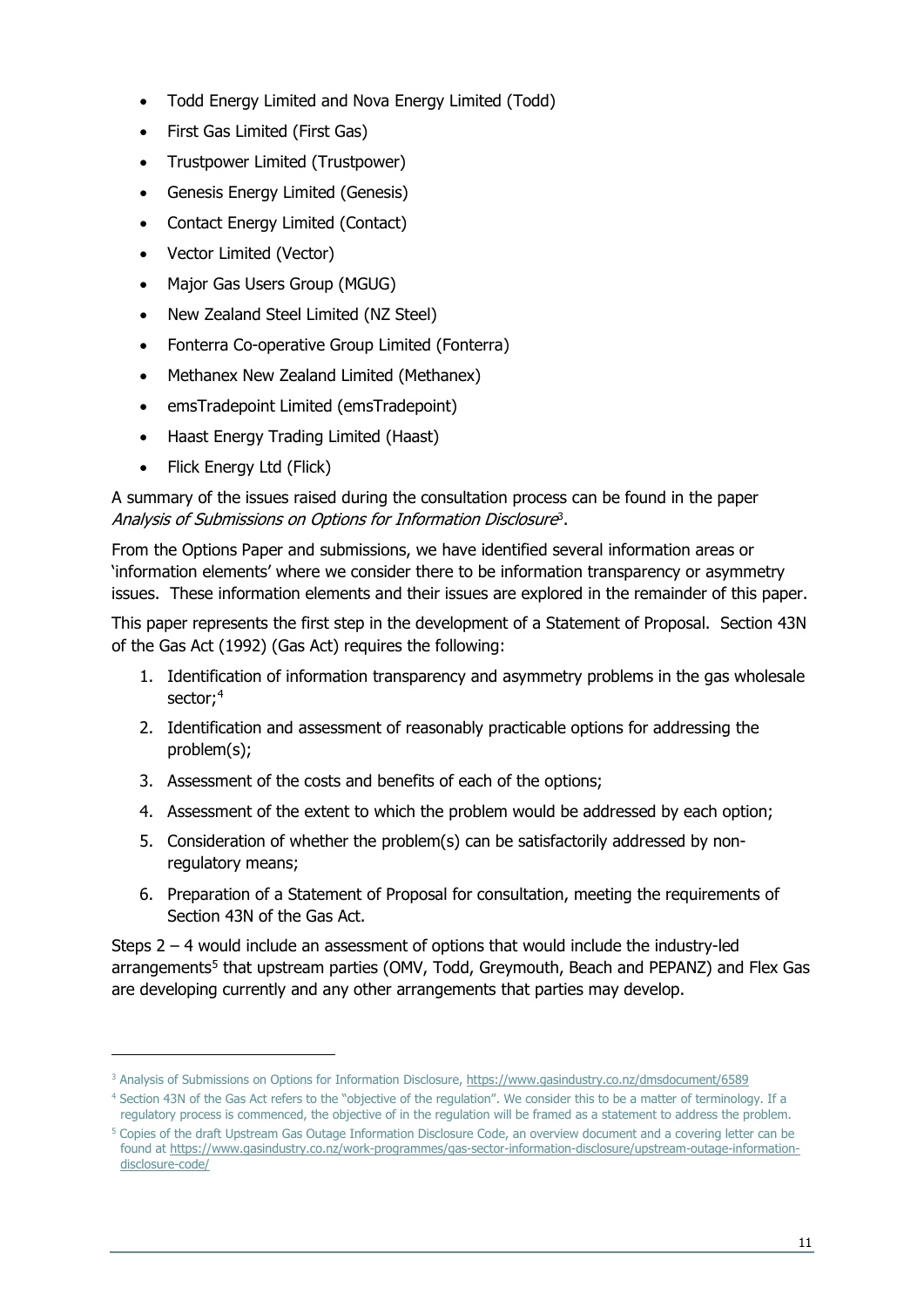- Todd Energy Limited and Nova Energy Limited (Todd)
- First Gas Limited (First Gas)
- Trustpower Limited (Trustpower)
- Genesis Energy Limited (Genesis)
- Contact Energy Limited (Contact)
- Vector Limited (Vector)
- Major Gas Users Group (MGUG)
- New Zealand Steel Limited (NZ Steel)
- Fonterra Co-operative Group Limited (Fonterra)
- Methanex New Zealand Limited (Methanex)
- emsTradepoint Limited (emsTradepoint)
- Haast Energy Trading Limited (Haast)
- Flick Energy Ltd (Flick)

A summary of the issues raised during the consultation process can be found in the paper *Analysis of Submissions on Options for Information Disclosure*[3].

From the Options Paper and submissions, we have identified several information areas or 'information elements' where we consider there to be information transparency or asymmetry issues. These information elements and their issues are explored in the remainder of this paper.

This paper represents the first step in the development of a Statement of Proposal. Section 43N of the Gas Act (1992) (Gas Act) requires the following:

1. Identification of information transparency and asymmetry problems in the gas wholesale sector;[4]
2. Identification and assessment of reasonably practicable options for addressing the problem(s);
3. Assessment of the costs and benefits of each of the options;
4. Assessment of the extent to which the problem would be addressed by each option;
5. Consideration of whether the problem(s) can be satisfactorily addressed by non-regulatory means;
6. Preparation of a Statement of Proposal for consultation, meeting the requirements of Section 43N of the Gas Act.

Steps 2 – 4 would include an assessment of options that would include the industry-led arrangements[5] that upstream parties (OMV, Todd, Greymouth, Beach and PEPANZ) and Flex Gas are developing currently and any other arrangements that parties may develop.

---

[3] Analysis of Submissions on Options for Information Disclosure, https://www.gasindustry.co.nz/dmsdocument/6589

[4] Section 43N of the Gas Act refers to the "objective of the regulation". We consider this to be a matter of terminology. If a regulatory process is commenced, the objective of in the regulation will be framed as a statement to address the problem.

[5] Copies of the draft Upstream Gas Outage Information Disclosure Code, an overview document and a covering letter can be found at https://www.gasindustry.co.nz/work-programmes/gas-sector-information-disclosure/upstream-outage-information-disclosure-code/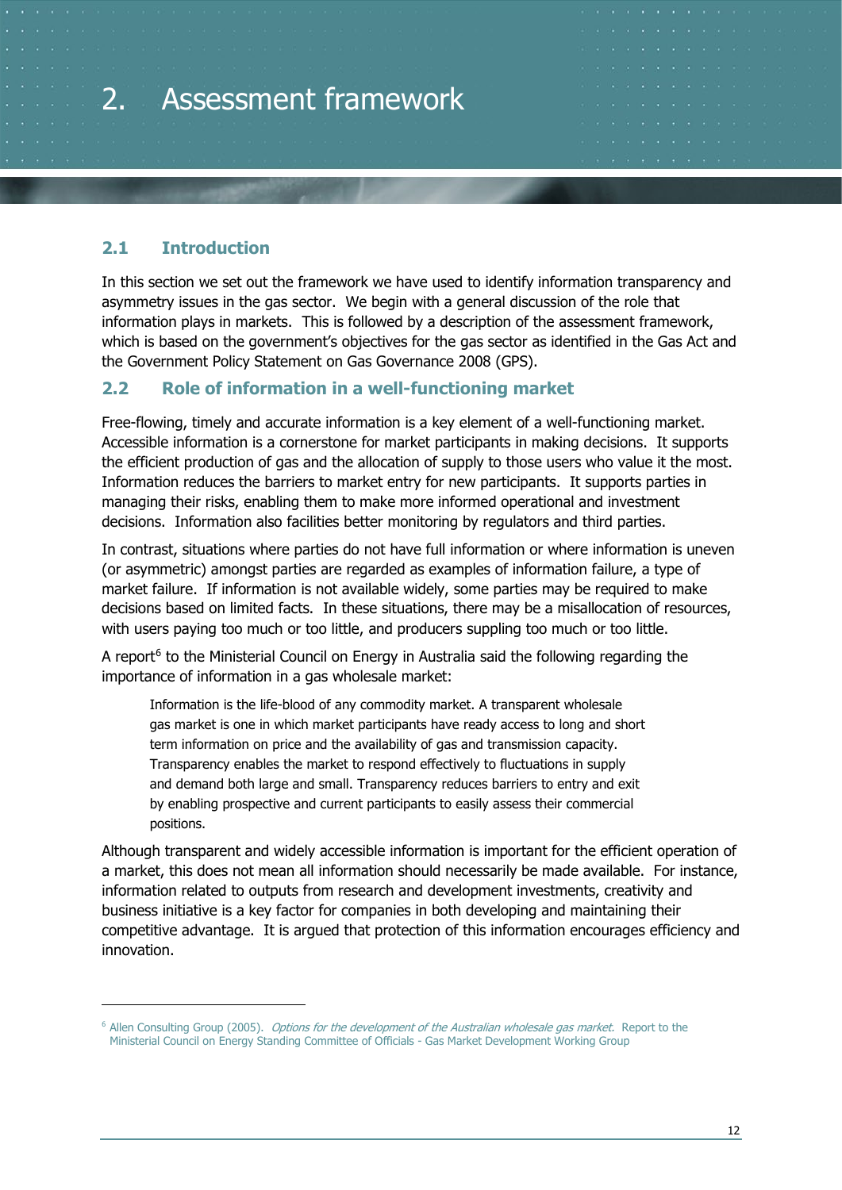# 2. Assessment framework

## 2.1 Introduction

In this section we set out the framework we have used to identify information transparency and asymmetry issues in the gas sector. We begin with a general discussion of the role that information plays in markets. This is followed by a description of the assessment framework, which is based on the government's objectives for the gas sector as identified in the Gas Act and the Government Policy Statement on Gas Governance 2008 (GPS).

## 2.2 Role of information in a well-functioning market

Free-flowing, timely and accurate information is a key element of a well-functioning market. Accessible information is a cornerstone for market participants in making decisions. It supports the efficient production of gas and the allocation of supply to those users who value it the most. Information reduces the barriers to market entry for new participants. It supports parties in managing their risks, enabling them to make more informed operational and investment decisions. Information also facilities better monitoring by regulators and third parties.

In contrast, situations where parties do not have full information or where information is uneven (or asymmetric) amongst parties are regarded as examples of information failure, a type of market failure. If information is not available widely, some parties may be required to make decisions based on limited facts. In these situations, there may be a misallocation of resources, with users paying too much or too little, and producers suppling too much or too little.

A report[6] to the Ministerial Council on Energy in Australia said the following regarding the importance of information in a gas wholesale market:

> Information is the life-blood of any commodity market. A transparent wholesale gas market is one in which market participants have ready access to long and short term information on price and the availability of gas and transmission capacity. Transparency enables the market to respond effectively to fluctuations in supply and demand both large and small. Transparency reduces barriers to entry and exit by enabling prospective and current participants to easily assess their commercial positions.

Although transparent and widely accessible information is important for the efficient operation of a market, this does not mean all information should necessarily be made available. For instance, information related to outputs from research and development investments, creativity and business initiative is a key factor for companies in both developing and maintaining their competitive advantage. It is argued that protection of this information encourages efficiency and innovation.

---

[6] Allen Consulting Group (2005). *Options for the development of the Australian wholesale gas market.* Report to the Ministerial Council on Energy Standing Committee of Officials - Gas Market Development Working Group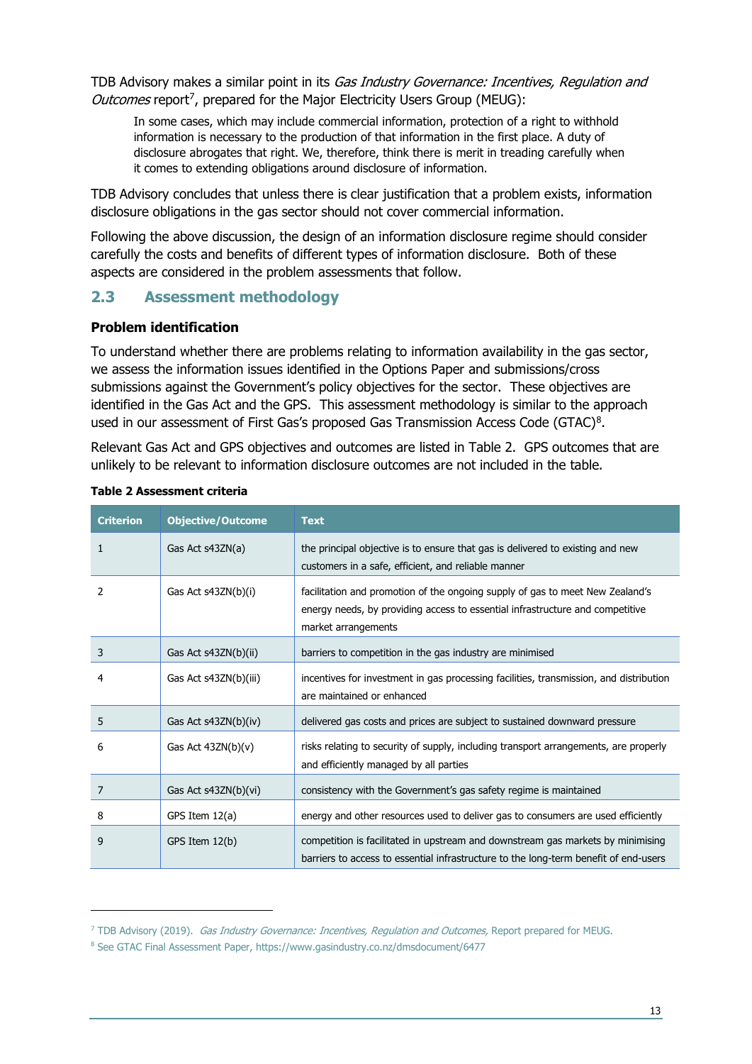TDB Advisory makes a similar point in its *Gas Industry Governance: Incentives, Regulation and Outcomes* report[7], prepared for the Major Electricity Users Group (MEUG):

> In some cases, which may include commercial information, protection of a right to withhold information is necessary to the production of that information in the first place. A duty of disclosure abrogates that right. We, therefore, think there is merit in treading carefully when it comes to extending obligations around disclosure of information.

TDB Advisory concludes that unless there is clear justification that a problem exists, information disclosure obligations in the gas sector should not cover commercial information.

Following the above discussion, the design of an information disclosure regime should consider carefully the costs and benefits of different types of information disclosure. Both of these aspects are considered in the problem assessments that follow.

## 2.3 Assessment methodology

**Problem identification**

To understand whether there are problems relating to information availability in the gas sector, we assess the information issues identified in the Options Paper and submissions/cross submissions against the Government's policy objectives for the sector. These objectives are identified in the Gas Act and the GPS. This assessment methodology is similar to the approach used in our assessment of First Gas's proposed Gas Transmission Access Code (GTAC)[8].

Relevant Gas Act and GPS objectives and outcomes are listed in Table 2. GPS outcomes that are unlikely to be relevant to information disclosure outcomes are not included in the table.

**Table 2 Assessment criteria**

| Criterion | Objective/Outcome | Text |
|---|---|---|
| 1 | Gas Act s43ZN(a) | the principal objective is to ensure that gas is delivered to existing and new customers in a safe, efficient, and reliable manner |
| 2 | Gas Act s43ZN(b)(i) | facilitation and promotion of the ongoing supply of gas to meet New Zealand's energy needs, by providing access to essential infrastructure and competitive market arrangements |
| 3 | Gas Act s43ZN(b)(ii) | barriers to competition in the gas industry are minimised |
| 4 | Gas Act s43ZN(b)(iii) | incentives for investment in gas processing facilities, transmission, and distribution are maintained or enhanced |
| 5 | Gas Act s43ZN(b)(iv) | delivered gas costs and prices are subject to sustained downward pressure |
| 6 | Gas Act 43ZN(b)(v) | risks relating to security of supply, including transport arrangements, are properly and efficiently managed by all parties |
| 7 | Gas Act s43ZN(b)(vi) | consistency with the Government's gas safety regime is maintained |
| 8 | GPS Item 12(a) | energy and other resources used to deliver gas to consumers are used efficiently |
| 9 | GPS Item 12(b) | competition is facilitated in upstream and downstream gas markets by minimising barriers to access to essential infrastructure to the long-term benefit of end-users |

[7] TDB Advisory (2019). *Gas Industry Governance: Incentives, Regulation and Outcomes*, Report prepared for MEUG.

[8] See GTAC Final Assessment Paper, https://www.gasindustry.co.nz/dmsdocument/6477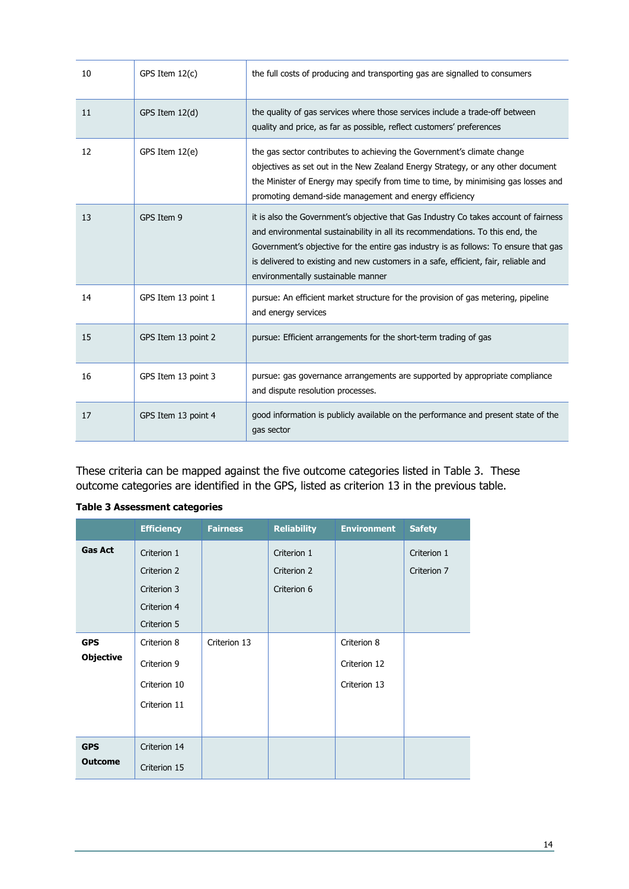| 10 | GPS Item 12(c) | the full costs of producing and transporting gas are signalled to consumers |
|---|---|---|
| 11 | GPS Item 12(d) | the quality of gas services where those services include a trade-off between quality and price, as far as possible, reflect customers' preferences |
| 12 | GPS Item 12(e) | the gas sector contributes to achieving the Government's climate change objectives as set out in the New Zealand Energy Strategy, or any other document the Minister of Energy may specify from time to time, by minimising gas losses and promoting demand-side management and energy efficiency |
| 13 | GPS Item 9 | it is also the Government's objective that Gas Industry Co takes account of fairness and environmental sustainability in all its recommendations. To this end, the Government's objective for the entire gas industry is as follows: To ensure that gas is delivered to existing and new customers in a safe, efficient, fair, reliable and environmentally sustainable manner |
| 14 | GPS Item 13 point 1 | pursue: An efficient market structure for the provision of gas metering, pipeline and energy services |
| 15 | GPS Item 13 point 2 | pursue: Efficient arrangements for the short-term trading of gas |
| 16 | GPS Item 13 point 3 | pursue: gas governance arrangements are supported by appropriate compliance and dispute resolution processes. |
| 17 | GPS Item 13 point 4 | good information is publicly available on the performance and present state of the gas sector |

These criteria can be mapped against the five outcome categories listed in Table 3. These outcome categories are identified in the GPS, listed as criterion 13 in the previous table.

**Table 3 Assessment categories**

| | Efficiency | Fairness | Reliability | Environment | Safety |
|---|---|---|---|---|---|
| **Gas Act** | Criterion 1<br>Criterion 2<br>Criterion 3<br>Criterion 4<br>Criterion 5 | | Criterion 1<br>Criterion 2<br>Criterion 6 | | Criterion 1<br>Criterion 7 |
| **GPS Objective** | Criterion 8<br>Criterion 9<br>Criterion 10<br>Criterion 11 | Criterion 13 | | Criterion 8<br>Criterion 12<br>Criterion 13 | |
| **GPS Outcome** | Criterion 14<br>Criterion 15 | | | | |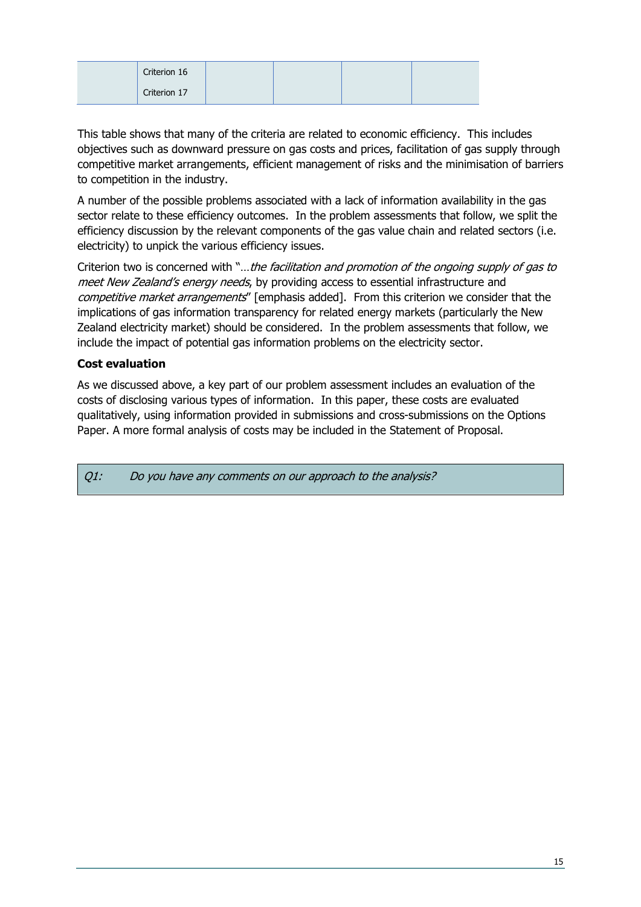| | | | | | |
|---|---|---|---|---|---|
| | Criterion 16<br>Criterion 17 | | | | |

This table shows that many of the criteria are related to economic efficiency. This includes objectives such as downward pressure on gas costs and prices, facilitation of gas supply through competitive market arrangements, efficient management of risks and the minimisation of barriers to competition in the industry.

A number of the possible problems associated with a lack of information availability in the gas sector relate to these efficiency outcomes. In the problem assessments that follow, we split the efficiency discussion by the relevant components of the gas value chain and related sectors (i.e. electricity) to unpick the various efficiency issues.

Criterion two is concerned with "…*the facilitation and promotion of the ongoing supply of gas to meet New Zealand's energy needs*, by providing access to essential infrastructure and *competitive market arrangements*" [emphasis added]. From this criterion we consider that the implications of gas information transparency for related energy markets (particularly the New Zealand electricity market) should be considered. In the problem assessments that follow, we include the impact of potential gas information problems on the electricity sector.

**Cost evaluation**

As we discussed above, a key part of our problem assessment includes an evaluation of the costs of disclosing various types of information. In this paper, these costs are evaluated qualitatively, using information provided in submissions and cross-submissions on the Options Paper. A more formal analysis of costs may be included in the Statement of Proposal.

| | |
|---|---|
| *Q1:* | *Do you have any comments on our approach to the analysis?* |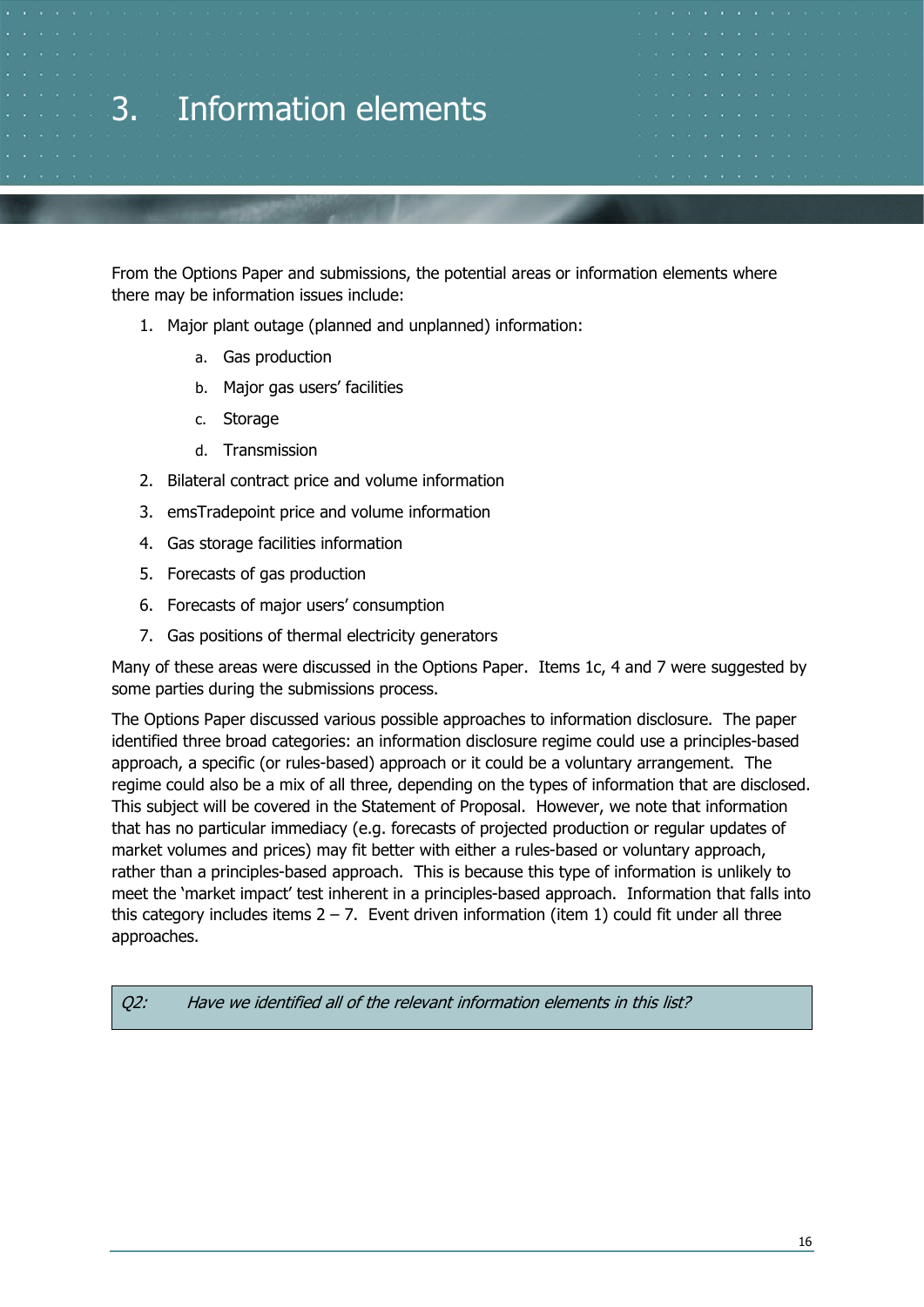# 3. Information elements

From the Options Paper and submissions, the potential areas or information elements where there may be information issues include:

1. Major plant outage (planned and unplanned) information:
   a. Gas production
   b. Major gas users' facilities
   c. Storage
   d. Transmission
2. Bilateral contract price and volume information
3. emsTradepoint price and volume information
4. Gas storage facilities information
5. Forecasts of gas production
6. Forecasts of major users' consumption
7. Gas positions of thermal electricity generators

Many of these areas were discussed in the Options Paper. Items 1c, 4 and 7 were suggested by some parties during the submissions process.

The Options Paper discussed various possible approaches to information disclosure. The paper identified three broad categories: an information disclosure regime could use a principles-based approach, a specific (or rules-based) approach or it could be a voluntary arrangement. The regime could also be a mix of all three, depending on the types of information that are disclosed. This subject will be covered in the Statement of Proposal. However, we note that information that has no particular immediacy (e.g. forecasts of projected production or regular updates of market volumes and prices) may fit better with either a rules-based or voluntary approach, rather than a principles-based approach. This is because this type of information is unlikely to meet the 'market impact' test inherent in a principles-based approach. Information that falls into this category includes items 2 – 7. Event driven information (item 1) could fit under all three approaches.

| *Q2: Have we identified all of the relevant information elements in this list?* |
|---|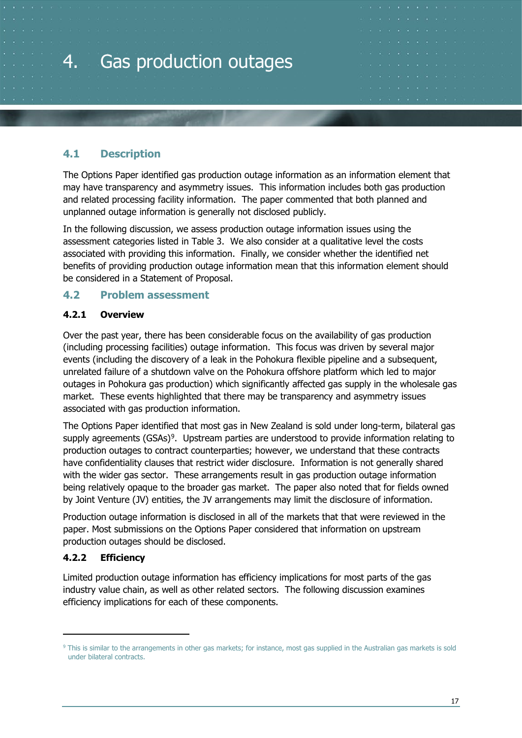# 4. Gas production outages

## 4.1 Description

The Options Paper identified gas production outage information as an information element that may have transparency and asymmetry issues. This information includes both gas production and related processing facility information. The paper commented that both planned and unplanned outage information is generally not disclosed publicly.

In the following discussion, we assess production outage information issues using the assessment categories listed in Table 3. We also consider at a qualitative level the costs associated with providing this information. Finally, we consider whether the identified net benefits of providing production outage information mean that this information element should be considered in a Statement of Proposal.

## 4.2 Problem assessment

### 4.2.1 Overview

Over the past year, there has been considerable focus on the availability of gas production (including processing facilities) outage information. This focus was driven by several major events (including the discovery of a leak in the Pohokura flexible pipeline and a subsequent, unrelated failure of a shutdown valve on the Pohokura offshore platform which led to major outages in Pohokura gas production) which significantly affected gas supply in the wholesale gas market. These events highlighted that there may be transparency and asymmetry issues associated with gas production information.

The Options Paper identified that most gas in New Zealand is sold under long-term, bilateral gas supply agreements (GSAs)[9]. Upstream parties are understood to provide information relating to production outages to contract counterparties; however, we understand that these contracts have confidentiality clauses that restrict wider disclosure. Information is not generally shared with the wider gas sector. These arrangements result in gas production outage information being relatively opaque to the broader gas market. The paper also noted that for fields owned by Joint Venture (JV) entities, the JV arrangements may limit the disclosure of information.

Production outage information is disclosed in all of the markets that that were reviewed in the paper. Most submissions on the Options Paper considered that information on upstream production outages should be disclosed.

### 4.2.2 Efficiency

Limited production outage information has efficiency implications for most parts of the gas industry value chain, as well as other related sectors. The following discussion examines efficiency implications for each of these components.

[9] This is similar to the arrangements in other gas markets; for instance, most gas supplied in the Australian gas markets is sold under bilateral contracts.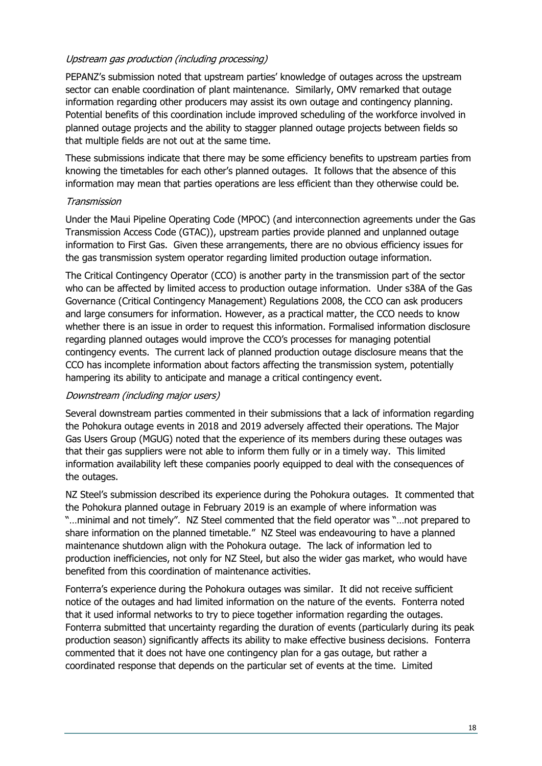*Upstream gas production (including processing)*

PEPANZ's submission noted that upstream parties' knowledge of outages across the upstream sector can enable coordination of plant maintenance. Similarly, OMV remarked that outage information regarding other producers may assist its own outage and contingency planning. Potential benefits of this coordination include improved scheduling of the workforce involved in planned outage projects and the ability to stagger planned outage projects between fields so that multiple fields are not out at the same time.

These submissions indicate that there may be some efficiency benefits to upstream parties from knowing the timetables for each other's planned outages. It follows that the absence of this information may mean that parties operations are less efficient than they otherwise could be.

*Transmission*

Under the Maui Pipeline Operating Code (MPOC) (and interconnection agreements under the Gas Transmission Access Code (GTAC)), upstream parties provide planned and unplanned outage information to First Gas. Given these arrangements, there are no obvious efficiency issues for the gas transmission system operator regarding limited production outage information.

The Critical Contingency Operator (CCO) is another party in the transmission part of the sector who can be affected by limited access to production outage information. Under s38A of the Gas Governance (Critical Contingency Management) Regulations 2008, the CCO can ask producers and large consumers for information. However, as a practical matter, the CCO needs to know whether there is an issue in order to request this information. Formalised information disclosure regarding planned outages would improve the CCO's processes for managing potential contingency events. The current lack of planned production outage disclosure means that the CCO has incomplete information about factors affecting the transmission system, potentially hampering its ability to anticipate and manage a critical contingency event.

*Downstream (including major users)*

Several downstream parties commented in their submissions that a lack of information regarding the Pohokura outage events in 2018 and 2019 adversely affected their operations. The Major Gas Users Group (MGUG) noted that the experience of its members during these outages was that their gas suppliers were not able to inform them fully or in a timely way. This limited information availability left these companies poorly equipped to deal with the consequences of the outages.

NZ Steel's submission described its experience during the Pohokura outages. It commented that the Pohokura planned outage in February 2019 is an example of where information was "…minimal and not timely". NZ Steel commented that the field operator was "…not prepared to share information on the planned timetable." NZ Steel was endeavouring to have a planned maintenance shutdown align with the Pohokura outage. The lack of information led to production inefficiencies, not only for NZ Steel, but also the wider gas market, who would have benefited from this coordination of maintenance activities.

Fonterra's experience during the Pohokura outages was similar. It did not receive sufficient notice of the outages and had limited information on the nature of the events. Fonterra noted that it used informal networks to try to piece together information regarding the outages. Fonterra submitted that uncertainty regarding the duration of events (particularly during its peak production season) significantly affects its ability to make effective business decisions. Fonterra commented that it does not have one contingency plan for a gas outage, but rather a coordinated response that depends on the particular set of events at the time. Limited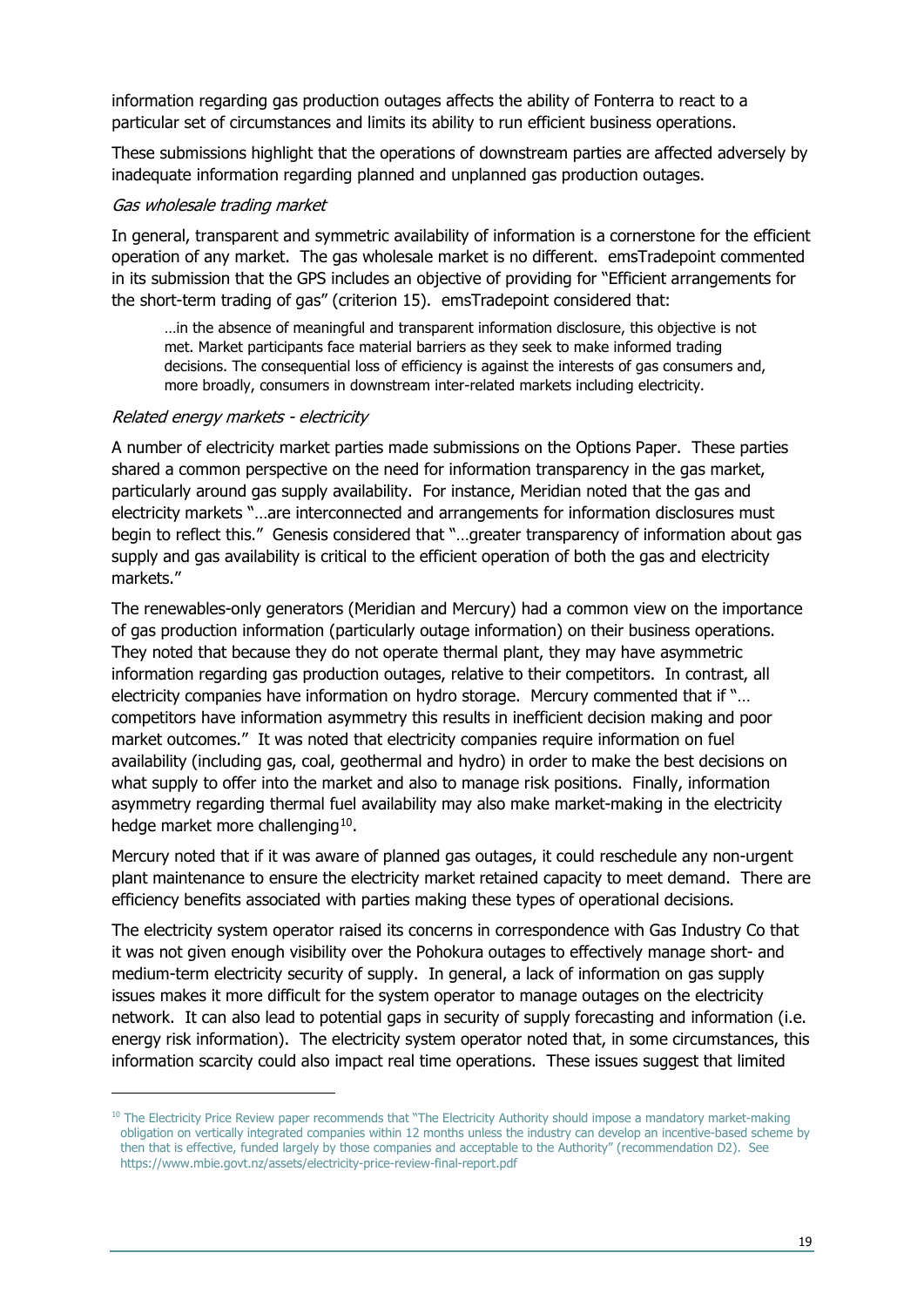information regarding gas production outages affects the ability of Fonterra to react to a particular set of circumstances and limits its ability to run efficient business operations.

These submissions highlight that the operations of downstream parties are affected adversely by inadequate information regarding planned and unplanned gas production outages.

*Gas wholesale trading market*

In general, transparent and symmetric availability of information is a cornerstone for the efficient operation of any market. The gas wholesale market is no different. emsTradepoint commented in its submission that the GPS includes an objective of providing for "Efficient arrangements for the short-term trading of gas" (criterion 15). emsTradepoint considered that:

> …in the absence of meaningful and transparent information disclosure, this objective is not met. Market participants face material barriers as they seek to make informed trading decisions. The consequential loss of efficiency is against the interests of gas consumers and, more broadly, consumers in downstream inter-related markets including electricity.

*Related energy markets - electricity*

A number of electricity market parties made submissions on the Options Paper. These parties shared a common perspective on the need for information transparency in the gas market, particularly around gas supply availability. For instance, Meridian noted that the gas and electricity markets "…are interconnected and arrangements for information disclosures must begin to reflect this." Genesis considered that "…greater transparency of information about gas supply and gas availability is critical to the efficient operation of both the gas and electricity markets."

The renewables-only generators (Meridian and Mercury) had a common view on the importance of gas production information (particularly outage information) on their business operations. They noted that because they do not operate thermal plant, they may have asymmetric information regarding gas production outages, relative to their competitors. In contrast, all electricity companies have information on hydro storage. Mercury commented that if "… competitors have information asymmetry this results in inefficient decision making and poor market outcomes." It was noted that electricity companies require information on fuel availability (including gas, coal, geothermal and hydro) in order to make the best decisions on what supply to offer into the market and also to manage risk positions. Finally, information asymmetry regarding thermal fuel availability may also make market-making in the electricity hedge market more challenging[10].

Mercury noted that if it was aware of planned gas outages, it could reschedule any non-urgent plant maintenance to ensure the electricity market retained capacity to meet demand. There are efficiency benefits associated with parties making these types of operational decisions.

The electricity system operator raised its concerns in correspondence with Gas Industry Co that it was not given enough visibility over the Pohokura outages to effectively manage short- and medium-term electricity security of supply. In general, a lack of information on gas supply issues makes it more difficult for the system operator to manage outages on the electricity network. It can also lead to potential gaps in security of supply forecasting and information (i.e. energy risk information). The electricity system operator noted that, in some circumstances, this information scarcity could also impact real time operations. These issues suggest that limited

---

[10] The Electricity Price Review paper recommends that "The Electricity Authority should impose a mandatory market-making obligation on vertically integrated companies within 12 months unless the industry can develop an incentive-based scheme by then that is effective, funded largely by those companies and acceptable to the Authority" (recommendation D2). See https://www.mbie.govt.nz/assets/electricity-price-review-final-report.pdf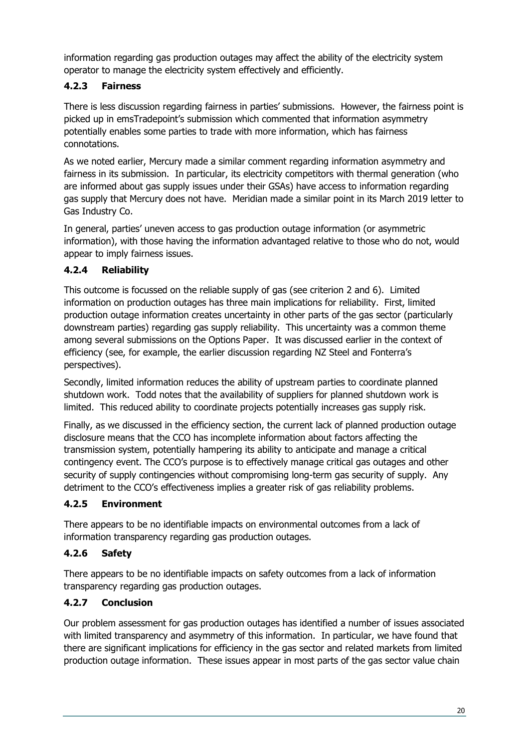information regarding gas production outages may affect the ability of the electricity system operator to manage the electricity system effectively and efficiently.

### 4.2.3 Fairness

There is less discussion regarding fairness in parties' submissions. However, the fairness point is picked up in emsTradepoint's submission which commented that information asymmetry potentially enables some parties to trade with more information, which has fairness connotations.

As we noted earlier, Mercury made a similar comment regarding information asymmetry and fairness in its submission. In particular, its electricity competitors with thermal generation (who are informed about gas supply issues under their GSAs) have access to information regarding gas supply that Mercury does not have. Meridian made a similar point in its March 2019 letter to Gas Industry Co.

In general, parties' uneven access to gas production outage information (or asymmetric information), with those having the information advantaged relative to those who do not, would appear to imply fairness issues.

### 4.2.4 Reliability

This outcome is focussed on the reliable supply of gas (see criterion 2 and 6). Limited information on production outages has three main implications for reliability. First, limited production outage information creates uncertainty in other parts of the gas sector (particularly downstream parties) regarding gas supply reliability. This uncertainty was a common theme among several submissions on the Options Paper. It was discussed earlier in the context of efficiency (see, for example, the earlier discussion regarding NZ Steel and Fonterra's perspectives).

Secondly, limited information reduces the ability of upstream parties to coordinate planned shutdown work. Todd notes that the availability of suppliers for planned shutdown work is limited. This reduced ability to coordinate projects potentially increases gas supply risk.

Finally, as we discussed in the efficiency section, the current lack of planned production outage disclosure means that the CCO has incomplete information about factors affecting the transmission system, potentially hampering its ability to anticipate and manage a critical contingency event. The CCO's purpose is to effectively manage critical gas outages and other security of supply contingencies without compromising long-term gas security of supply. Any detriment to the CCO's effectiveness implies a greater risk of gas reliability problems.

### 4.2.5 Environment

There appears to be no identifiable impacts on environmental outcomes from a lack of information transparency regarding gas production outages.

### 4.2.6 Safety

There appears to be no identifiable impacts on safety outcomes from a lack of information transparency regarding gas production outages.

### 4.2.7 Conclusion

Our problem assessment for gas production outages has identified a number of issues associated with limited transparency and asymmetry of this information. In particular, we have found that there are significant implications for efficiency in the gas sector and related markets from limited production outage information. These issues appear in most parts of the gas sector value chain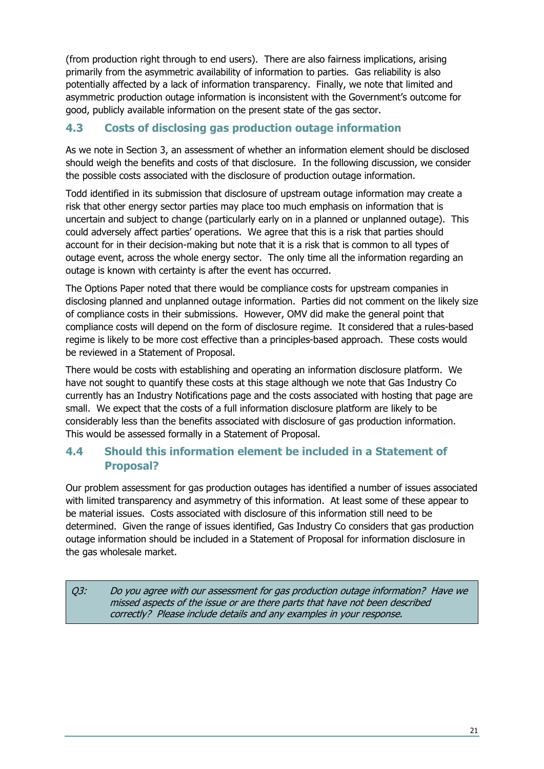(from production right through to end users). There are also fairness implications, arising primarily from the asymmetric availability of information to parties. Gas reliability is also potentially affected by a lack of information transparency. Finally, we note that limited and asymmetric production outage information is inconsistent with the Government's outcome for good, publicly available information on the present state of the gas sector.

## 4.3 Costs of disclosing gas production outage information

As we note in Section 3, an assessment of whether an information element should be disclosed should weigh the benefits and costs of that disclosure. In the following discussion, we consider the possible costs associated with the disclosure of production outage information.

Todd identified in its submission that disclosure of upstream outage information may create a risk that other energy sector parties may place too much emphasis on information that is uncertain and subject to change (particularly early on in a planned or unplanned outage). This could adversely affect parties' operations. We agree that this is a risk that parties should account for in their decision-making but note that it is a risk that is common to all types of outage event, across the whole energy sector. The only time all the information regarding an outage is known with certainty is after the event has occurred.

The Options Paper noted that there would be compliance costs for upstream companies in disclosing planned and unplanned outage information. Parties did not comment on the likely size of compliance costs in their submissions. However, OMV did make the general point that compliance costs will depend on the form of disclosure regime. It considered that a rules-based regime is likely to be more cost effective than a principles-based approach. These costs would be reviewed in a Statement of Proposal.

There would be costs with establishing and operating an information disclosure platform. We have not sought to quantify these costs at this stage although we note that Gas Industry Co currently has an Industry Notifications page and the costs associated with hosting that page are small. We expect that the costs of a full information disclosure platform are likely to be considerably less than the benefits associated with disclosure of gas production information. This would be assessed formally in a Statement of Proposal.

## 4.4 Should this information element be included in a Statement of Proposal?

Our problem assessment for gas production outages has identified a number of issues associated with limited transparency and asymmetry of this information. At least some of these appear to be material issues. Costs associated with disclosure of this information still need to be determined. Given the range of issues identified, Gas Industry Co considers that gas production outage information should be included in a Statement of Proposal for information disclosure in the gas wholesale market.

> *Q3: Do you agree with our assessment for gas production outage information? Have we missed aspects of the issue or are there parts that have not been described correctly? Please include details and any examples in your response.*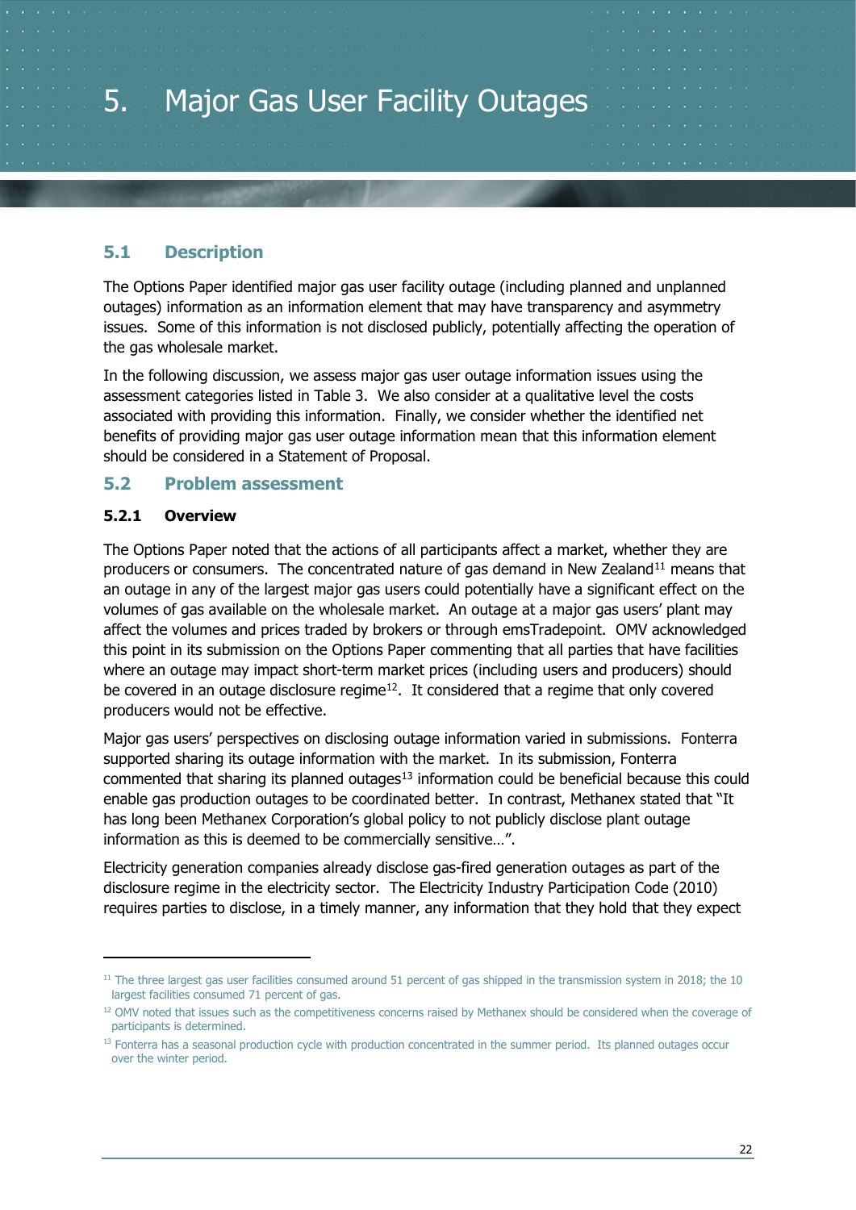# 5. Major Gas User Facility Outages

## 5.1 Description

The Options Paper identified major gas user facility outage (including planned and unplanned outages) information as an information element that may have transparency and asymmetry issues. Some of this information is not disclosed publicly, potentially affecting the operation of the gas wholesale market.

In the following discussion, we assess major gas user outage information issues using the assessment categories listed in Table 3. We also consider at a qualitative level the costs associated with providing this information. Finally, we consider whether the identified net benefits of providing major gas user outage information mean that this information element should be considered in a Statement of Proposal.

## 5.2 Problem assessment

### 5.2.1 Overview

The Options Paper noted that the actions of all participants affect a market, whether they are producers or consumers. The concentrated nature of gas demand in New Zealand[11] means that an outage in any of the largest major gas users could potentially have a significant effect on the volumes of gas available on the wholesale market. An outage at a major gas users' plant may affect the volumes and prices traded by brokers or through emsTradepoint. OMV acknowledged this point in its submission on the Options Paper commenting that all parties that have facilities where an outage may impact short-term market prices (including users and producers) should be covered in an outage disclosure regime[12]. It considered that a regime that only covered producers would not be effective.

Major gas users' perspectives on disclosing outage information varied in submissions. Fonterra supported sharing its outage information with the market. In its submission, Fonterra commented that sharing its planned outages[13] information could be beneficial because this could enable gas production outages to be coordinated better. In contrast, Methanex stated that "It has long been Methanex Corporation's global policy to not publicly disclose plant outage information as this is deemed to be commercially sensitive…".

Electricity generation companies already disclose gas-fired generation outages as part of the disclosure regime in the electricity sector. The Electricity Industry Participation Code (2010) requires parties to disclose, in a timely manner, any information that they hold that they expect

---

[11] The three largest gas user facilities consumed around 51 percent of gas shipped in the transmission system in 2018; the 10 largest facilities consumed 71 percent of gas.

[12] OMV noted that issues such as the competitiveness concerns raised by Methanex should be considered when the coverage of participants is determined.

[13] Fonterra has a seasonal production cycle with production concentrated in the summer period. Its planned outages occur over the winter period.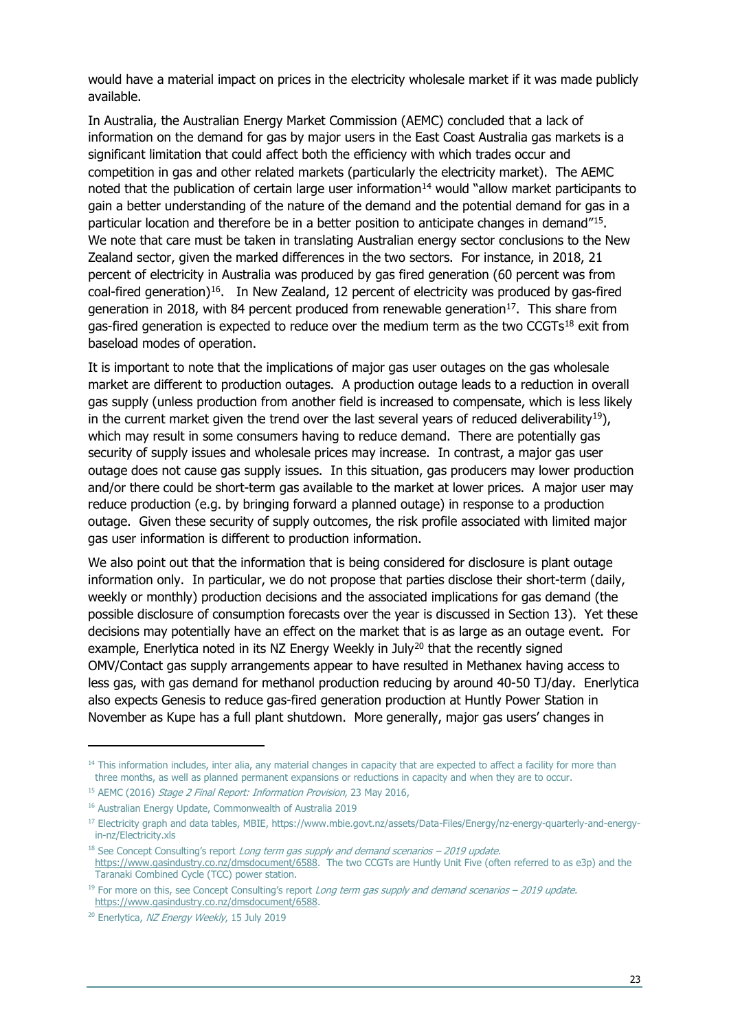would have a material impact on prices in the electricity wholesale market if it was made publicly available.

In Australia, the Australian Energy Market Commission (AEMC) concluded that a lack of information on the demand for gas by major users in the East Coast Australia gas markets is a significant limitation that could affect both the efficiency with which trades occur and competition in gas and other related markets (particularly the electricity market). The AEMC noted that the publication of certain large user information[14] would "allow market participants to gain a better understanding of the nature of the demand and the potential demand for gas in a particular location and therefore be in a better position to anticipate changes in demand"[15]. We note that care must be taken in translating Australian energy sector conclusions to the New Zealand sector, given the marked differences in the two sectors. For instance, in 2018, 21 percent of electricity in Australia was produced by gas fired generation (60 percent was from coal-fired generation)[16]. In New Zealand, 12 percent of electricity was produced by gas-fired generation in 2018, with 84 percent produced from renewable generation[17]. This share from gas-fired generation is expected to reduce over the medium term as the two CCGTs[18] exit from baseload modes of operation.

It is important to note that the implications of major gas user outages on the gas wholesale market are different to production outages. A production outage leads to a reduction in overall gas supply (unless production from another field is increased to compensate, which is less likely in the current market given the trend over the last several years of reduced deliverability[19]), which may result in some consumers having to reduce demand. There are potentially gas security of supply issues and wholesale prices may increase. In contrast, a major gas user outage does not cause gas supply issues. In this situation, gas producers may lower production and/or there could be short-term gas available to the market at lower prices. A major user may reduce production (e.g. by bringing forward a planned outage) in response to a production outage. Given these security of supply outcomes, the risk profile associated with limited major gas user information is different to production information.

We also point out that the information that is being considered for disclosure is plant outage information only. In particular, we do not propose that parties disclose their short-term (daily, weekly or monthly) production decisions and the associated implications for gas demand (the possible disclosure of consumption forecasts over the year is discussed in Section 13). Yet these decisions may potentially have an effect on the market that is as large as an outage event. For example, Enerlytica noted in its NZ Energy Weekly in July[20] that the recently signed OMV/Contact gas supply arrangements appear to have resulted in Methanex having access to less gas, with gas demand for methanol production reducing by around 40-50 TJ/day. Enerlytica also expects Genesis to reduce gas-fired generation production at Huntly Power Station in November as Kupe has a full plant shutdown. More generally, major gas users' changes in

---

[14] This information includes, inter alia, any material changes in capacity that are expected to affect a facility for more than three months, as well as planned permanent expansions or reductions in capacity and when they are to occur.

[15] AEMC (2016) *Stage 2 Final Report: Information Provision*, 23 May 2016,

[16] Australian Energy Update, Commonwealth of Australia 2019

[17] Electricity graph and data tables, MBIE, https://www.mbie.govt.nz/assets/Data-Files/Energy/nz-energy-quarterly-and-energy-in-nz/Electricity.xls

[18] See Concept Consulting's report *Long term gas supply and demand scenarios – 2019 update*. https://www.gasindustry.co.nz/dmsdocument/6588. The two CCGTs are Huntly Unit Five (often referred to as e3p) and the Taranaki Combined Cycle (TCC) power station.

[19] For more on this, see Concept Consulting's report *Long term gas supply and demand scenarios – 2019 update*. https://www.gasindustry.co.nz/dmsdocument/6588.

[20] Enerlytica, *NZ Energy Weekly*, 15 July 2019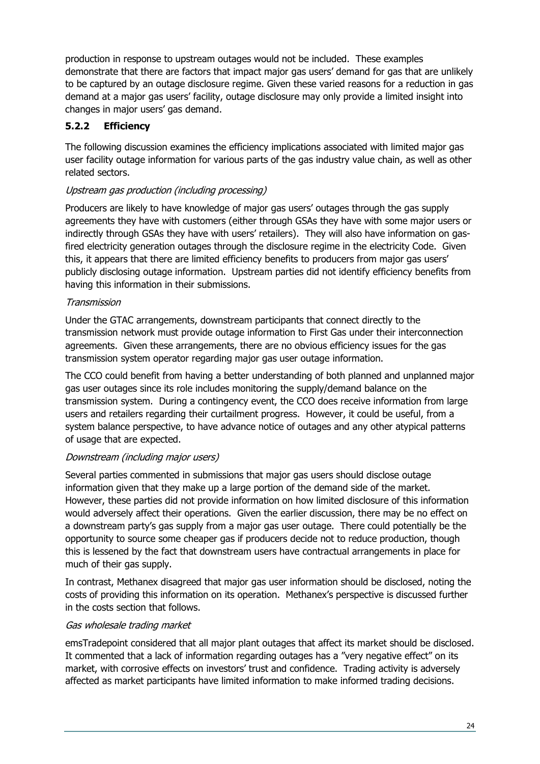production in response to upstream outages would not be included. These examples demonstrate that there are factors that impact major gas users' demand for gas that are unlikely to be captured by an outage disclosure regime. Given these varied reasons for a reduction in gas demand at a major gas users' facility, outage disclosure may only provide a limited insight into changes in major users' gas demand.

### 5.2.2 Efficiency

The following discussion examines the efficiency implications associated with limited major gas user facility outage information for various parts of the gas industry value chain, as well as other related sectors.

*Upstream gas production (including processing)*

Producers are likely to have knowledge of major gas users' outages through the gas supply agreements they have with customers (either through GSAs they have with some major users or indirectly through GSAs they have with users' retailers). They will also have information on gas-fired electricity generation outages through the disclosure regime in the electricity Code. Given this, it appears that there are limited efficiency benefits to producers from major gas users' publicly disclosing outage information. Upstream parties did not identify efficiency benefits from having this information in their submissions.

*Transmission*

Under the GTAC arrangements, downstream participants that connect directly to the transmission network must provide outage information to First Gas under their interconnection agreements. Given these arrangements, there are no obvious efficiency issues for the gas transmission system operator regarding major gas user outage information.

The CCO could benefit from having a better understanding of both planned and unplanned major gas user outages since its role includes monitoring the supply/demand balance on the transmission system. During a contingency event, the CCO does receive information from large users and retailers regarding their curtailment progress. However, it could be useful, from a system balance perspective, to have advance notice of outages and any other atypical patterns of usage that are expected.

*Downstream (including major users)*

Several parties commented in submissions that major gas users should disclose outage information given that they make up a large portion of the demand side of the market. However, these parties did not provide information on how limited disclosure of this information would adversely affect their operations. Given the earlier discussion, there may be no effect on a downstream party's gas supply from a major gas user outage. There could potentially be the opportunity to source some cheaper gas if producers decide not to reduce production, though this is lessened by the fact that downstream users have contractual arrangements in place for much of their gas supply.

In contrast, Methanex disagreed that major gas user information should be disclosed, noting the costs of providing this information on its operation. Methanex's perspective is discussed further in the costs section that follows.

*Gas wholesale trading market*

emsTradepoint considered that all major plant outages that affect its market should be disclosed. It commented that a lack of information regarding outages has a "very negative effect" on its market, with corrosive effects on investors' trust and confidence. Trading activity is adversely affected as market participants have limited information to make informed trading decisions.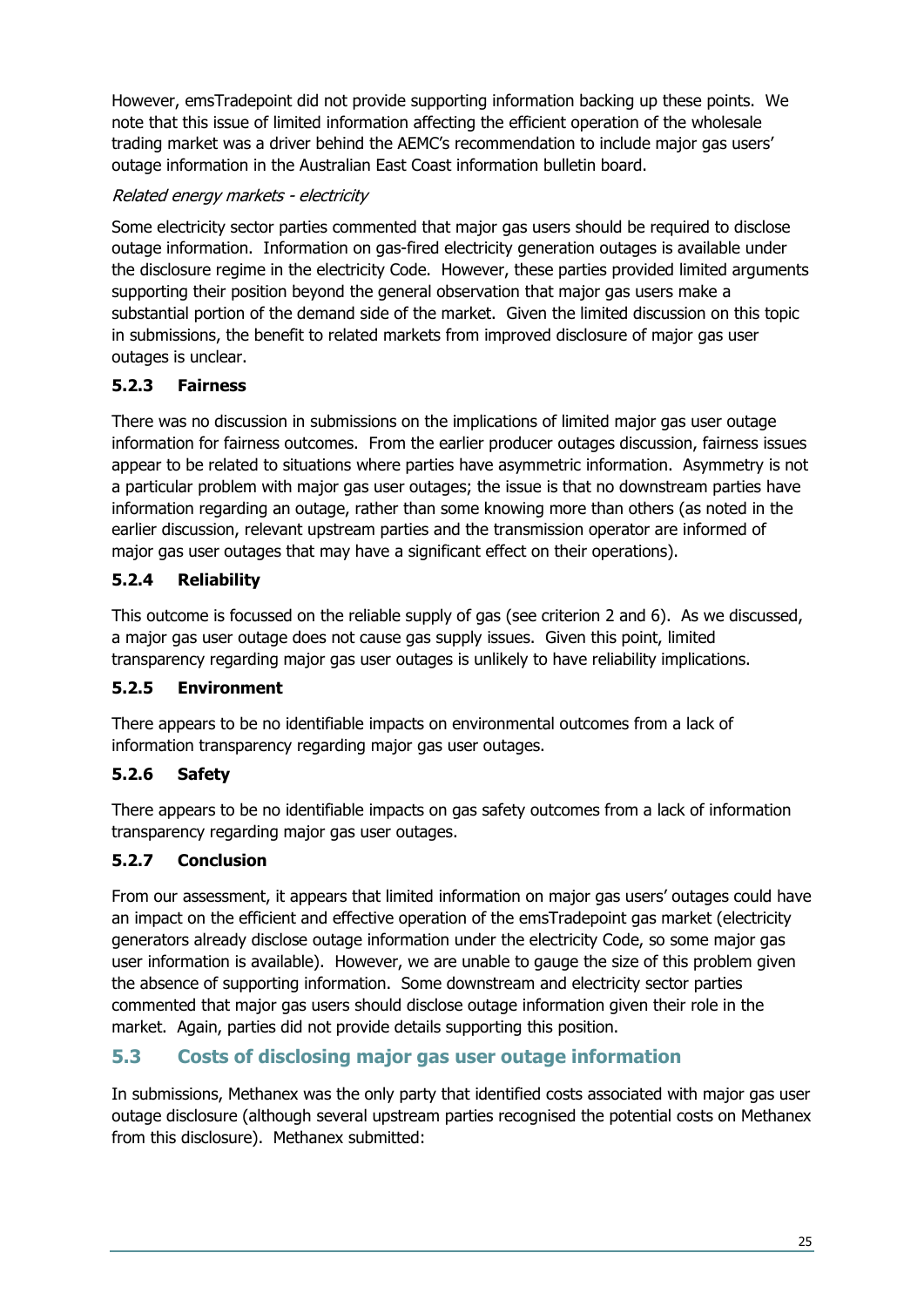However, emsTradepoint did not provide supporting information backing up these points. We note that this issue of limited information affecting the efficient operation of the wholesale trading market was a driver behind the AEMC's recommendation to include major gas users' outage information in the Australian East Coast information bulletin board.

*Related energy markets - electricity*

Some electricity sector parties commented that major gas users should be required to disclose outage information. Information on gas-fired electricity generation outages is available under the disclosure regime in the electricity Code. However, these parties provided limited arguments supporting their position beyond the general observation that major gas users make a substantial portion of the demand side of the market. Given the limited discussion on this topic in submissions, the benefit to related markets from improved disclosure of major gas user outages is unclear.

### 5.2.3 Fairness

There was no discussion in submissions on the implications of limited major gas user outage information for fairness outcomes. From the earlier producer outages discussion, fairness issues appear to be related to situations where parties have asymmetric information. Asymmetry is not a particular problem with major gas user outages; the issue is that no downstream parties have information regarding an outage, rather than some knowing more than others (as noted in the earlier discussion, relevant upstream parties and the transmission operator are informed of major gas user outages that may have a significant effect on their operations).

### 5.2.4 Reliability

This outcome is focussed on the reliable supply of gas (see criterion 2 and 6). As we discussed, a major gas user outage does not cause gas supply issues. Given this point, limited transparency regarding major gas user outages is unlikely to have reliability implications.

### 5.2.5 Environment

There appears to be no identifiable impacts on environmental outcomes from a lack of information transparency regarding major gas user outages.

### 5.2.6 Safety

There appears to be no identifiable impacts on gas safety outcomes from a lack of information transparency regarding major gas user outages.

### 5.2.7 Conclusion

From our assessment, it appears that limited information on major gas users' outages could have an impact on the efficient and effective operation of the emsTradepoint gas market (electricity generators already disclose outage information under the electricity Code, so some major gas user information is available). However, we are unable to gauge the size of this problem given the absence of supporting information. Some downstream and electricity sector parties commented that major gas users should disclose outage information given their role in the market. Again, parties did not provide details supporting this position.

## 5.3 Costs of disclosing major gas user outage information

In submissions, Methanex was the only party that identified costs associated with major gas user outage disclosure (although several upstream parties recognised the potential costs on Methanex from this disclosure). Methanex submitted: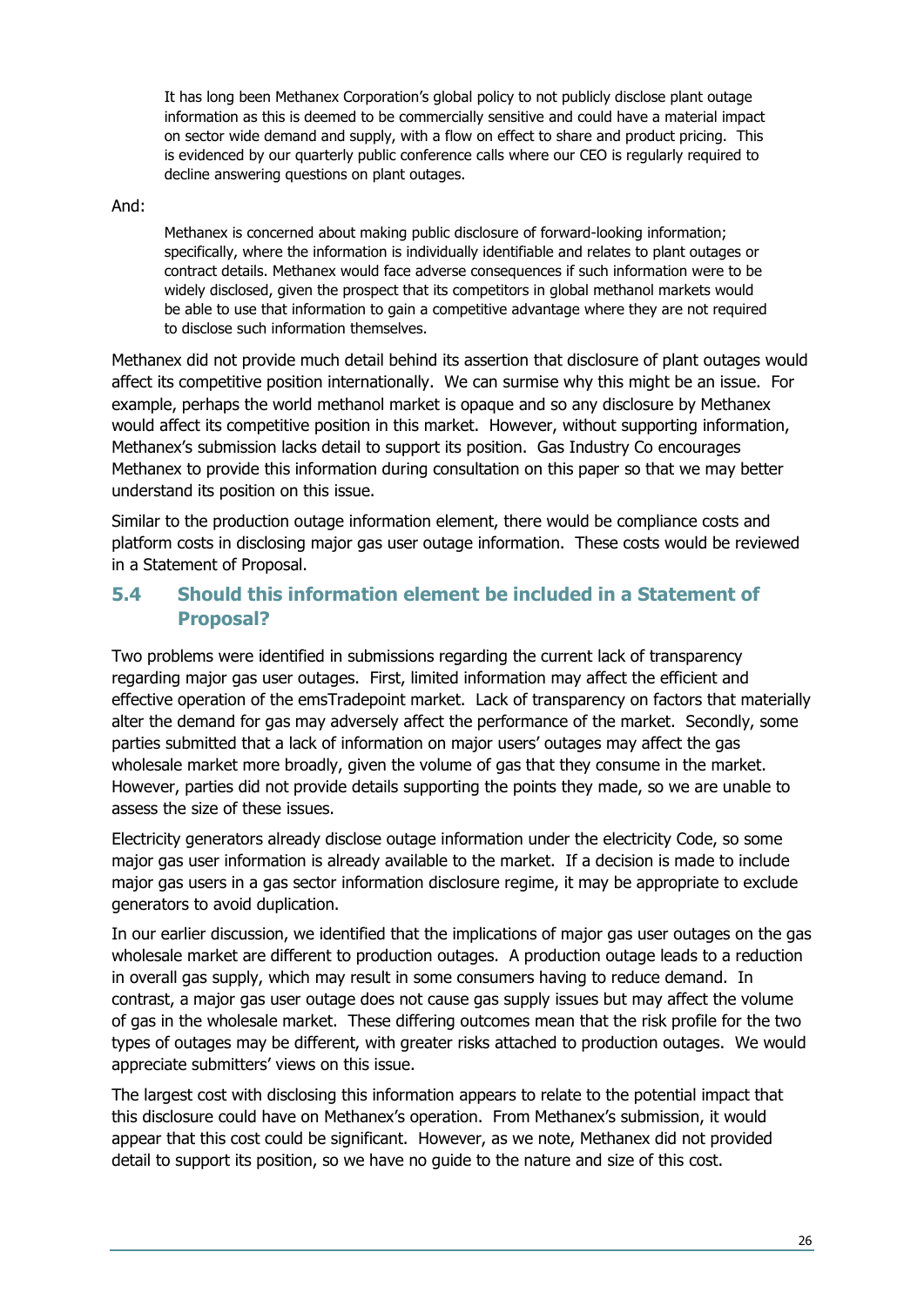> It has long been Methanex Corporation's global policy to not publicly disclose plant outage information as this is deemed to be commercially sensitive and could have a material impact on sector wide demand and supply, with a flow on effect to share and product pricing. This is evidenced by our quarterly public conference calls where our CEO is regularly required to decline answering questions on plant outages.

And:

> Methanex is concerned about making public disclosure of forward-looking information; specifically, where the information is individually identifiable and relates to plant outages or contract details. Methanex would face adverse consequences if such information were to be widely disclosed, given the prospect that its competitors in global methanol markets would be able to use that information to gain a competitive advantage where they are not required to disclose such information themselves.

Methanex did not provide much detail behind its assertion that disclosure of plant outages would affect its competitive position internationally. We can surmise why this might be an issue. For example, perhaps the world methanol market is opaque and so any disclosure by Methanex would affect its competitive position in this market. However, without supporting information, Methanex's submission lacks detail to support its position. Gas Industry Co encourages Methanex to provide this information during consultation on this paper so that we may better understand its position on this issue.

Similar to the production outage information element, there would be compliance costs and platform costs in disclosing major gas user outage information. These costs would be reviewed in a Statement of Proposal.

## 5.4 Should this information element be included in a Statement of Proposal?

Two problems were identified in submissions regarding the current lack of transparency regarding major gas user outages. First, limited information may affect the efficient and effective operation of the emsTradepoint market. Lack of transparency on factors that materially alter the demand for gas may adversely affect the performance of the market. Secondly, some parties submitted that a lack of information on major users' outages may affect the gas wholesale market more broadly, given the volume of gas that they consume in the market. However, parties did not provide details supporting the points they made, so we are unable to assess the size of these issues.

Electricity generators already disclose outage information under the electricity Code, so some major gas user information is already available to the market. If a decision is made to include major gas users in a gas sector information disclosure regime, it may be appropriate to exclude generators to avoid duplication.

In our earlier discussion, we identified that the implications of major gas user outages on the gas wholesale market are different to production outages. A production outage leads to a reduction in overall gas supply, which may result in some consumers having to reduce demand. In contrast, a major gas user outage does not cause gas supply issues but may affect the volume of gas in the wholesale market. These differing outcomes mean that the risk profile for the two types of outages may be different, with greater risks attached to production outages. We would appreciate submitters' views on this issue.

The largest cost with disclosing this information appears to relate to the potential impact that this disclosure could have on Methanex's operation. From Methanex's submission, it would appear that this cost could be significant. However, as we note, Methanex did not provided detail to support its position, so we have no guide to the nature and size of this cost.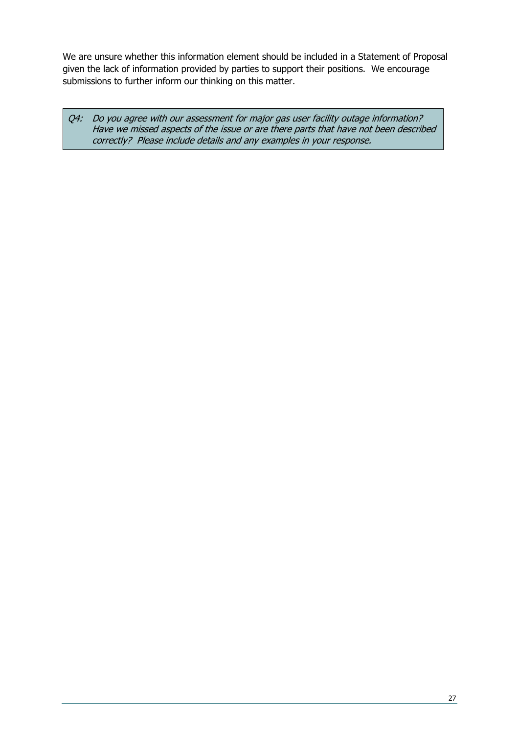We are unsure whether this information element should be included in a Statement of Proposal given the lack of information provided by parties to support their positions. We encourage submissions to further inform our thinking on this matter.

> *Q4: Do you agree with our assessment for major gas user facility outage information? Have we missed aspects of the issue or are there parts that have not been described correctly? Please include details and any examples in your response.*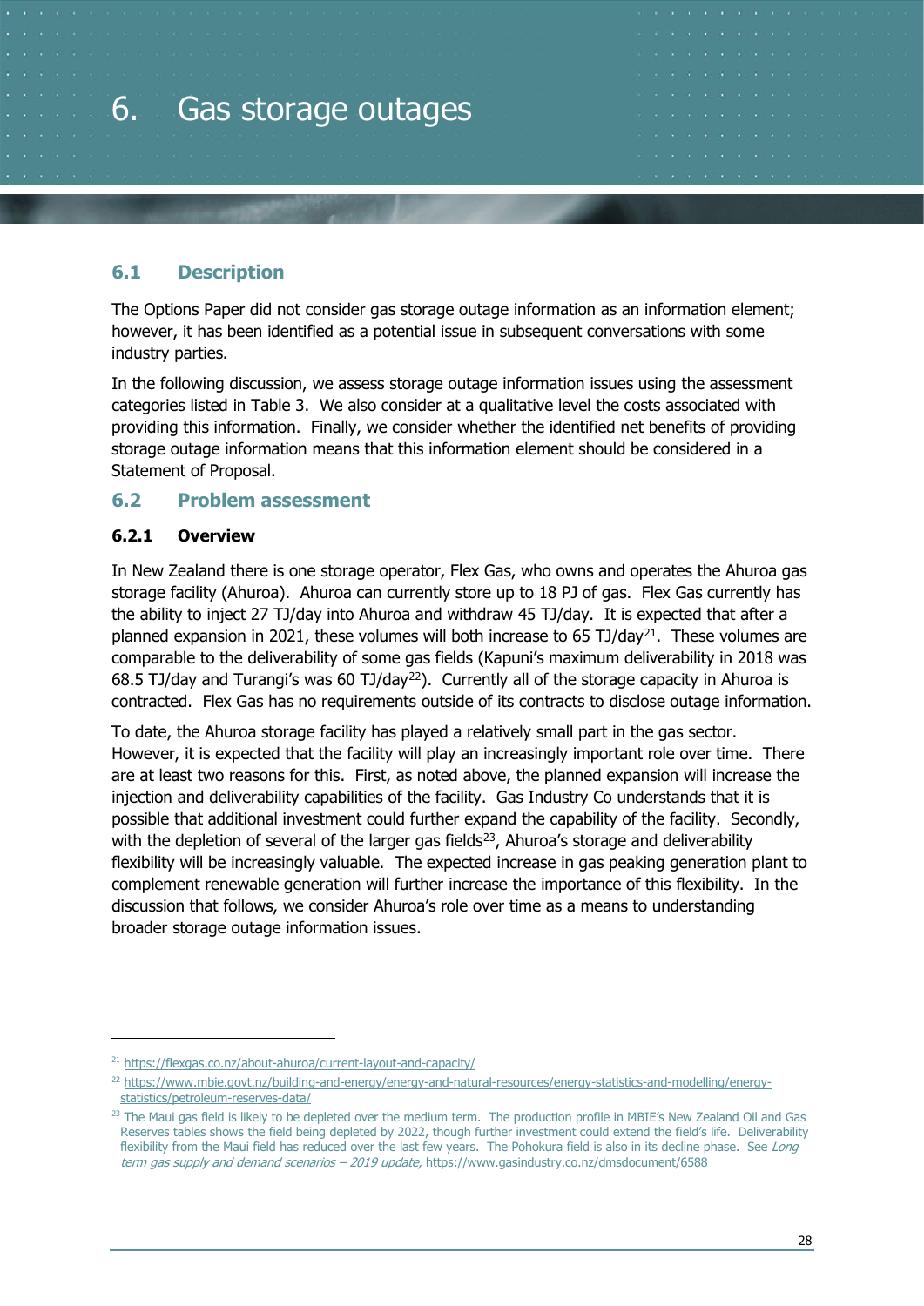# 6. Gas storage outages

## 6.1 Description

The Options Paper did not consider gas storage outage information as an information element; however, it has been identified as a potential issue in subsequent conversations with some industry parties.

In the following discussion, we assess storage outage information issues using the assessment categories listed in Table 3. We also consider at a qualitative level the costs associated with providing this information. Finally, we consider whether the identified net benefits of providing storage outage information means that this information element should be considered in a Statement of Proposal.

## 6.2 Problem assessment

### 6.2.1 Overview

In New Zealand there is one storage operator, Flex Gas, who owns and operates the Ahuroa gas storage facility (Ahuroa). Ahuroa can currently store up to 18 PJ of gas. Flex Gas currently has the ability to inject 27 TJ/day into Ahuroa and withdraw 45 TJ/day. It is expected that after a planned expansion in 2021, these volumes will both increase to 65 TJ/day[21]. These volumes are comparable to the deliverability of some gas fields (Kapuni's maximum deliverability in 2018 was 68.5 TJ/day and Turangi's was 60 TJ/day[22]). Currently all of the storage capacity in Ahuroa is contracted. Flex Gas has no requirements outside of its contracts to disclose outage information.

To date, the Ahuroa storage facility has played a relatively small part in the gas sector. However, it is expected that the facility will play an increasingly important role over time. There are at least two reasons for this. First, as noted above, the planned expansion will increase the injection and deliverability capabilities of the facility. Gas Industry Co understands that it is possible that additional investment could further expand the capability of the facility. Secondly, with the depletion of several of the larger gas fields[23], Ahuroa's storage and deliverability flexibility will be increasingly valuable. The expected increase in gas peaking generation plant to complement renewable generation will further increase the importance of this flexibility. In the discussion that follows, we consider Ahuroa's role over time as a means to understanding broader storage outage information issues.

---

[21] https://flexgas.co.nz/about-ahuroa/current-layout-and-capacity/

[22] https://www.mbie.govt.nz/building-and-energy/energy-and-natural-resources/energy-statistics-and-modelling/energy-statistics/petroleum-reserves-data/

[23] The Maui gas field is likely to be depleted over the medium term. The production profile in MBIE's New Zealand Oil and Gas Reserves tables shows the field being depleted by 2022, though further investment could extend the field's life. Deliverability flexibility from the Maui field has reduced over the last few years. The Pohokura field is also in its decline phase. See *Long term gas supply and demand scenarios – 2019 update,* https://www.gasindustry.co.nz/dmsdocument/6588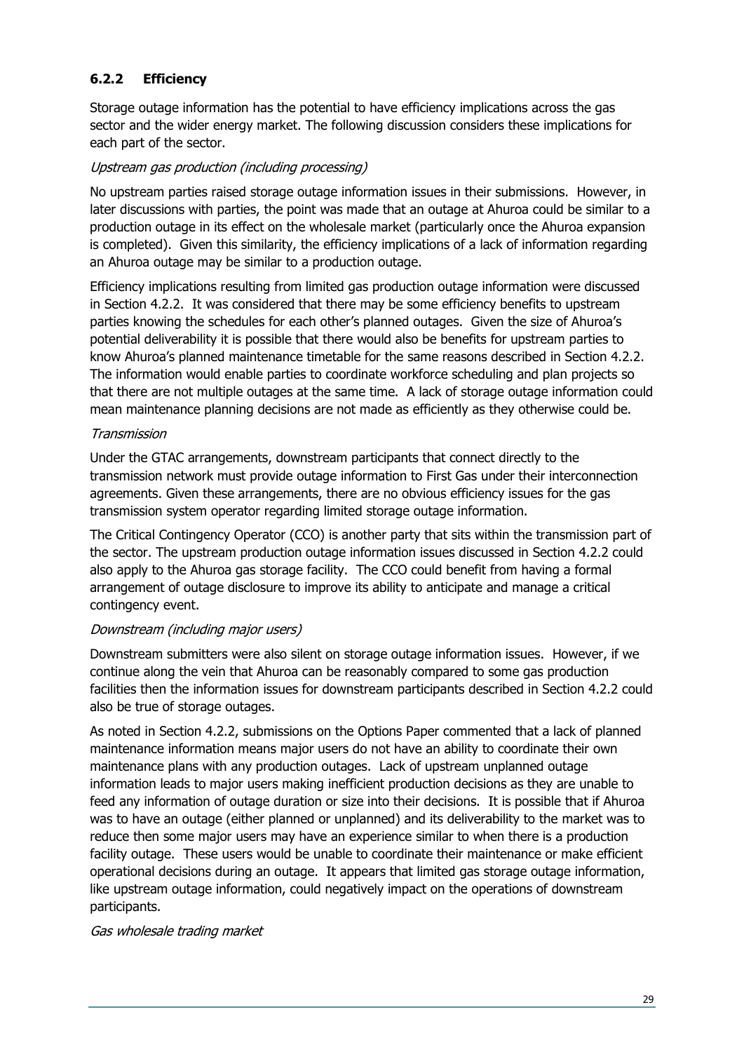### 6.2.2 Efficiency

Storage outage information has the potential to have efficiency implications across the gas sector and the wider energy market. The following discussion considers these implications for each part of the sector.

*Upstream gas production (including processing)*

No upstream parties raised storage outage information issues in their submissions. However, in later discussions with parties, the point was made that an outage at Ahuroa could be similar to a production outage in its effect on the wholesale market (particularly once the Ahuroa expansion is completed). Given this similarity, the efficiency implications of a lack of information regarding an Ahuroa outage may be similar to a production outage.

Efficiency implications resulting from limited gas production outage information were discussed in Section 4.2.2. It was considered that there may be some efficiency benefits to upstream parties knowing the schedules for each other's planned outages. Given the size of Ahuroa's potential deliverability it is possible that there would also be benefits for upstream parties to know Ahuroa's planned maintenance timetable for the same reasons described in Section 4.2.2. The information would enable parties to coordinate workforce scheduling and plan projects so that there are not multiple outages at the same time. A lack of storage outage information could mean maintenance planning decisions are not made as efficiently as they otherwise could be.

*Transmission*

Under the GTAC arrangements, downstream participants that connect directly to the transmission network must provide outage information to First Gas under their interconnection agreements. Given these arrangements, there are no obvious efficiency issues for the gas transmission system operator regarding limited storage outage information.

The Critical Contingency Operator (CCO) is another party that sits within the transmission part of the sector. The upstream production outage information issues discussed in Section 4.2.2 could also apply to the Ahuroa gas storage facility. The CCO could benefit from having a formal arrangement of outage disclosure to improve its ability to anticipate and manage a critical contingency event.

*Downstream (including major users)*

Downstream submitters were also silent on storage outage information issues. However, if we continue along the vein that Ahuroa can be reasonably compared to some gas production facilities then the information issues for downstream participants described in Section 4.2.2 could also be true of storage outages.

As noted in Section 4.2.2, submissions on the Options Paper commented that a lack of planned maintenance information means major users do not have an ability to coordinate their own maintenance plans with any production outages. Lack of upstream unplanned outage information leads to major users making inefficient production decisions as they are unable to feed any information of outage duration or size into their decisions. It is possible that if Ahuroa was to have an outage (either planned or unplanned) and its deliverability to the market was to reduce then some major users may have an experience similar to when there is a production facility outage. These users would be unable to coordinate their maintenance or make efficient operational decisions during an outage. It appears that limited gas storage outage information, like upstream outage information, could negatively impact on the operations of downstream participants.

*Gas wholesale trading market*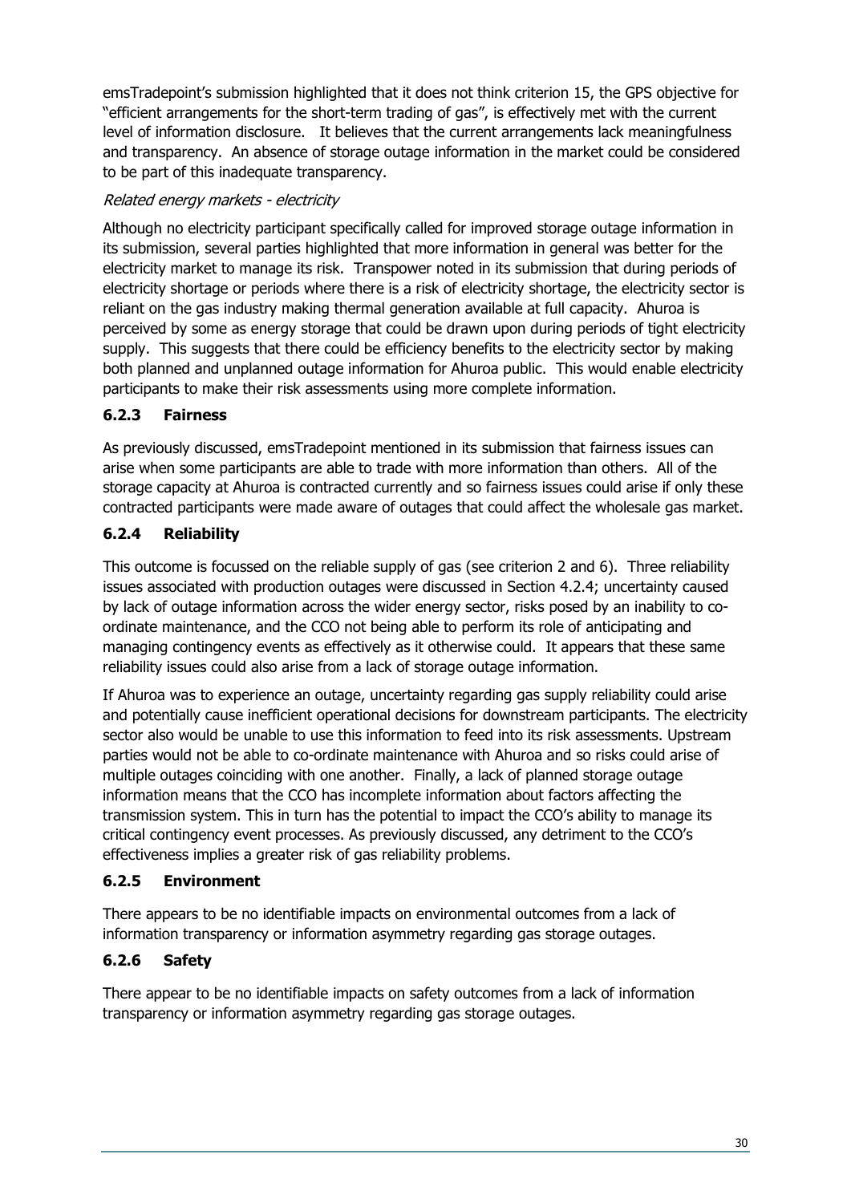emsTradepoint's submission highlighted that it does not think criterion 15, the GPS objective for "efficient arrangements for the short-term trading of gas", is effectively met with the current level of information disclosure. It believes that the current arrangements lack meaningfulness and transparency. An absence of storage outage information in the market could be considered to be part of this inadequate transparency.

*Related energy markets - electricity*

Although no electricity participant specifically called for improved storage outage information in its submission, several parties highlighted that more information in general was better for the electricity market to manage its risk. Transpower noted in its submission that during periods of electricity shortage or periods where there is a risk of electricity shortage, the electricity sector is reliant on the gas industry making thermal generation available at full capacity. Ahuroa is perceived by some as energy storage that could be drawn upon during periods of tight electricity supply. This suggests that there could be efficiency benefits to the electricity sector by making both planned and unplanned outage information for Ahuroa public. This would enable electricity participants to make their risk assessments using more complete information.

### 6.2.3 Fairness

As previously discussed, emsTradepoint mentioned in its submission that fairness issues can arise when some participants are able to trade with more information than others. All of the storage capacity at Ahuroa is contracted currently and so fairness issues could arise if only these contracted participants were made aware of outages that could affect the wholesale gas market.

### 6.2.4 Reliability

This outcome is focussed on the reliable supply of gas (see criterion 2 and 6). Three reliability issues associated with production outages were discussed in Section 4.2.4; uncertainty caused by lack of outage information across the wider energy sector, risks posed by an inability to co-ordinate maintenance, and the CCO not being able to perform its role of anticipating and managing contingency events as effectively as it otherwise could. It appears that these same reliability issues could also arise from a lack of storage outage information.

If Ahuroa was to experience an outage, uncertainty regarding gas supply reliability could arise and potentially cause inefficient operational decisions for downstream participants. The electricity sector also would be unable to use this information to feed into its risk assessments. Upstream parties would not be able to co-ordinate maintenance with Ahuroa and so risks could arise of multiple outages coinciding with one another. Finally, a lack of planned storage outage information means that the CCO has incomplete information about factors affecting the transmission system. This in turn has the potential to impact the CCO's ability to manage its critical contingency event processes. As previously discussed, any detriment to the CCO's effectiveness implies a greater risk of gas reliability problems.

### 6.2.5 Environment

There appears to be no identifiable impacts on environmental outcomes from a lack of information transparency or information asymmetry regarding gas storage outages.

### 6.2.6 Safety

There appear to be no identifiable impacts on safety outcomes from a lack of information transparency or information asymmetry regarding gas storage outages.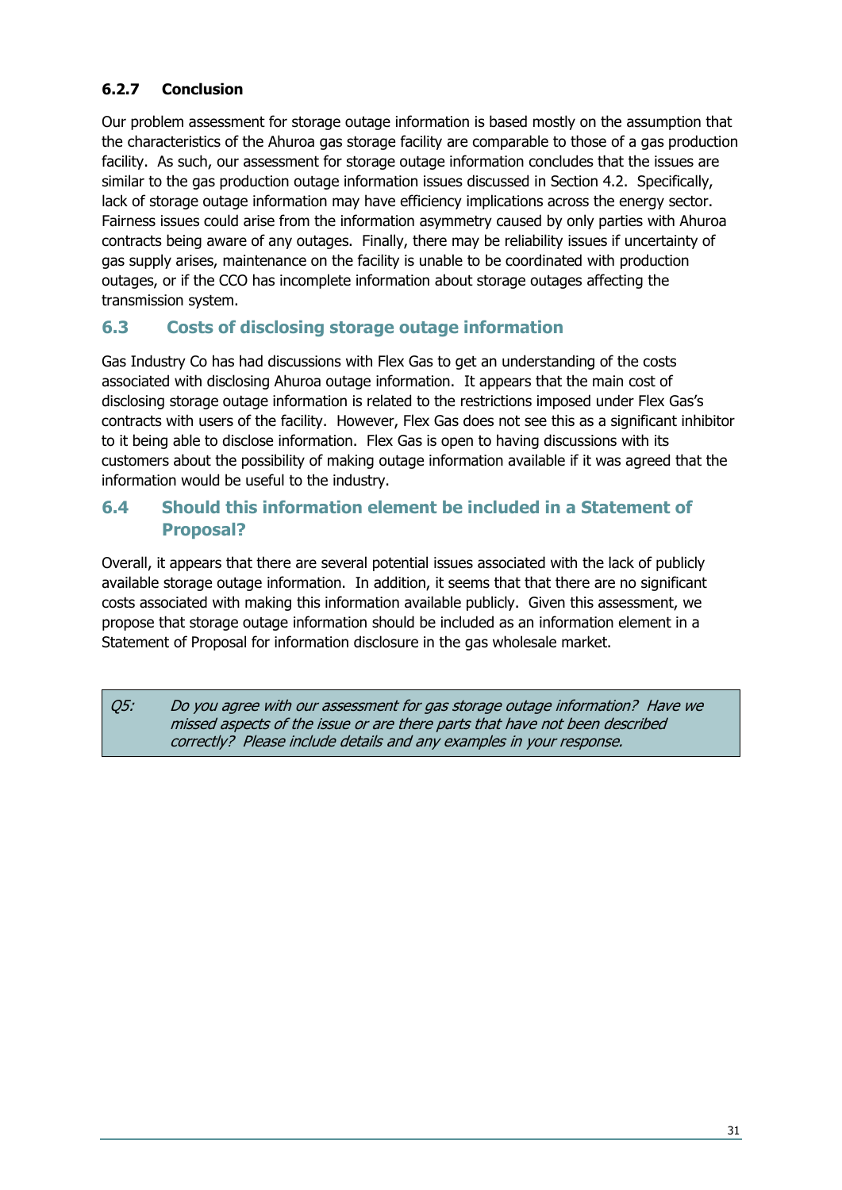#### 6.2.7 Conclusion

Our problem assessment for storage outage information is based mostly on the assumption that the characteristics of the Ahuroa gas storage facility are comparable to those of a gas production facility. As such, our assessment for storage outage information concludes that the issues are similar to the gas production outage information issues discussed in Section 4.2. Specifically, lack of storage outage information may have efficiency implications across the energy sector. Fairness issues could arise from the information asymmetry caused by only parties with Ahuroa contracts being aware of any outages. Finally, there may be reliability issues if uncertainty of gas supply arises, maintenance on the facility is unable to be coordinated with production outages, or if the CCO has incomplete information about storage outages affecting the transmission system.

### 6.3 Costs of disclosing storage outage information

Gas Industry Co has had discussions with Flex Gas to get an understanding of the costs associated with disclosing Ahuroa outage information. It appears that the main cost of disclosing storage outage information is related to the restrictions imposed under Flex Gas's contracts with users of the facility. However, Flex Gas does not see this as a significant inhibitor to it being able to disclose information. Flex Gas is open to having discussions with its customers about the possibility of making outage information available if it was agreed that the information would be useful to the industry.

### 6.4 Should this information element be included in a Statement of Proposal?

Overall, it appears that there are several potential issues associated with the lack of publicly available storage outage information. In addition, it seems that that there are no significant costs associated with making this information available publicly. Given this assessment, we propose that storage outage information should be included as an information element in a Statement of Proposal for information disclosure in the gas wholesale market.

*Q5: Do you agree with our assessment for gas storage outage information? Have we missed aspects of the issue or are there parts that have not been described correctly? Please include details and any examples in your response.*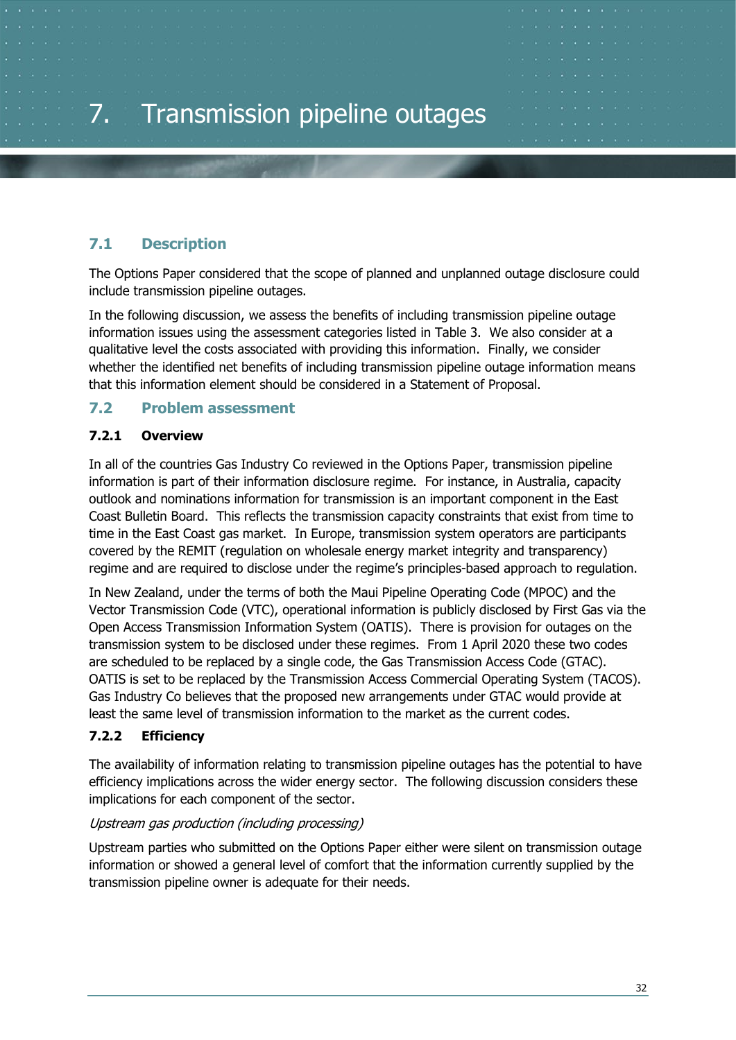# 7. Transmission pipeline outages

## 7.1 Description

The Options Paper considered that the scope of planned and unplanned outage disclosure could include transmission pipeline outages.

In the following discussion, we assess the benefits of including transmission pipeline outage information issues using the assessment categories listed in Table 3. We also consider at a qualitative level the costs associated with providing this information. Finally, we consider whether the identified net benefits of including transmission pipeline outage information means that this information element should be considered in a Statement of Proposal.

## 7.2 Problem assessment

### 7.2.1 Overview

In all of the countries Gas Industry Co reviewed in the Options Paper, transmission pipeline information is part of their information disclosure regime. For instance, in Australia, capacity outlook and nominations information for transmission is an important component in the East Coast Bulletin Board. This reflects the transmission capacity constraints that exist from time to time in the East Coast gas market. In Europe, transmission system operators are participants covered by the REMIT (regulation on wholesale energy market integrity and transparency) regime and are required to disclose under the regime's principles-based approach to regulation.

In New Zealand, under the terms of both the Maui Pipeline Operating Code (MPOC) and the Vector Transmission Code (VTC), operational information is publicly disclosed by First Gas via the Open Access Transmission Information System (OATIS). There is provision for outages on the transmission system to be disclosed under these regimes. From 1 April 2020 these two codes are scheduled to be replaced by a single code, the Gas Transmission Access Code (GTAC). OATIS is set to be replaced by the Transmission Access Commercial Operating System (TACOS). Gas Industry Co believes that the proposed new arrangements under GTAC would provide at least the same level of transmission information to the market as the current codes.

### 7.2.2 Efficiency

The availability of information relating to transmission pipeline outages has the potential to have efficiency implications across the wider energy sector. The following discussion considers these implications for each component of the sector.

*Upstream gas production (including processing)*

Upstream parties who submitted on the Options Paper either were silent on transmission outage information or showed a general level of comfort that the information currently supplied by the transmission pipeline owner is adequate for their needs.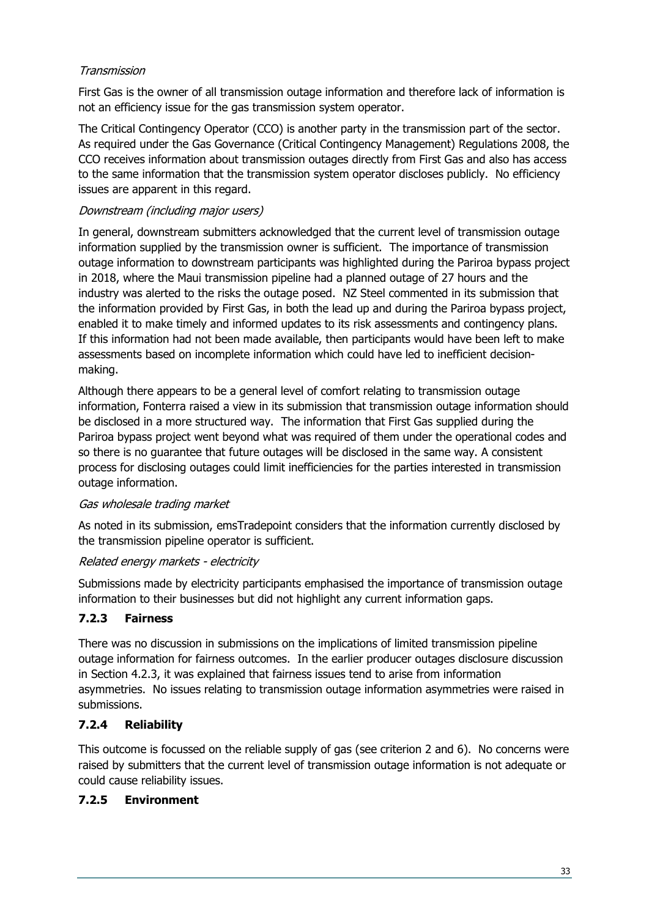*Transmission*

First Gas is the owner of all transmission outage information and therefore lack of information is not an efficiency issue for the gas transmission system operator.

The Critical Contingency Operator (CCO) is another party in the transmission part of the sector. As required under the Gas Governance (Critical Contingency Management) Regulations 2008, the CCO receives information about transmission outages directly from First Gas and also has access to the same information that the transmission system operator discloses publicly. No efficiency issues are apparent in this regard.

*Downstream (including major users)*

In general, downstream submitters acknowledged that the current level of transmission outage information supplied by the transmission owner is sufficient. The importance of transmission outage information to downstream participants was highlighted during the Pariroa bypass project in 2018, where the Maui transmission pipeline had a planned outage of 27 hours and the industry was alerted to the risks the outage posed. NZ Steel commented in its submission that the information provided by First Gas, in both the lead up and during the Pariroa bypass project, enabled it to make timely and informed updates to its risk assessments and contingency plans. If this information had not been made available, then participants would have been left to make assessments based on incomplete information which could have led to inefficient decision-making.

Although there appears to be a general level of comfort relating to transmission outage information, Fonterra raised a view in its submission that transmission outage information should be disclosed in a more structured way. The information that First Gas supplied during the Pariroa bypass project went beyond what was required of them under the operational codes and so there is no guarantee that future outages will be disclosed in the same way. A consistent process for disclosing outages could limit inefficiencies for the parties interested in transmission outage information.

*Gas wholesale trading market*

As noted in its submission, emsTradepoint considers that the information currently disclosed by the transmission pipeline operator is sufficient.

*Related energy markets - electricity*

Submissions made by electricity participants emphasised the importance of transmission outage information to their businesses but did not highlight any current information gaps.

### 7.2.3 Fairness

There was no discussion in submissions on the implications of limited transmission pipeline outage information for fairness outcomes. In the earlier producer outages disclosure discussion in Section 4.2.3, it was explained that fairness issues tend to arise from information asymmetries. No issues relating to transmission outage information asymmetries were raised in submissions.

### 7.2.4 Reliability

This outcome is focussed on the reliable supply of gas (see criterion 2 and 6). No concerns were raised by submitters that the current level of transmission outage information is not adequate or could cause reliability issues.

### 7.2.5 Environment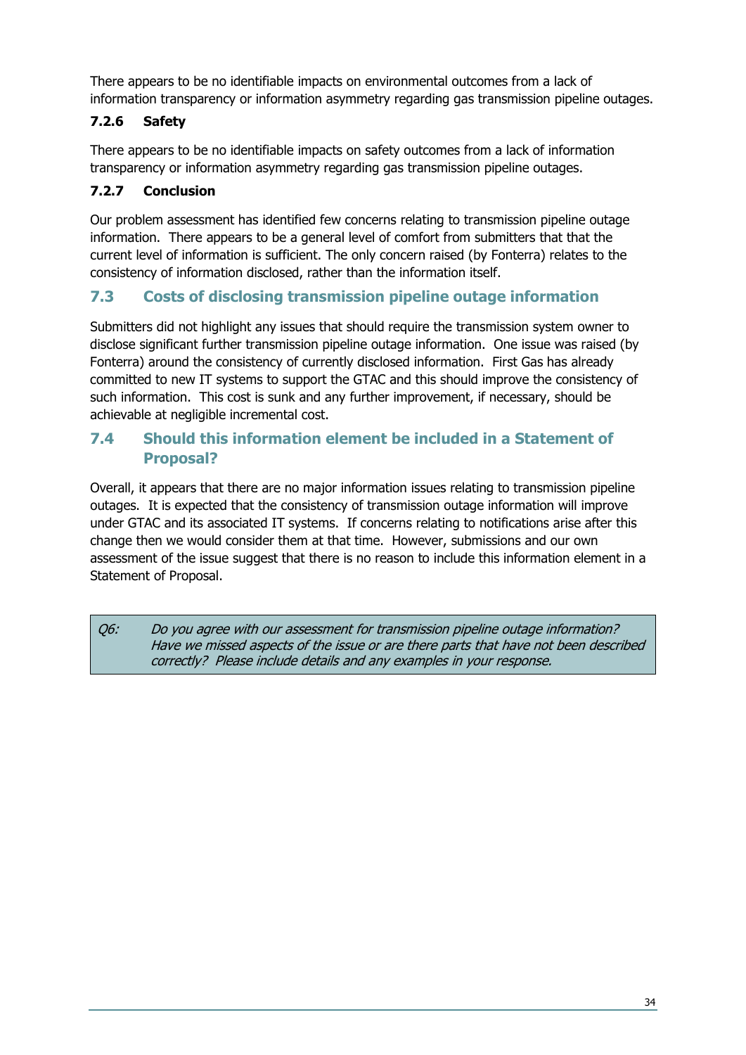There appears to be no identifiable impacts on environmental outcomes from a lack of information transparency or information asymmetry regarding gas transmission pipeline outages.

#### 7.2.6 Safety

There appears to be no identifiable impacts on safety outcomes from a lack of information transparency or information asymmetry regarding gas transmission pipeline outages.

#### 7.2.7 Conclusion

Our problem assessment has identified few concerns relating to transmission pipeline outage information. There appears to be a general level of comfort from submitters that that the current level of information is sufficient. The only concern raised (by Fonterra) relates to the consistency of information disclosed, rather than the information itself.

### 7.3 Costs of disclosing transmission pipeline outage information

Submitters did not highlight any issues that should require the transmission system owner to disclose significant further transmission pipeline outage information. One issue was raised (by Fonterra) around the consistency of currently disclosed information. First Gas has already committed to new IT systems to support the GTAC and this should improve the consistency of such information. This cost is sunk and any further improvement, if necessary, should be achievable at negligible incremental cost.

### 7.4 Should this information element be included in a Statement of Proposal?

Overall, it appears that there are no major information issues relating to transmission pipeline outages. It is expected that the consistency of transmission outage information will improve under GTAC and its associated IT systems. If concerns relating to notifications arise after this change then we would consider them at that time. However, submissions and our own assessment of the issue suggest that there is no reason to include this information element in a Statement of Proposal.

> *Q6: Do you agree with our assessment for transmission pipeline outage information? Have we missed aspects of the issue or are there parts that have not been described correctly? Please include details and any examples in your response.*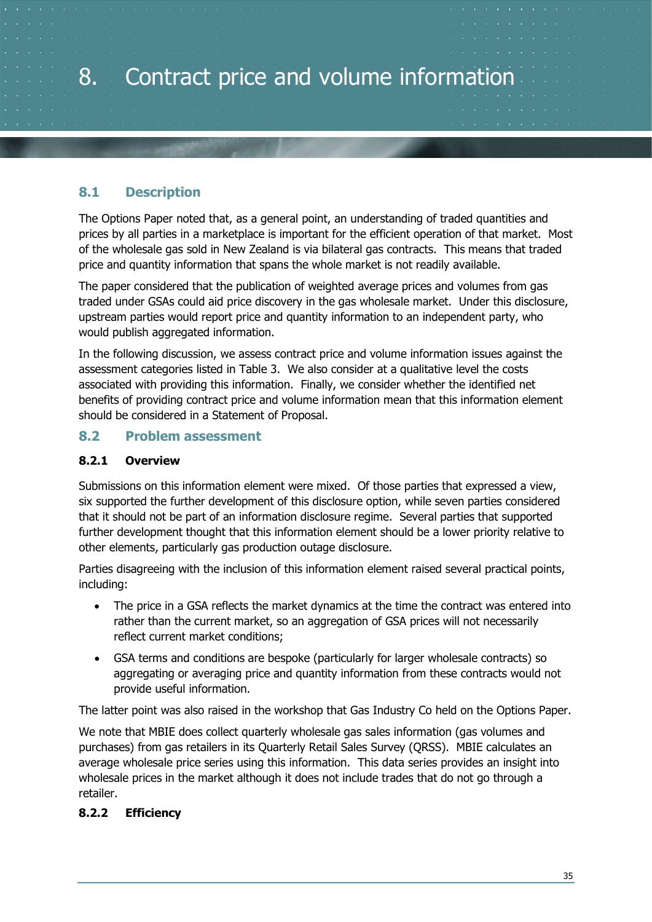# 8. Contract price and volume information

## 8.1 Description

The Options Paper noted that, as a general point, an understanding of traded quantities and prices by all parties in a marketplace is important for the efficient operation of that market. Most of the wholesale gas sold in New Zealand is via bilateral gas contracts. This means that traded price and quantity information that spans the whole market is not readily available.

The paper considered that the publication of weighted average prices and volumes from gas traded under GSAs could aid price discovery in the gas wholesale market. Under this disclosure, upstream parties would report price and quantity information to an independent party, who would publish aggregated information.

In the following discussion, we assess contract price and volume information issues against the assessment categories listed in Table 3. We also consider at a qualitative level the costs associated with providing this information. Finally, we consider whether the identified net benefits of providing contract price and volume information mean that this information element should be considered in a Statement of Proposal.

## 8.2 Problem assessment

### 8.2.1 Overview

Submissions on this information element were mixed. Of those parties that expressed a view, six supported the further development of this disclosure option, while seven parties considered that it should not be part of an information disclosure regime. Several parties that supported further development thought that this information element should be a lower priority relative to other elements, particularly gas production outage disclosure.

Parties disagreeing with the inclusion of this information element raised several practical points, including:

- The price in a GSA reflects the market dynamics at the time the contract was entered into rather than the current market, so an aggregation of GSA prices will not necessarily reflect current market conditions;
- GSA terms and conditions are bespoke (particularly for larger wholesale contracts) so aggregating or averaging price and quantity information from these contracts would not provide useful information.

The latter point was also raised in the workshop that Gas Industry Co held on the Options Paper.

We note that MBIE does collect quarterly wholesale gas sales information (gas volumes and purchases) from gas retailers in its Quarterly Retail Sales Survey (QRSS). MBIE calculates an average wholesale price series using this information. This data series provides an insight into wholesale prices in the market although it does not include trades that do not go through a retailer.

### 8.2.2 Efficiency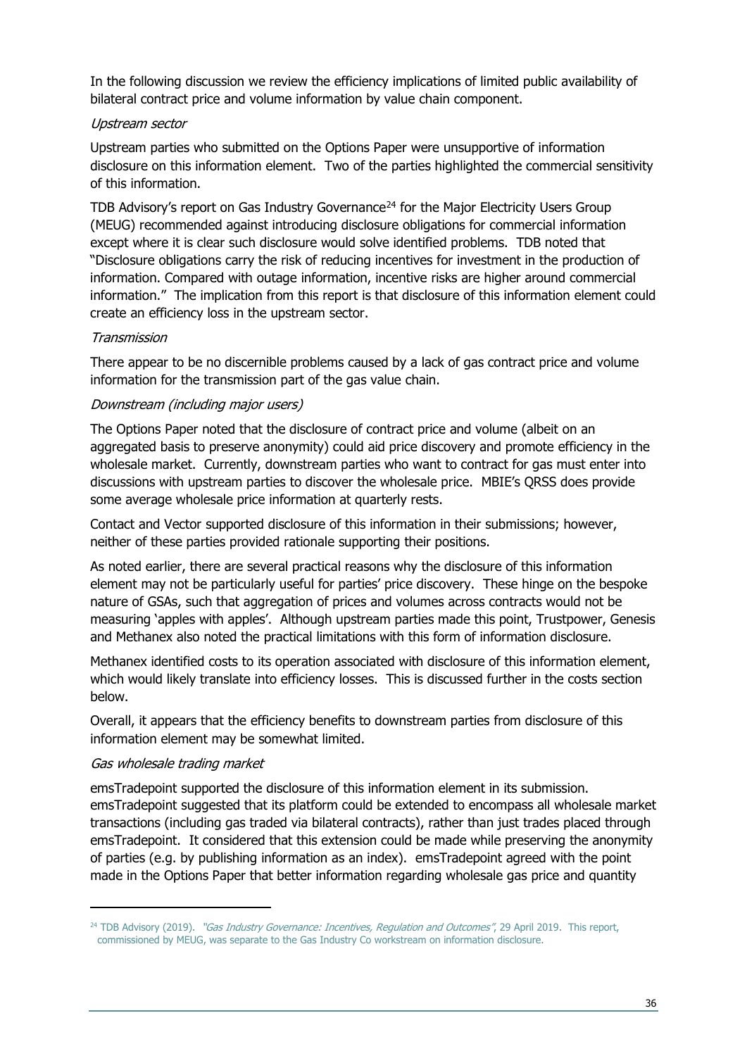In the following discussion we review the efficiency implications of limited public availability of bilateral contract price and volume information by value chain component.

*Upstream sector*

Upstream parties who submitted on the Options Paper were unsupportive of information disclosure on this information element. Two of the parties highlighted the commercial sensitivity of this information.

TDB Advisory's report on Gas Industry Governance[24] for the Major Electricity Users Group (MEUG) recommended against introducing disclosure obligations for commercial information except where it is clear such disclosure would solve identified problems. TDB noted that "Disclosure obligations carry the risk of reducing incentives for investment in the production of information. Compared with outage information, incentive risks are higher around commercial information." The implication from this report is that disclosure of this information element could create an efficiency loss in the upstream sector.

*Transmission*

There appear to be no discernible problems caused by a lack of gas contract price and volume information for the transmission part of the gas value chain.

*Downstream (including major users)*

The Options Paper noted that the disclosure of contract price and volume (albeit on an aggregated basis to preserve anonymity) could aid price discovery and promote efficiency in the wholesale market. Currently, downstream parties who want to contract for gas must enter into discussions with upstream parties to discover the wholesale price. MBIE's QRSS does provide some average wholesale price information at quarterly rests.

Contact and Vector supported disclosure of this information in their submissions; however, neither of these parties provided rationale supporting their positions.

As noted earlier, there are several practical reasons why the disclosure of this information element may not be particularly useful for parties' price discovery. These hinge on the bespoke nature of GSAs, such that aggregation of prices and volumes across contracts would not be measuring 'apples with apples'. Although upstream parties made this point, Trustpower, Genesis and Methanex also noted the practical limitations with this form of information disclosure.

Methanex identified costs to its operation associated with disclosure of this information element, which would likely translate into efficiency losses. This is discussed further in the costs section below.

Overall, it appears that the efficiency benefits to downstream parties from disclosure of this information element may be somewhat limited.

*Gas wholesale trading market*

emsTradepoint supported the disclosure of this information element in its submission. emsTradepoint suggested that its platform could be extended to encompass all wholesale market transactions (including gas traded via bilateral contracts), rather than just trades placed through emsTradepoint. It considered that this extension could be made while preserving the anonymity of parties (e.g. by publishing information as an index). emsTradepoint agreed with the point made in the Options Paper that better information regarding wholesale gas price and quantity

---

[24] TDB Advisory (2019). *"Gas Industry Governance: Incentives, Regulation and Outcomes"*, 29 April 2019. This report, commissioned by MEUG, was separate to the Gas Industry Co workstream on information disclosure.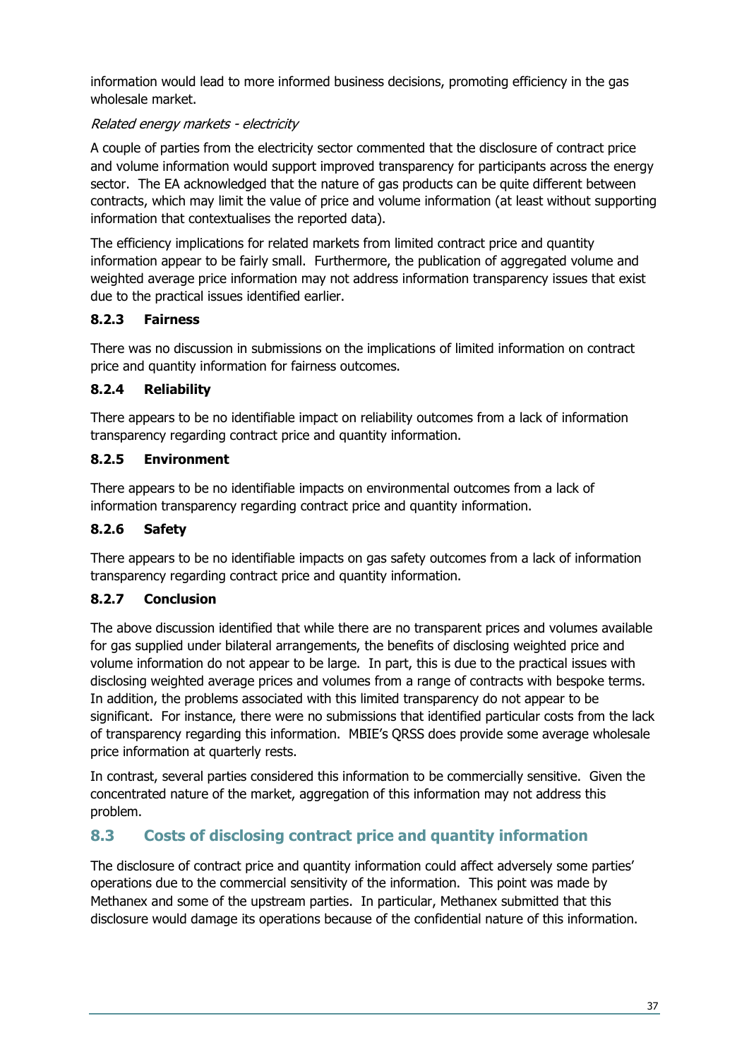information would lead to more informed business decisions, promoting efficiency in the gas wholesale market.

*Related energy markets - electricity*

A couple of parties from the electricity sector commented that the disclosure of contract price and volume information would support improved transparency for participants across the energy sector. The EA acknowledged that the nature of gas products can be quite different between contracts, which may limit the value of price and volume information (at least without supporting information that contextualises the reported data).

The efficiency implications for related markets from limited contract price and quantity information appear to be fairly small. Furthermore, the publication of aggregated volume and weighted average price information may not address information transparency issues that exist due to the practical issues identified earlier.

### 8.2.3 Fairness

There was no discussion in submissions on the implications of limited information on contract price and quantity information for fairness outcomes.

### 8.2.4 Reliability

There appears to be no identifiable impact on reliability outcomes from a lack of information transparency regarding contract price and quantity information.

### 8.2.5 Environment

There appears to be no identifiable impacts on environmental outcomes from a lack of information transparency regarding contract price and quantity information.

### 8.2.6 Safety

There appears to be no identifiable impacts on gas safety outcomes from a lack of information transparency regarding contract price and quantity information.

### 8.2.7 Conclusion

The above discussion identified that while there are no transparent prices and volumes available for gas supplied under bilateral arrangements, the benefits of disclosing weighted price and volume information do not appear to be large. In part, this is due to the practical issues with disclosing weighted average prices and volumes from a range of contracts with bespoke terms. In addition, the problems associated with this limited transparency do not appear to be significant. For instance, there were no submissions that identified particular costs from the lack of transparency regarding this information. MBIE's QRSS does provide some average wholesale price information at quarterly rests.

In contrast, several parties considered this information to be commercially sensitive. Given the concentrated nature of the market, aggregation of this information may not address this problem.

## 8.3 Costs of disclosing contract price and quantity information

The disclosure of contract price and quantity information could affect adversely some parties' operations due to the commercial sensitivity of the information. This point was made by Methanex and some of the upstream parties. In particular, Methanex submitted that this disclosure would damage its operations because of the confidential nature of this information.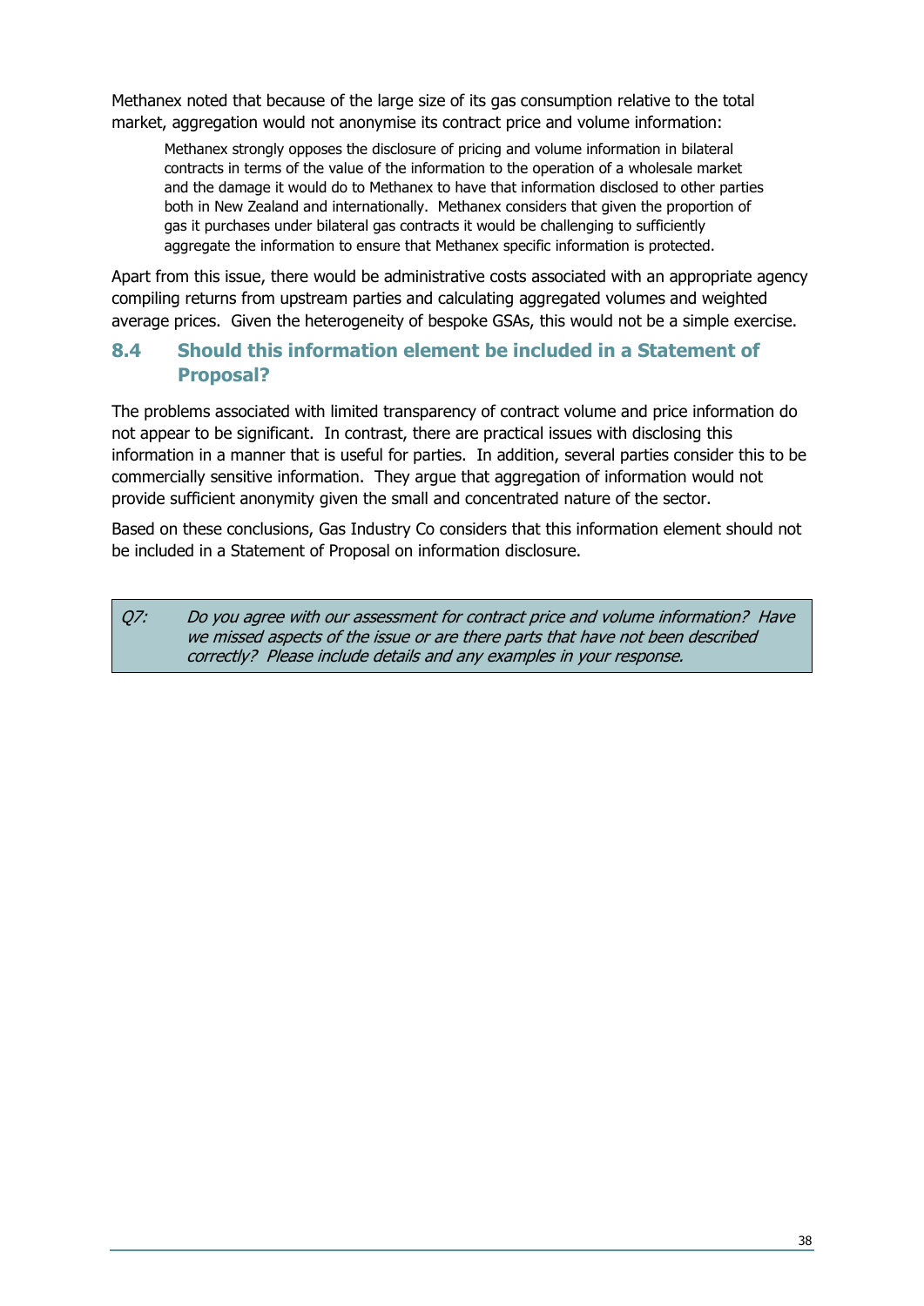Methanex noted that because of the large size of its gas consumption relative to the total market, aggregation would not anonymise its contract price and volume information:

> Methanex strongly opposes the disclosure of pricing and volume information in bilateral contracts in terms of the value of the information to the operation of a wholesale market and the damage it would do to Methanex to have that information disclosed to other parties both in New Zealand and internationally. Methanex considers that given the proportion of gas it purchases under bilateral gas contracts it would be challenging to sufficiently aggregate the information to ensure that Methanex specific information is protected.

Apart from this issue, there would be administrative costs associated with an appropriate agency compiling returns from upstream parties and calculating aggregated volumes and weighted average prices. Given the heterogeneity of bespoke GSAs, this would not be a simple exercise.

## 8.4 Should this information element be included in a Statement of Proposal?

The problems associated with limited transparency of contract volume and price information do not appear to be significant. In contrast, there are practical issues with disclosing this information in a manner that is useful for parties. In addition, several parties consider this to be commercially sensitive information. They argue that aggregation of information would not provide sufficient anonymity given the small and concentrated nature of the sector.

Based on these conclusions, Gas Industry Co considers that this information element should not be included in a Statement of Proposal on information disclosure.

*Q7: Do you agree with our assessment for contract price and volume information? Have we missed aspects of the issue or are there parts that have not been described correctly? Please include details and any examples in your response.*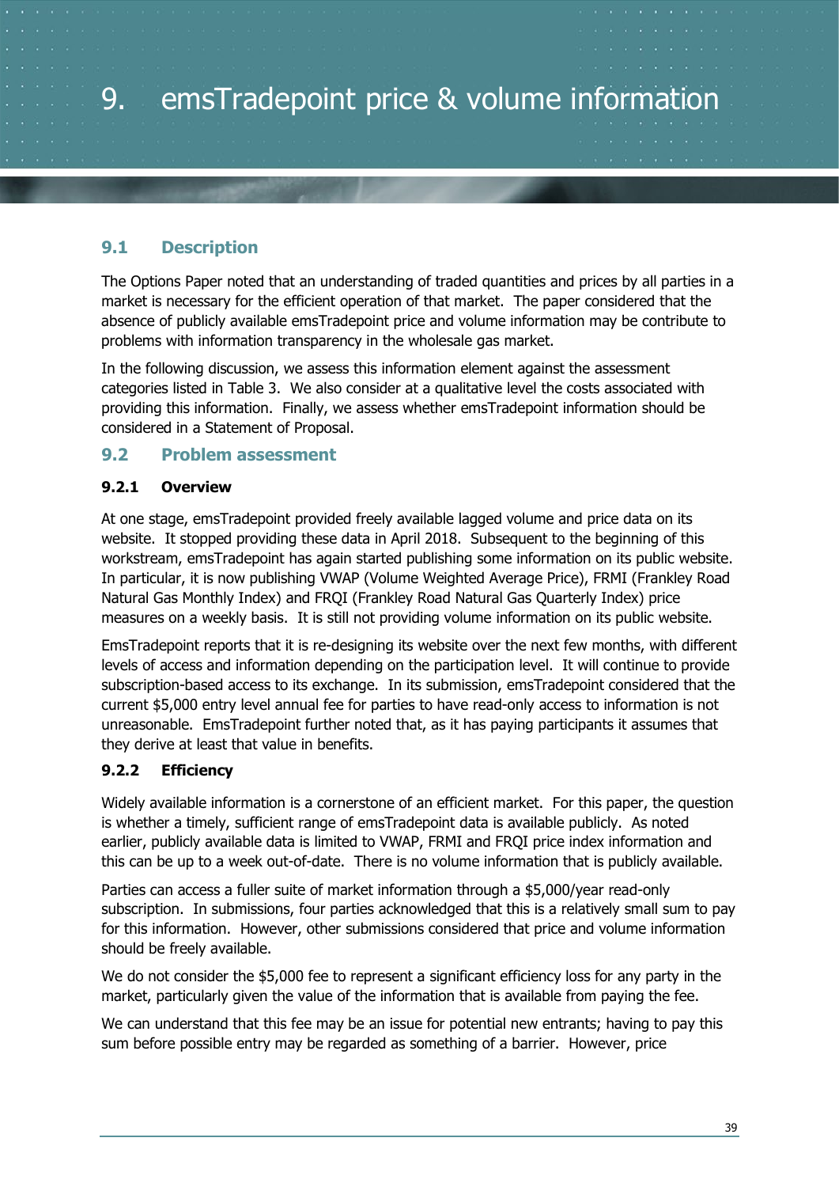# 9. emsTradepoint price & volume information

## 9.1 Description

The Options Paper noted that an understanding of traded quantities and prices by all parties in a market is necessary for the efficient operation of that market. The paper considered that the absence of publicly available emsTradepoint price and volume information may be contribute to problems with information transparency in the wholesale gas market.

In the following discussion, we assess this information element against the assessment categories listed in Table 3. We also consider at a qualitative level the costs associated with providing this information. Finally, we assess whether emsTradepoint information should be considered in a Statement of Proposal.

## 9.2 Problem assessment

### 9.2.1 Overview

At one stage, emsTradepoint provided freely available lagged volume and price data on its website. It stopped providing these data in April 2018. Subsequent to the beginning of this workstream, emsTradepoint has again started publishing some information on its public website. In particular, it is now publishing VWAP (Volume Weighted Average Price), FRMI (Frankley Road Natural Gas Monthly Index) and FRQI (Frankley Road Natural Gas Quarterly Index) price measures on a weekly basis. It is still not providing volume information on its public website.

EmsTradepoint reports that it is re-designing its website over the next few months, with different levels of access and information depending on the participation level. It will continue to provide subscription-based access to its exchange. In its submission, emsTradepoint considered that the current $5,000 entry level annual fee for parties to have read-only access to information is not unreasonable. EmsTradepoint further noted that, as it has paying participants it assumes that they derive at least that value in benefits.

### 9.2.2 Efficiency

Widely available information is a cornerstone of an efficient market. For this paper, the question is whether a timely, sufficient range of emsTradepoint data is available publicly. As noted earlier, publicly available data is limited to VWAP, FRMI and FRQI price index information and this can be up to a week out-of-date. There is no volume information that is publicly available.

Parties can access a fuller suite of market information through a $5,000/year read-only subscription. In submissions, four parties acknowledged that this is a relatively small sum to pay for this information. However, other submissions considered that price and volume information should be freely available.

We do not consider the $5,000 fee to represent a significant efficiency loss for any party in the market, particularly given the value of the information that is available from paying the fee.

We can understand that this fee may be an issue for potential new entrants; having to pay this sum before possible entry may be regarded as something of a barrier. However, price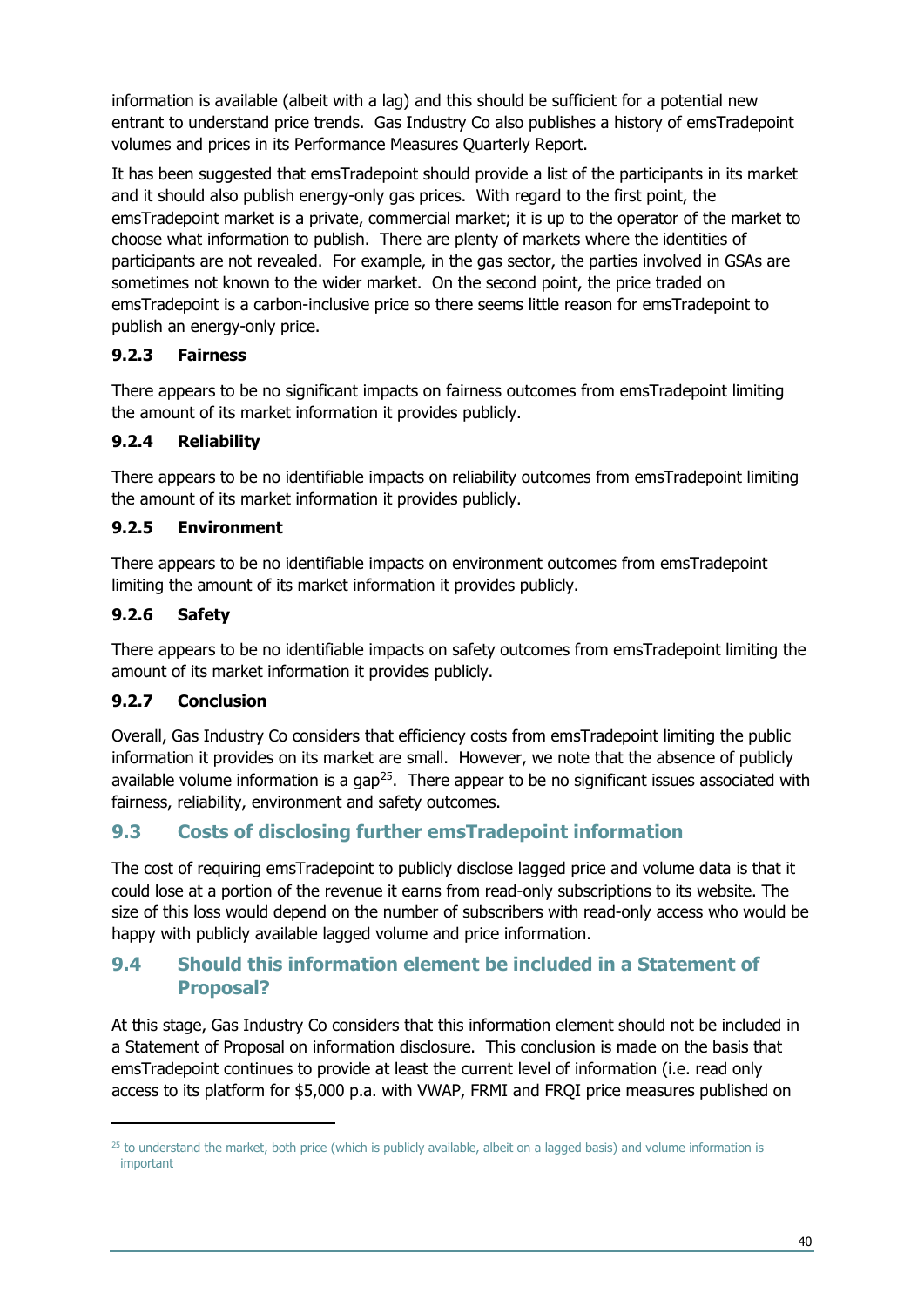information is available (albeit with a lag) and this should be sufficient for a potential new entrant to understand price trends. Gas Industry Co also publishes a history of emsTradepoint volumes and prices in its Performance Measures Quarterly Report.

It has been suggested that emsTradepoint should provide a list of the participants in its market and it should also publish energy-only gas prices. With regard to the first point, the emsTradepoint market is a private, commercial market; it is up to the operator of the market to choose what information to publish. There are plenty of markets where the identities of participants are not revealed. For example, in the gas sector, the parties involved in GSAs are sometimes not known to the wider market. On the second point, the price traded on emsTradepoint is a carbon-inclusive price so there seems little reason for emsTradepoint to publish an energy-only price.

### 9.2.3 Fairness

There appears to be no significant impacts on fairness outcomes from emsTradepoint limiting the amount of its market information it provides publicly.

### 9.2.4 Reliability

There appears to be no identifiable impacts on reliability outcomes from emsTradepoint limiting the amount of its market information it provides publicly.

### 9.2.5 Environment

There appears to be no identifiable impacts on environment outcomes from emsTradepoint limiting the amount of its market information it provides publicly.

### 9.2.6 Safety

There appears to be no identifiable impacts on safety outcomes from emsTradepoint limiting the amount of its market information it provides publicly.

### 9.2.7 Conclusion

Overall, Gas Industry Co considers that efficiency costs from emsTradepoint limiting the public information it provides on its market are small. However, we note that the absence of publicly available volume information is a gap[25]. There appear to be no significant issues associated with fairness, reliability, environment and safety outcomes.

## 9.3 Costs of disclosing further emsTradepoint information

The cost of requiring emsTradepoint to publicly disclose lagged price and volume data is that it could lose at a portion of the revenue it earns from read-only subscriptions to its website. The size of this loss would depend on the number of subscribers with read-only access who would be happy with publicly available lagged volume and price information.

## 9.4 Should this information element be included in a Statement of Proposal?

At this stage, Gas Industry Co considers that this information element should not be included in a Statement of Proposal on information disclosure. This conclusion is made on the basis that emsTradepoint continues to provide at least the current level of information (i.e. read only access to its platform for $5,000 p.a. with VWAP, FRMI and FRQI price measures published on

---

[25] to understand the market, both price (which is publicly available, albeit on a lagged basis) and volume information is important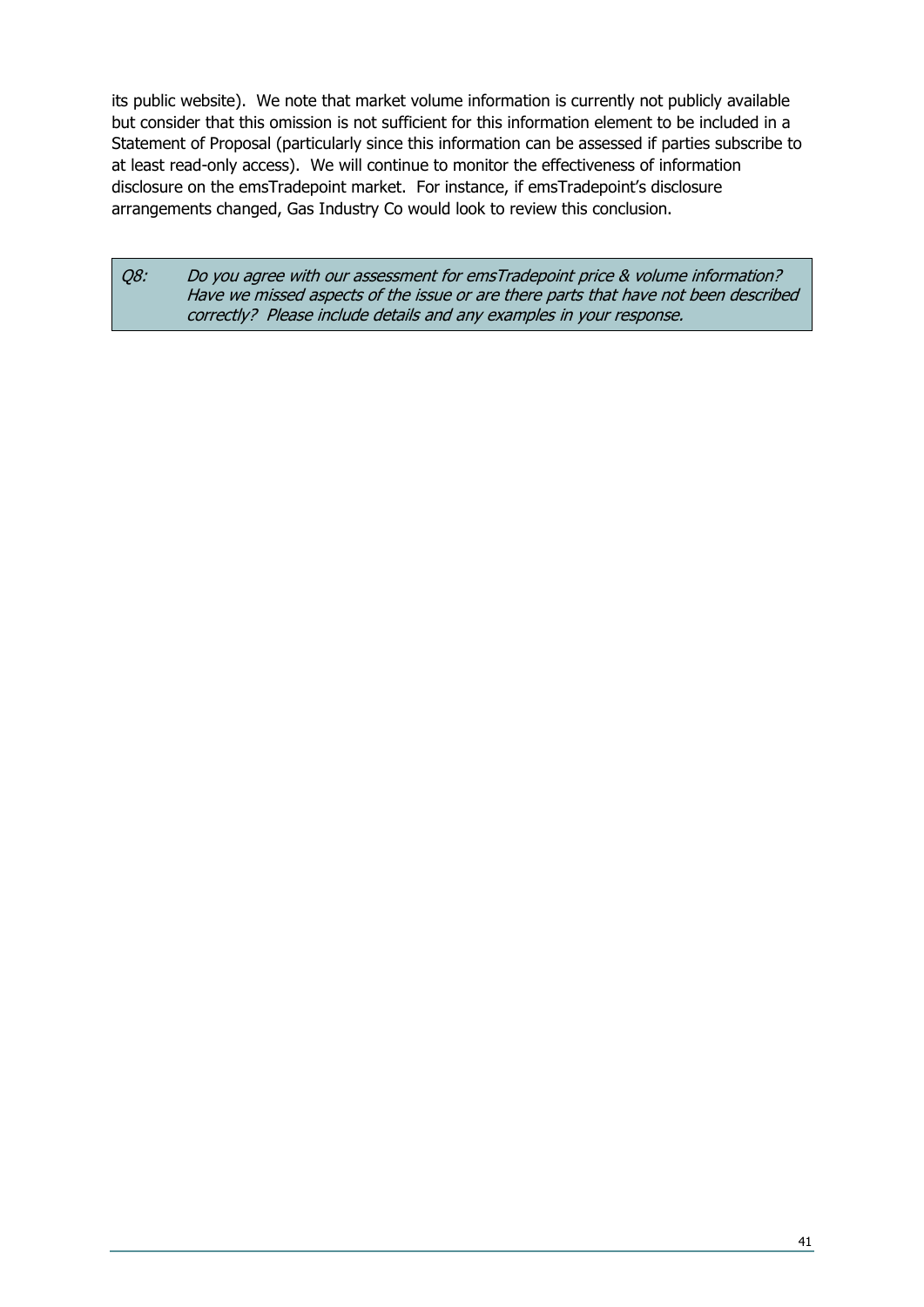its public website). We note that market volume information is currently not publicly available but consider that this omission is not sufficient for this information element to be included in a Statement of Proposal (particularly since this information can be assessed if parties subscribe to at least read-only access). We will continue to monitor the effectiveness of information disclosure on the emsTradepoint market. For instance, if emsTradepoint's disclosure arrangements changed, Gas Industry Co would look to review this conclusion.

> *Q8: Do you agree with our assessment for emsTradepoint price & volume information? Have we missed aspects of the issue or are there parts that have not been described correctly? Please include details and any examples in your response.*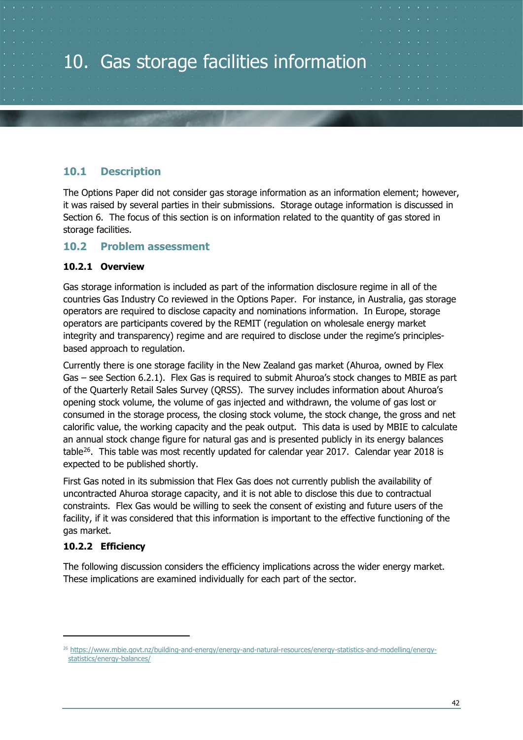# 10. Gas storage facilities information

## 10.1 Description

The Options Paper did not consider gas storage information as an information element; however, it was raised by several parties in their submissions. Storage outage information is discussed in Section 6. The focus of this section is on information related to the quantity of gas stored in storage facilities.

## 10.2 Problem assessment

### 10.2.1 Overview

Gas storage information is included as part of the information disclosure regime in all of the countries Gas Industry Co reviewed in the Options Paper. For instance, in Australia, gas storage operators are required to disclose capacity and nominations information. In Europe, storage operators are participants covered by the REMIT (regulation on wholesale energy market integrity and transparency) regime and are required to disclose under the regime's principles-based approach to regulation.

Currently there is one storage facility in the New Zealand gas market (Ahuroa, owned by Flex Gas – see Section 6.2.1). Flex Gas is required to submit Ahuroa's stock changes to MBIE as part of the Quarterly Retail Sales Survey (QRSS). The survey includes information about Ahuroa's opening stock volume, the volume of gas injected and withdrawn, the volume of gas lost or consumed in the storage process, the closing stock volume, the stock change, the gross and net calorific value, the working capacity and the peak output. This data is used by MBIE to calculate an annual stock change figure for natural gas and is presented publicly in its energy balances table[26]. This table was most recently updated for calendar year 2017. Calendar year 2018 is expected to be published shortly.

First Gas noted in its submission that Flex Gas does not currently publish the availability of uncontracted Ahuroa storage capacity, and it is not able to disclose this due to contractual constraints. Flex Gas would be willing to seek the consent of existing and future users of the facility, if it was considered that this information is important to the effective functioning of the gas market.

### 10.2.2 Efficiency

The following discussion considers the efficiency implications across the wider energy market. These implications are examined individually for each part of the sector.

---

[26] https://www.mbie.govt.nz/building-and-energy/energy-and-natural-resources/energy-statistics-and-modelling/energy-statistics/energy-balances/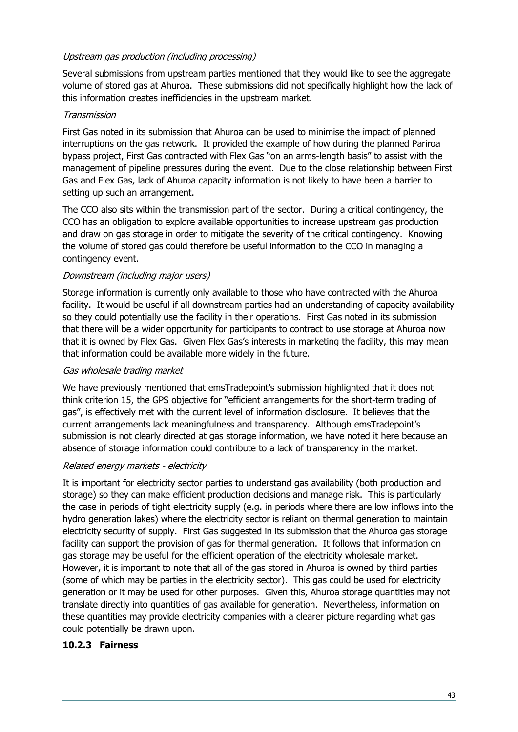*Upstream gas production (including processing)*

Several submissions from upstream parties mentioned that they would like to see the aggregate volume of stored gas at Ahuroa. These submissions did not specifically highlight how the lack of this information creates inefficiencies in the upstream market.

*Transmission*

First Gas noted in its submission that Ahuroa can be used to minimise the impact of planned interruptions on the gas network. It provided the example of how during the planned Pariroa bypass project, First Gas contracted with Flex Gas "on an arms-length basis" to assist with the management of pipeline pressures during the event. Due to the close relationship between First Gas and Flex Gas, lack of Ahuroa capacity information is not likely to have been a barrier to setting up such an arrangement.

The CCO also sits within the transmission part of the sector. During a critical contingency, the CCO has an obligation to explore available opportunities to increase upstream gas production and draw on gas storage in order to mitigate the severity of the critical contingency. Knowing the volume of stored gas could therefore be useful information to the CCO in managing a contingency event.

*Downstream (including major users)*

Storage information is currently only available to those who have contracted with the Ahuroa facility. It would be useful if all downstream parties had an understanding of capacity availability so they could potentially use the facility in their operations. First Gas noted in its submission that there will be a wider opportunity for participants to contract to use storage at Ahuroa now that it is owned by Flex Gas. Given Flex Gas's interests in marketing the facility, this may mean that information could be available more widely in the future.

*Gas wholesale trading market*

We have previously mentioned that emsTradepoint's submission highlighted that it does not think criterion 15, the GPS objective for "efficient arrangements for the short-term trading of gas", is effectively met with the current level of information disclosure. It believes that the current arrangements lack meaningfulness and transparency. Although emsTradepoint's submission is not clearly directed at gas storage information, we have noted it here because an absence of storage information could contribute to a lack of transparency in the market.

*Related energy markets - electricity*

It is important for electricity sector parties to understand gas availability (both production and storage) so they can make efficient production decisions and manage risk. This is particularly the case in periods of tight electricity supply (e.g. in periods where there are low inflows into the hydro generation lakes) where the electricity sector is reliant on thermal generation to maintain electricity security of supply. First Gas suggested in its submission that the Ahuroa gas storage facility can support the provision of gas for thermal generation. It follows that information on gas storage may be useful for the efficient operation of the electricity wholesale market. However, it is important to note that all of the gas stored in Ahuroa is owned by third parties (some of which may be parties in the electricity sector). This gas could be used for electricity generation or it may be used for other purposes. Given this, Ahuroa storage quantities may not translate directly into quantities of gas available for generation. Nevertheless, information on these quantities may provide electricity companies with a clearer picture regarding what gas could potentially be drawn upon.

### 10.2.3 Fairness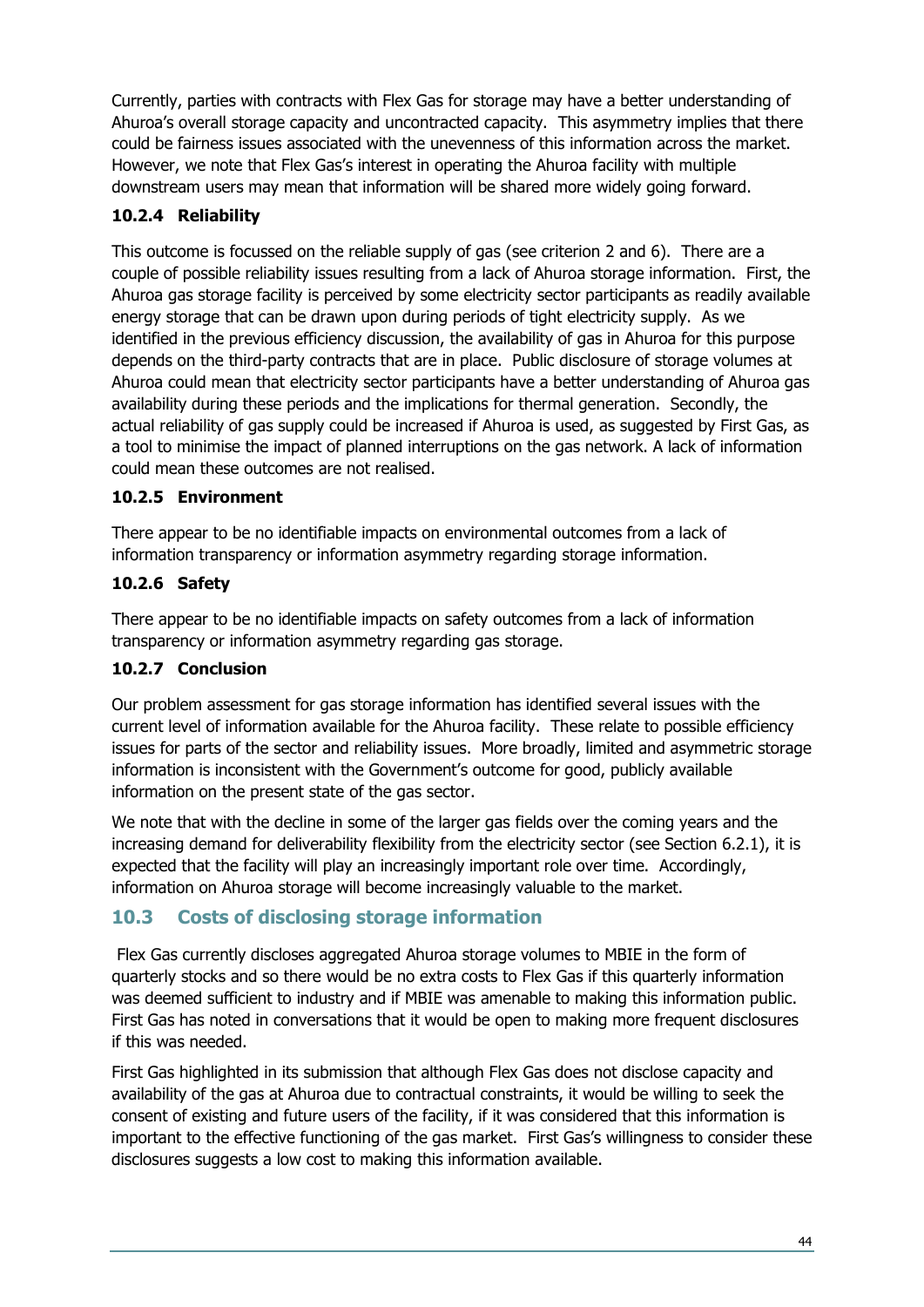Currently, parties with contracts with Flex Gas for storage may have a better understanding of Ahuroa's overall storage capacity and uncontracted capacity. This asymmetry implies that there could be fairness issues associated with the unevenness of this information across the market. However, we note that Flex Gas's interest in operating the Ahuroa facility with multiple downstream users may mean that information will be shared more widely going forward.

### 10.2.4 Reliability

This outcome is focussed on the reliable supply of gas (see criterion 2 and 6). There are a couple of possible reliability issues resulting from a lack of Ahuroa storage information. First, the Ahuroa gas storage facility is perceived by some electricity sector participants as readily available energy storage that can be drawn upon during periods of tight electricity supply. As we identified in the previous efficiency discussion, the availability of gas in Ahuroa for this purpose depends on the third-party contracts that are in place. Public disclosure of storage volumes at Ahuroa could mean that electricity sector participants have a better understanding of Ahuroa gas availability during these periods and the implications for thermal generation. Secondly, the actual reliability of gas supply could be increased if Ahuroa is used, as suggested by First Gas, as a tool to minimise the impact of planned interruptions on the gas network. A lack of information could mean these outcomes are not realised.

### 10.2.5 Environment

There appear to be no identifiable impacts on environmental outcomes from a lack of information transparency or information asymmetry regarding storage information.

### 10.2.6 Safety

There appear to be no identifiable impacts on safety outcomes from a lack of information transparency or information asymmetry regarding gas storage.

### 10.2.7 Conclusion

Our problem assessment for gas storage information has identified several issues with the current level of information available for the Ahuroa facility. These relate to possible efficiency issues for parts of the sector and reliability issues. More broadly, limited and asymmetric storage information is inconsistent with the Government's outcome for good, publicly available information on the present state of the gas sector.

We note that with the decline in some of the larger gas fields over the coming years and the increasing demand for deliverability flexibility from the electricity sector (see Section 6.2.1), it is expected that the facility will play an increasingly important role over time. Accordingly, information on Ahuroa storage will become increasingly valuable to the market.

## 10.3 Costs of disclosing storage information

Flex Gas currently discloses aggregated Ahuroa storage volumes to MBIE in the form of quarterly stocks and so there would be no extra costs to Flex Gas if this quarterly information was deemed sufficient to industry and if MBIE was amenable to making this information public. First Gas has noted in conversations that it would be open to making more frequent disclosures if this was needed.

First Gas highlighted in its submission that although Flex Gas does not disclose capacity and availability of the gas at Ahuroa due to contractual constraints, it would be willing to seek the consent of existing and future users of the facility, if it was considered that this information is important to the effective functioning of the gas market. First Gas's willingness to consider these disclosures suggests a low cost to making this information available.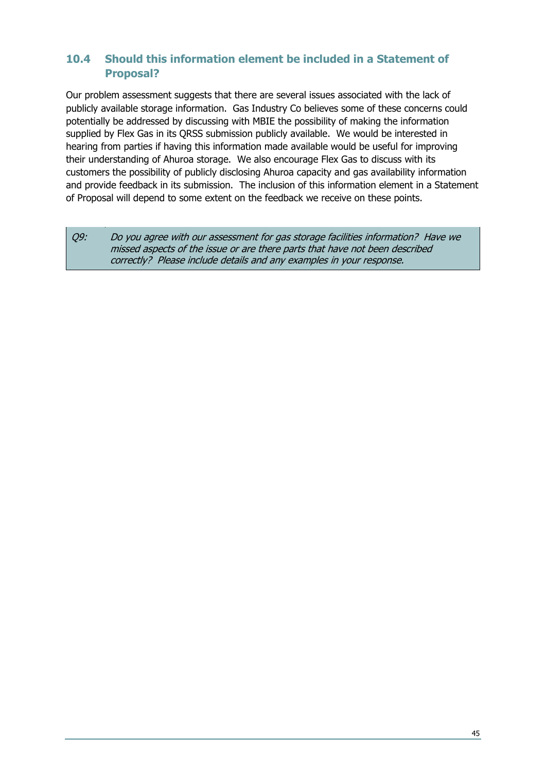## 10.4 Should this information element be included in a Statement of Proposal?

Our problem assessment suggests that there are several issues associated with the lack of publicly available storage information. Gas Industry Co believes some of these concerns could potentially be addressed by discussing with MBIE the possibility of making the information supplied by Flex Gas in its QRSS submission publicly available. We would be interested in hearing from parties if having this information made available would be useful for improving their understanding of Ahuroa storage. We also encourage Flex Gas to discuss with its customers the possibility of publicly disclosing Ahuroa capacity and gas availability information and provide feedback in its submission. The inclusion of this information element in a Statement of Proposal will depend to some extent on the feedback we receive on these points.

> *Q9: Do you agree with our assessment for gas storage facilities information? Have we missed aspects of the issue or are there parts that have not been described correctly? Please include details and any examples in your response.*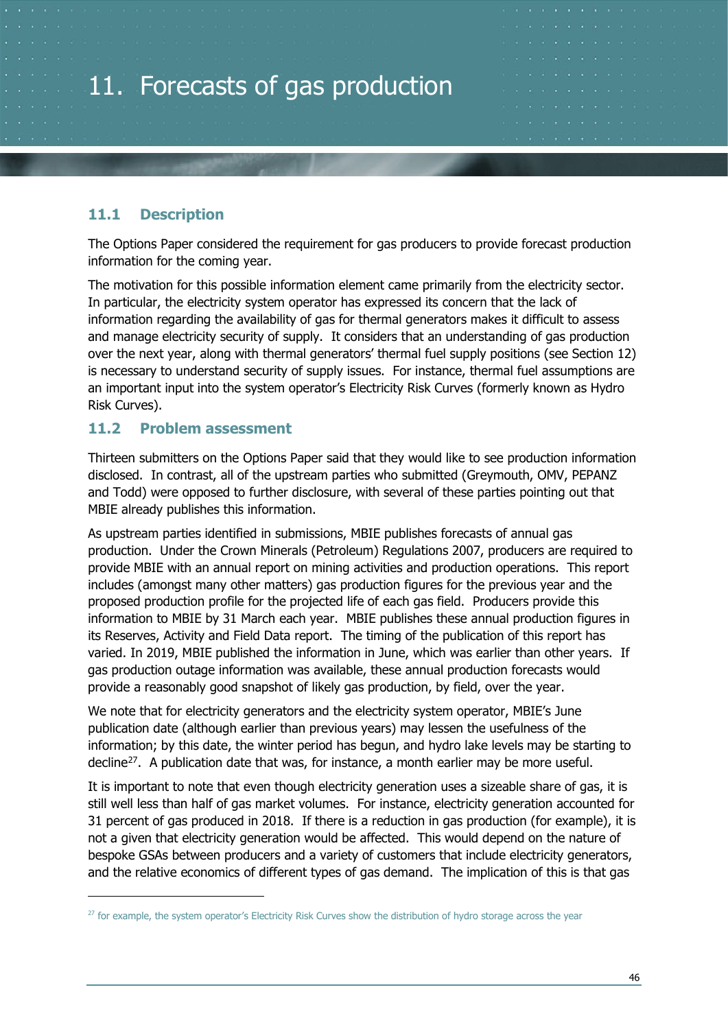# 11. Forecasts of gas production

## 11.1 Description

The Options Paper considered the requirement for gas producers to provide forecast production information for the coming year.

The motivation for this possible information element came primarily from the electricity sector. In particular, the electricity system operator has expressed its concern that the lack of information regarding the availability of gas for thermal generators makes it difficult to assess and manage electricity security of supply. It considers that an understanding of gas production over the next year, along with thermal generators' thermal fuel supply positions (see Section 12) is necessary to understand security of supply issues. For instance, thermal fuel assumptions are an important input into the system operator's Electricity Risk Curves (formerly known as Hydro Risk Curves).

## 11.2 Problem assessment

Thirteen submitters on the Options Paper said that they would like to see production information disclosed. In contrast, all of the upstream parties who submitted (Greymouth, OMV, PEPANZ and Todd) were opposed to further disclosure, with several of these parties pointing out that MBIE already publishes this information.

As upstream parties identified in submissions, MBIE publishes forecasts of annual gas production. Under the Crown Minerals (Petroleum) Regulations 2007, producers are required to provide MBIE with an annual report on mining activities and production operations. This report includes (amongst many other matters) gas production figures for the previous year and the proposed production profile for the projected life of each gas field. Producers provide this information to MBIE by 31 March each year. MBIE publishes these annual production figures in its Reserves, Activity and Field Data report. The timing of the publication of this report has varied. In 2019, MBIE published the information in June, which was earlier than other years. If gas production outage information was available, these annual production forecasts would provide a reasonably good snapshot of likely gas production, by field, over the year.

We note that for electricity generators and the electricity system operator, MBIE's June publication date (although earlier than previous years) may lessen the usefulness of the information; by this date, the winter period has begun, and hydro lake levels may be starting to decline[27]. A publication date that was, for instance, a month earlier may be more useful.

It is important to note that even though electricity generation uses a sizeable share of gas, it is still well less than half of gas market volumes. For instance, electricity generation accounted for 31 percent of gas produced in 2018. If there is a reduction in gas production (for example), it is not a given that electricity generation would be affected. This would depend on the nature of bespoke GSAs between producers and a variety of customers that include electricity generators, and the relative economics of different types of gas demand. The implication of this is that gas

[27] for example, the system operator's Electricity Risk Curves show the distribution of hydro storage across the year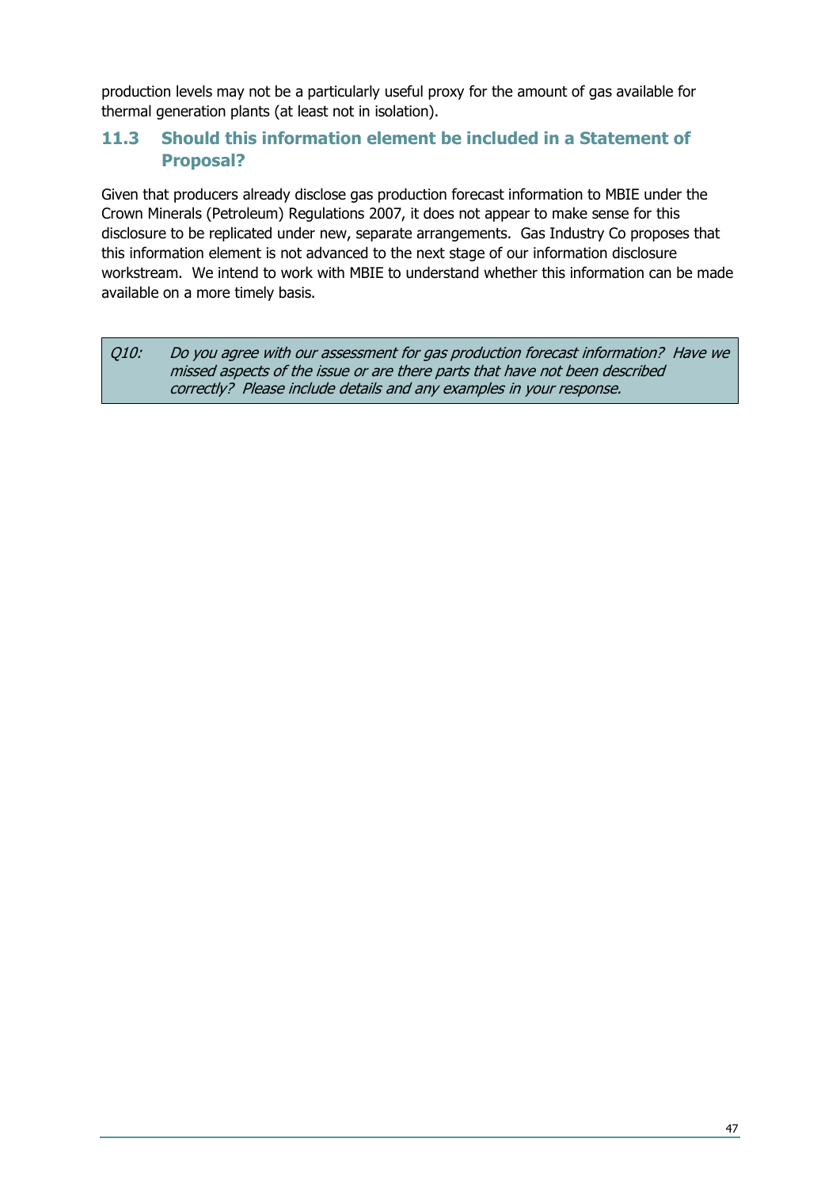production levels may not be a particularly useful proxy for the amount of gas available for thermal generation plants (at least not in isolation).

### 11.3 Should this information element be included in a Statement of Proposal?

Given that producers already disclose gas production forecast information to MBIE under the Crown Minerals (Petroleum) Regulations 2007, it does not appear to make sense for this disclosure to be replicated under new, separate arrangements. Gas Industry Co proposes that this information element is not advanced to the next stage of our information disclosure workstream. We intend to work with MBIE to understand whether this information can be made available on a more timely basis.

> *Q10: Do you agree with our assessment for gas production forecast information? Have we missed aspects of the issue or are there parts that have not been described correctly? Please include details and any examples in your response.*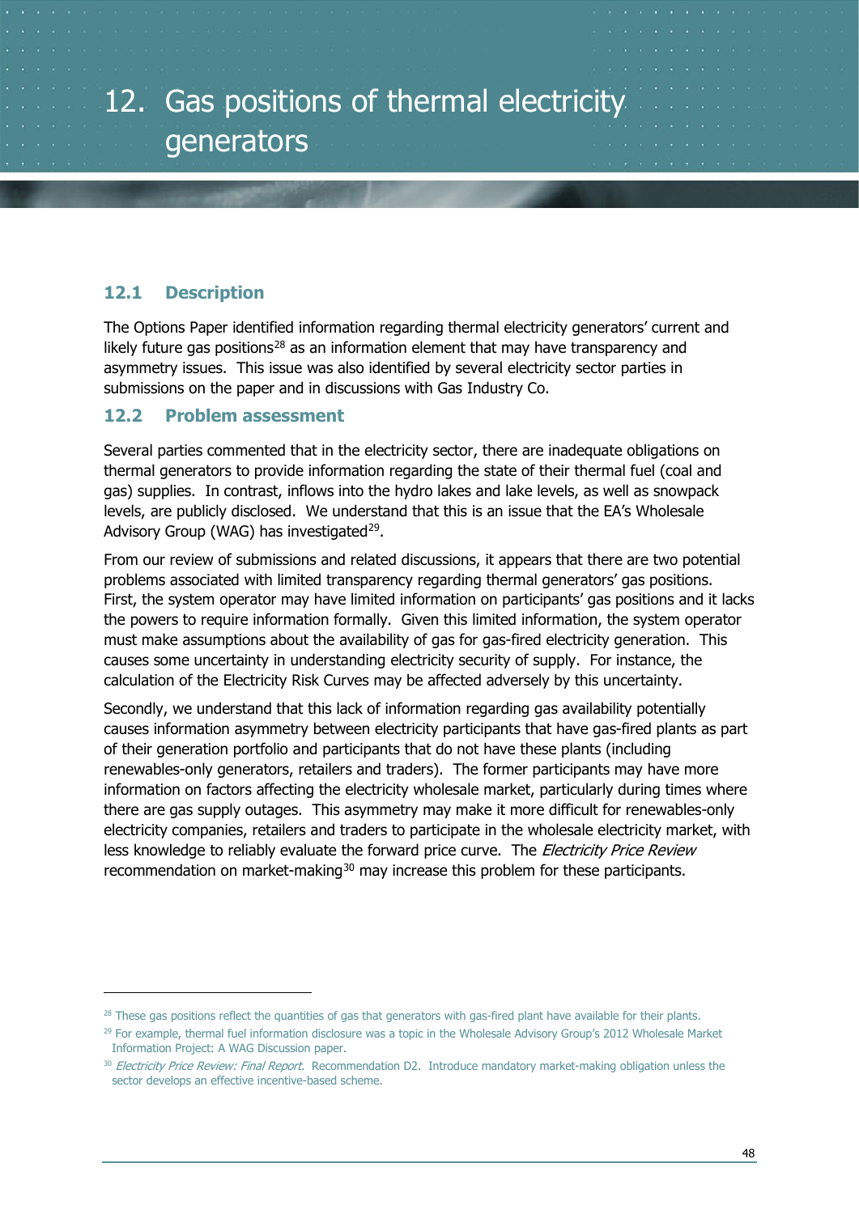# 12. Gas positions of thermal electricity generators

## 12.1 Description

The Options Paper identified information regarding thermal electricity generators' current and likely future gas positions[28] as an information element that may have transparency and asymmetry issues. This issue was also identified by several electricity sector parties in submissions on the paper and in discussions with Gas Industry Co.

## 12.2 Problem assessment

Several parties commented that in the electricity sector, there are inadequate obligations on thermal generators to provide information regarding the state of their thermal fuel (coal and gas) supplies. In contrast, inflows into the hydro lakes and lake levels, as well as snowpack levels, are publicly disclosed. We understand that this is an issue that the EA's Wholesale Advisory Group (WAG) has investigated[29].

From our review of submissions and related discussions, it appears that there are two potential problems associated with limited transparency regarding thermal generators' gas positions. First, the system operator may have limited information on participants' gas positions and it lacks the powers to require information formally. Given this limited information, the system operator must make assumptions about the availability of gas for gas-fired electricity generation. This causes some uncertainty in understanding electricity security of supply. For instance, the calculation of the Electricity Risk Curves may be affected adversely by this uncertainty.

Secondly, we understand that this lack of information regarding gas availability potentially causes information asymmetry between electricity participants that have gas-fired plants as part of their generation portfolio and participants that do not have these plants (including renewables-only generators, retailers and traders). The former participants may have more information on factors affecting the electricity wholesale market, particularly during times where there are gas supply outages. This asymmetry may make it more difficult for renewables-only electricity companies, retailers and traders to participate in the wholesale electricity market, with less knowledge to reliably evaluate the forward price curve. The *Electricity Price Review* recommendation on market-making[30] may increase this problem for these participants.

---

[28] These gas positions reflect the quantities of gas that generators with gas-fired plant have available for their plants.

[29] For example, thermal fuel information disclosure was a topic in the Wholesale Advisory Group's 2012 Wholesale Market Information Project: A WAG Discussion paper.

[30] *Electricity Price Review: Final Report.* Recommendation D2. Introduce mandatory market-making obligation unless the sector develops an effective incentive-based scheme.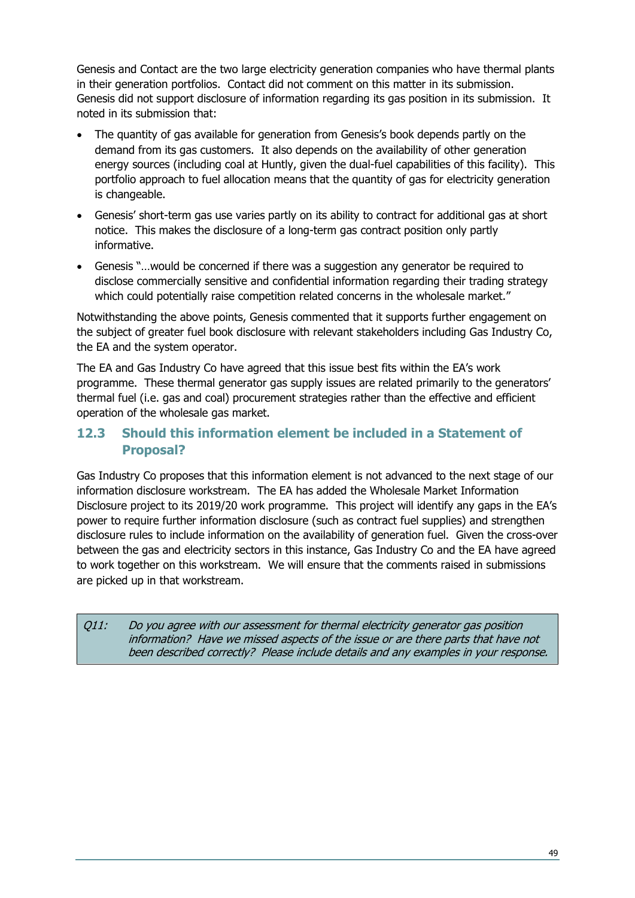Genesis and Contact are the two large electricity generation companies who have thermal plants in their generation portfolios. Contact did not comment on this matter in its submission. Genesis did not support disclosure of information regarding its gas position in its submission. It noted in its submission that:

- The quantity of gas available for generation from Genesis's book depends partly on the demand from its gas customers. It also depends on the availability of other generation energy sources (including coal at Huntly, given the dual-fuel capabilities of this facility). This portfolio approach to fuel allocation means that the quantity of gas for electricity generation is changeable.
- Genesis' short-term gas use varies partly on its ability to contract for additional gas at short notice. This makes the disclosure of a long-term gas contract position only partly informative.
- Genesis "…would be concerned if there was a suggestion any generator be required to disclose commercially sensitive and confidential information regarding their trading strategy which could potentially raise competition related concerns in the wholesale market."

Notwithstanding the above points, Genesis commented that it supports further engagement on the subject of greater fuel book disclosure with relevant stakeholders including Gas Industry Co, the EA and the system operator.

The EA and Gas Industry Co have agreed that this issue best fits within the EA's work programme. These thermal generator gas supply issues are related primarily to the generators' thermal fuel (i.e. gas and coal) procurement strategies rather than the effective and efficient operation of the wholesale gas market.

## 12.3 Should this information element be included in a Statement of Proposal?

Gas Industry Co proposes that this information element is not advanced to the next stage of our information disclosure workstream. The EA has added the Wholesale Market Information Disclosure project to its 2019/20 work programme. This project will identify any gaps in the EA's power to require further information disclosure (such as contract fuel supplies) and strengthen disclosure rules to include information on the availability of generation fuel. Given the cross-over between the gas and electricity sectors in this instance, Gas Industry Co and the EA have agreed to work together on this workstream. We will ensure that the comments raised in submissions are picked up in that workstream.

> *Q11: Do you agree with our assessment for thermal electricity generator gas position information? Have we missed aspects of the issue or are there parts that have not been described correctly? Please include details and any examples in your response.*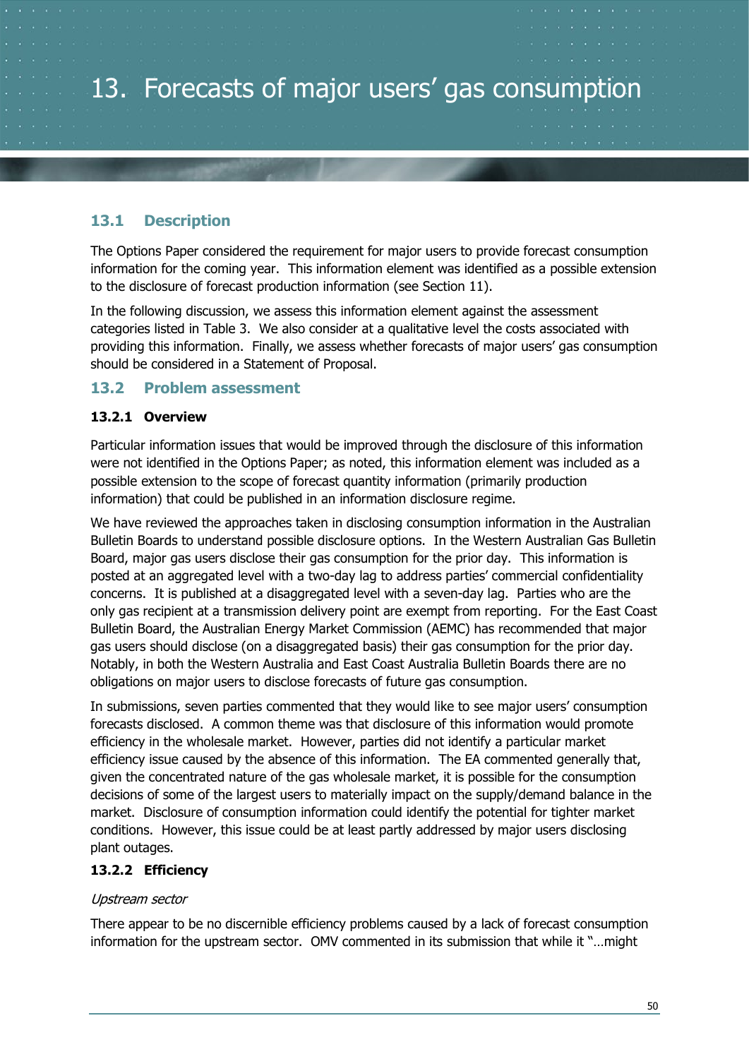# 13. Forecasts of major users' gas consumption

## 13.1 Description

The Options Paper considered the requirement for major users to provide forecast consumption information for the coming year. This information element was identified as a possible extension to the disclosure of forecast production information (see Section 11).

In the following discussion, we assess this information element against the assessment categories listed in Table 3. We also consider at a qualitative level the costs associated with providing this information. Finally, we assess whether forecasts of major users' gas consumption should be considered in a Statement of Proposal.

## 13.2 Problem assessment

### 13.2.1 Overview

Particular information issues that would be improved through the disclosure of this information were not identified in the Options Paper; as noted, this information element was included as a possible extension to the scope of forecast quantity information (primarily production information) that could be published in an information disclosure regime.

We have reviewed the approaches taken in disclosing consumption information in the Australian Bulletin Boards to understand possible disclosure options. In the Western Australian Gas Bulletin Board, major gas users disclose their gas consumption for the prior day. This information is posted at an aggregated level with a two-day lag to address parties' commercial confidentiality concerns. It is published at a disaggregated level with a seven-day lag. Parties who are the only gas recipient at a transmission delivery point are exempt from reporting. For the East Coast Bulletin Board, the Australian Energy Market Commission (AEMC) has recommended that major gas users should disclose (on a disaggregated basis) their gas consumption for the prior day. Notably, in both the Western Australia and East Coast Australia Bulletin Boards there are no obligations on major users to disclose forecasts of future gas consumption.

In submissions, seven parties commented that they would like to see major users' consumption forecasts disclosed. A common theme was that disclosure of this information would promote efficiency in the wholesale market. However, parties did not identify a particular market efficiency issue caused by the absence of this information. The EA commented generally that, given the concentrated nature of the gas wholesale market, it is possible for the consumption decisions of some of the largest users to materially impact on the supply/demand balance in the market. Disclosure of consumption information could identify the potential for tighter market conditions. However, this issue could be at least partly addressed by major users disclosing plant outages.

### 13.2.2 Efficiency

*Upstream sector*

There appear to be no discernible efficiency problems caused by a lack of forecast consumption information for the upstream sector. OMV commented in its submission that while it "…might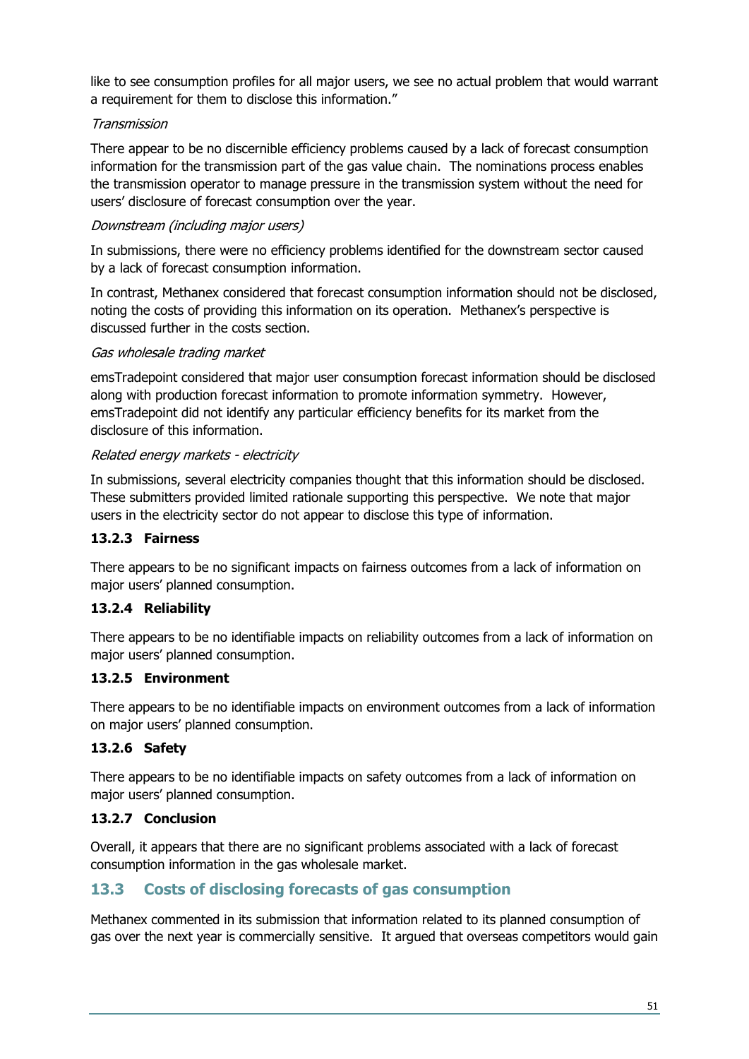like to see consumption profiles for all major users, we see no actual problem that would warrant a requirement for them to disclose this information."

*Transmission*

There appear to be no discernible efficiency problems caused by a lack of forecast consumption information for the transmission part of the gas value chain. The nominations process enables the transmission operator to manage pressure in the transmission system without the need for users' disclosure of forecast consumption over the year.

*Downstream (including major users)*

In submissions, there were no efficiency problems identified for the downstream sector caused by a lack of forecast consumption information.

In contrast, Methanex considered that forecast consumption information should not be disclosed, noting the costs of providing this information on its operation. Methanex's perspective is discussed further in the costs section.

*Gas wholesale trading market*

emsTradepoint considered that major user consumption forecast information should be disclosed along with production forecast information to promote information symmetry. However, emsTradepoint did not identify any particular efficiency benefits for its market from the disclosure of this information.

*Related energy markets - electricity*

In submissions, several electricity companies thought that this information should be disclosed. These submitters provided limited rationale supporting this perspective. We note that major users in the electricity sector do not appear to disclose this type of information.

#### 13.2.3 Fairness

There appears to be no significant impacts on fairness outcomes from a lack of information on major users' planned consumption.

#### 13.2.4 Reliability

There appears to be no identifiable impacts on reliability outcomes from a lack of information on major users' planned consumption.

#### 13.2.5 Environment

There appears to be no identifiable impacts on environment outcomes from a lack of information on major users' planned consumption.

#### 13.2.6 Safety

There appears to be no identifiable impacts on safety outcomes from a lack of information on major users' planned consumption.

#### 13.2.7 Conclusion

Overall, it appears that there are no significant problems associated with a lack of forecast consumption information in the gas wholesale market.

### 13.3 Costs of disclosing forecasts of gas consumption

Methanex commented in its submission that information related to its planned consumption of gas over the next year is commercially sensitive. It argued that overseas competitors would gain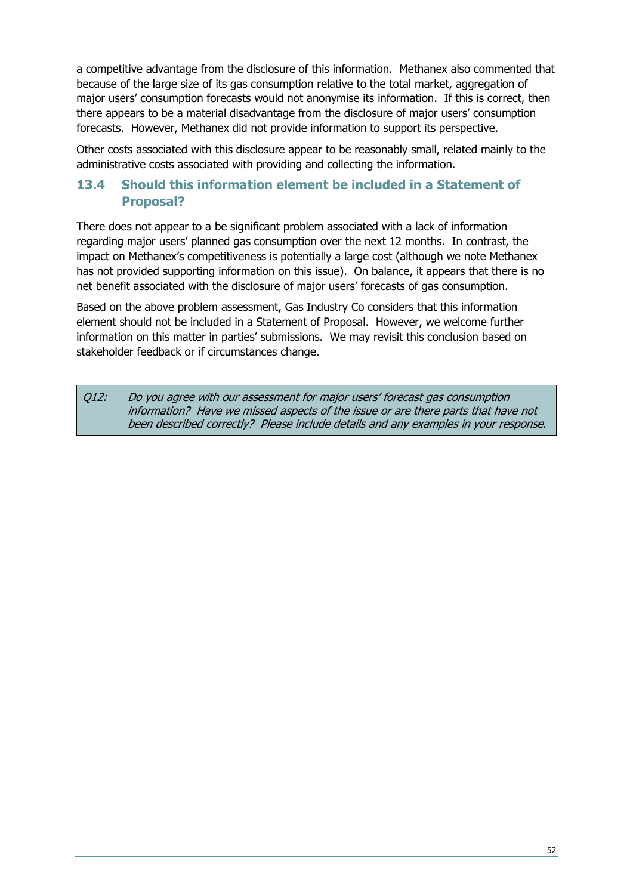a competitive advantage from the disclosure of this information. Methanex also commented that because of the large size of its gas consumption relative to the total market, aggregation of major users' consumption forecasts would not anonymise its information. If this is correct, then there appears to be a material disadvantage from the disclosure of major users' consumption forecasts. However, Methanex did not provide information to support its perspective.

Other costs associated with this disclosure appear to be reasonably small, related mainly to the administrative costs associated with providing and collecting the information.

## 13.4 Should this information element be included in a Statement of Proposal?

There does not appear to a be significant problem associated with a lack of information regarding major users' planned gas consumption over the next 12 months. In contrast, the impact on Methanex's competitiveness is potentially a large cost (although we note Methanex has not provided supporting information on this issue). On balance, it appears that there is no net benefit associated with the disclosure of major users' forecasts of gas consumption.

Based on the above problem assessment, Gas Industry Co considers that this information element should not be included in a Statement of Proposal. However, we welcome further information on this matter in parties' submissions. We may revisit this conclusion based on stakeholder feedback or if circumstances change.

| *Q12:* | *Do you agree with our assessment for major users' forecast gas consumption information? Have we missed aspects of the issue or are there parts that have not been described correctly? Please include details and any examples in your response.* |
|---|---|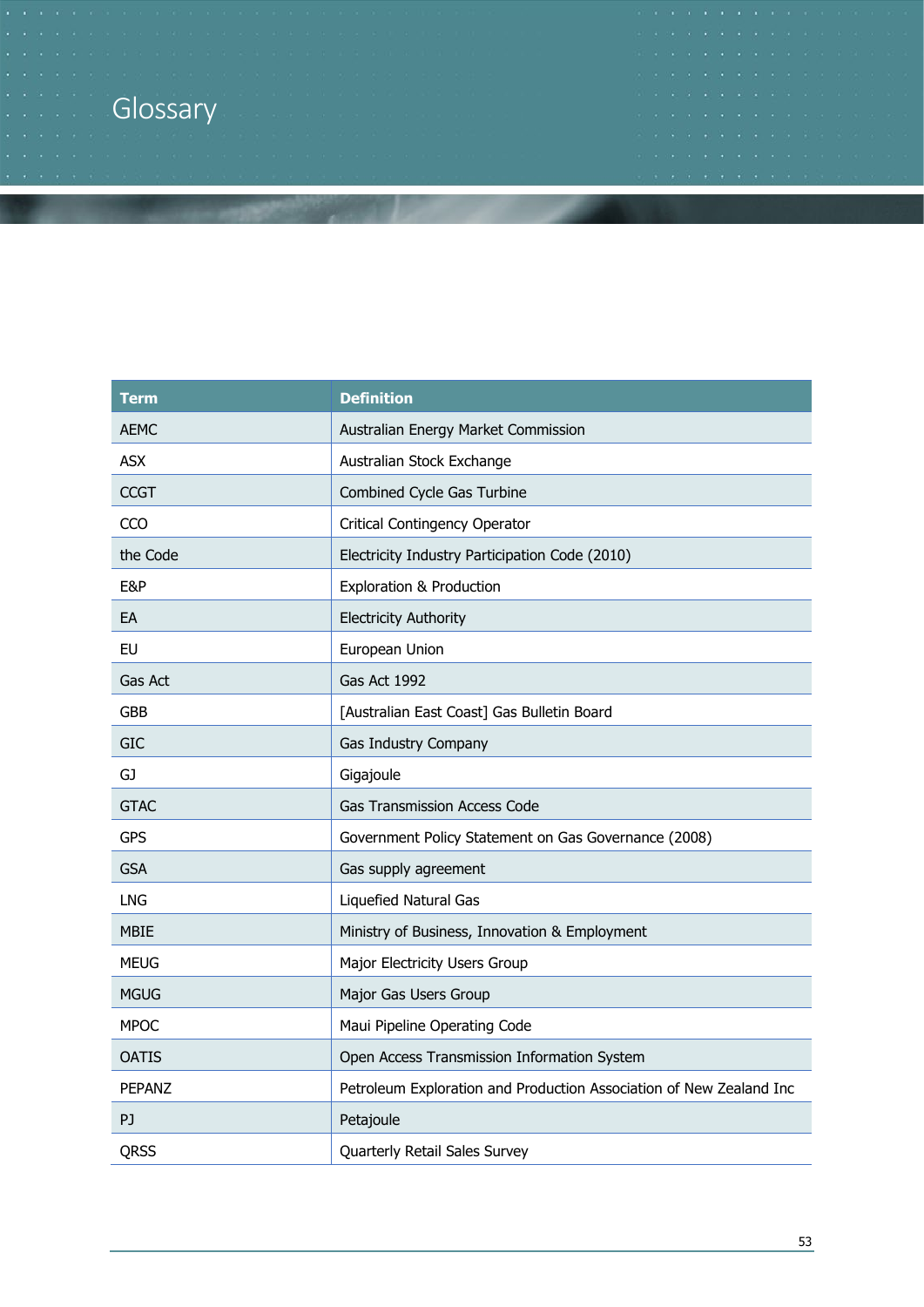# Glossary

| Term | Definition |
|---|---|
| AEMC | Australian Energy Market Commission |
| ASX | Australian Stock Exchange |
| CCGT | Combined Cycle Gas Turbine |
| CCO | Critical Contingency Operator |
| the Code | Electricity Industry Participation Code (2010) |
| E&P | Exploration & Production |
| EA | Electricity Authority |
| EU | European Union |
| Gas Act | Gas Act 1992 |
| GBB | [Australian East Coast] Gas Bulletin Board |
| GIC | Gas Industry Company |
| GJ | Gigajoule |
| GTAC | Gas Transmission Access Code |
| GPS | Government Policy Statement on Gas Governance (2008) |
| GSA | Gas supply agreement |
| LNG | Liquefied Natural Gas |
| MBIE | Ministry of Business, Innovation & Employment |
| MEUG | Major Electricity Users Group |
| MGUG | Major Gas Users Group |
| MPOC | Maui Pipeline Operating Code |
| OATIS | Open Access Transmission Information System |
| PEPANZ | Petroleum Exploration and Production Association of New Zealand Inc |
| PJ | Petajoule |
| QRSS | Quarterly Retail Sales Survey |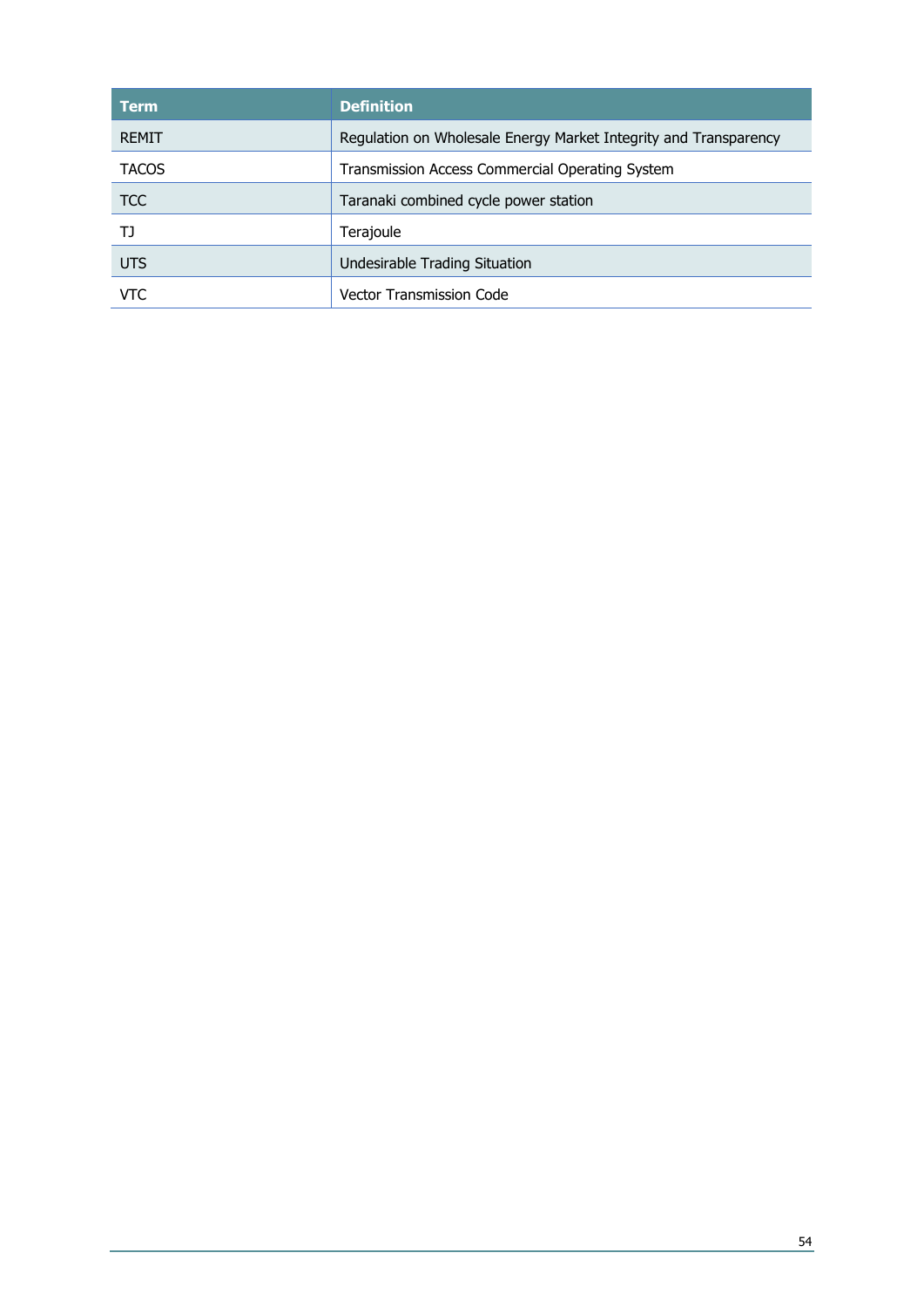| Term | Definition |
| --- | --- |
| REMIT | Regulation on Wholesale Energy Market Integrity and Transparency |
| TACOS | Transmission Access Commercial Operating System |
| TCC | Taranaki combined cycle power station |
| TJ | Terajoule |
| UTS | Undesirable Trading Situation |
| VTC | Vector Transmission Code |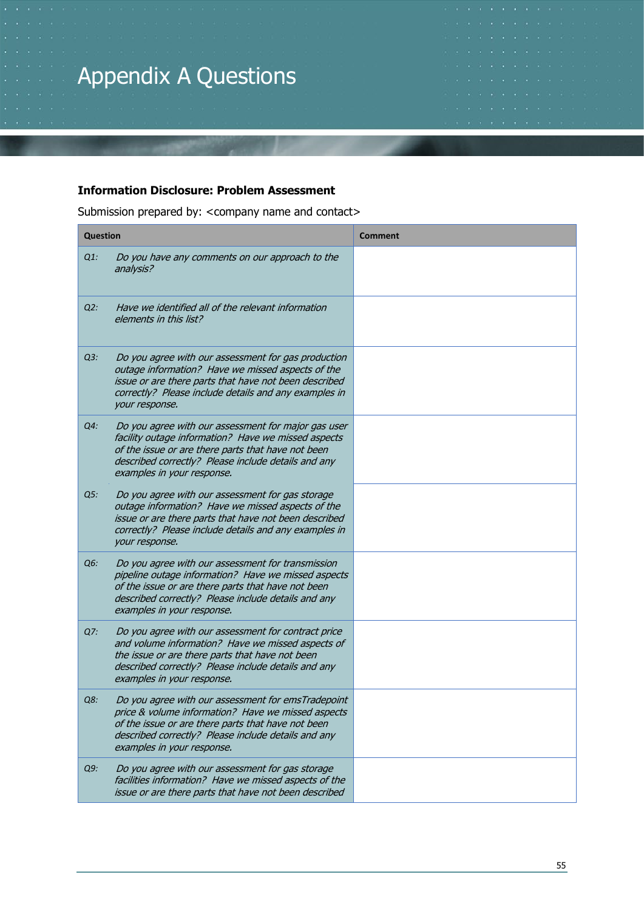# Appendix A Questions

**Information Disclosure: Problem Assessment**

Submission prepared by: <company name and contact>

| Question | Comment |
|---|---|
| *Q1: Do you have any comments on our approach to the analysis?* | |
| *Q2: Have we identified all of the relevant information elements in this list?* | |
| *Q3: Do you agree with our assessment for gas production outage information? Have we missed aspects of the issue or are there parts that have not been described correctly? Please include details and any examples in your response.* | |
| *Q4: Do you agree with our assessment for major gas user facility outage information? Have we missed aspects of the issue or are there parts that have not been described correctly? Please include details and any examples in your response.* | |
| *Q5: Do you agree with our assessment for gas storage outage information? Have we missed aspects of the issue or are there parts that have not been described correctly? Please include details and any examples in your response.* | |
| *Q6: Do you agree with our assessment for transmission pipeline outage information? Have we missed aspects of the issue or are there parts that have not been described correctly? Please include details and any examples in your response.* | |
| *Q7: Do you agree with our assessment for contract price and volume information? Have we missed aspects of the issue or are there parts that have not been described correctly? Please include details and any examples in your response.* | |
| *Q8: Do you agree with our assessment for emsTradepoint price & volume information? Have we missed aspects of the issue or are there parts that have not been described correctly? Please include details and any examples in your response.* | |
| *Q9: Do you agree with our assessment for gas storage facilities information? Have we missed aspects of the issue or are there parts that have not been described* | |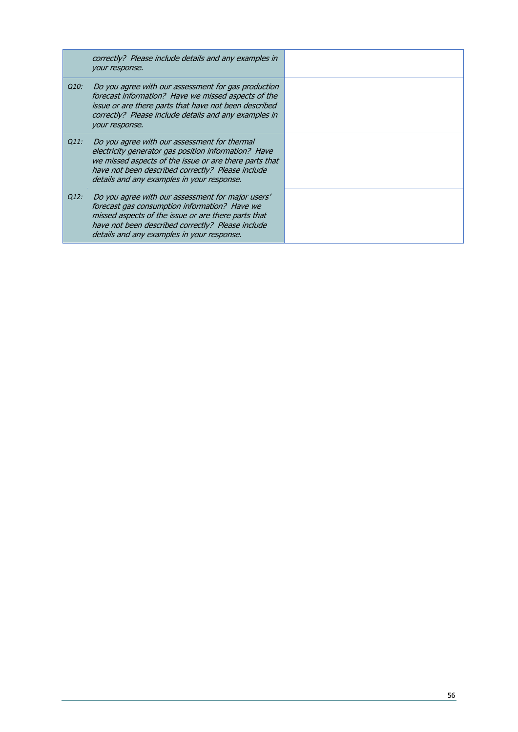| | | |
|---|---|---|
| | *correctly? Please include details and any examples in your response.* | |
| *Q10:* | *Do you agree with our assessment for gas production forecast information? Have we missed aspects of the issue or are there parts that have not been described correctly? Please include details and any examples in your response.* | |
| *Q11:* | *Do you agree with our assessment for thermal electricity generator gas position information? Have we missed aspects of the issue or are there parts that have not been described correctly? Please include details and any examples in your response.* | |
| *Q12:* | *Do you agree with our assessment for major users' forecast gas consumption information? Have we missed aspects of the issue or are there parts that have not been described correctly? Please include details and any examples in your response.* | |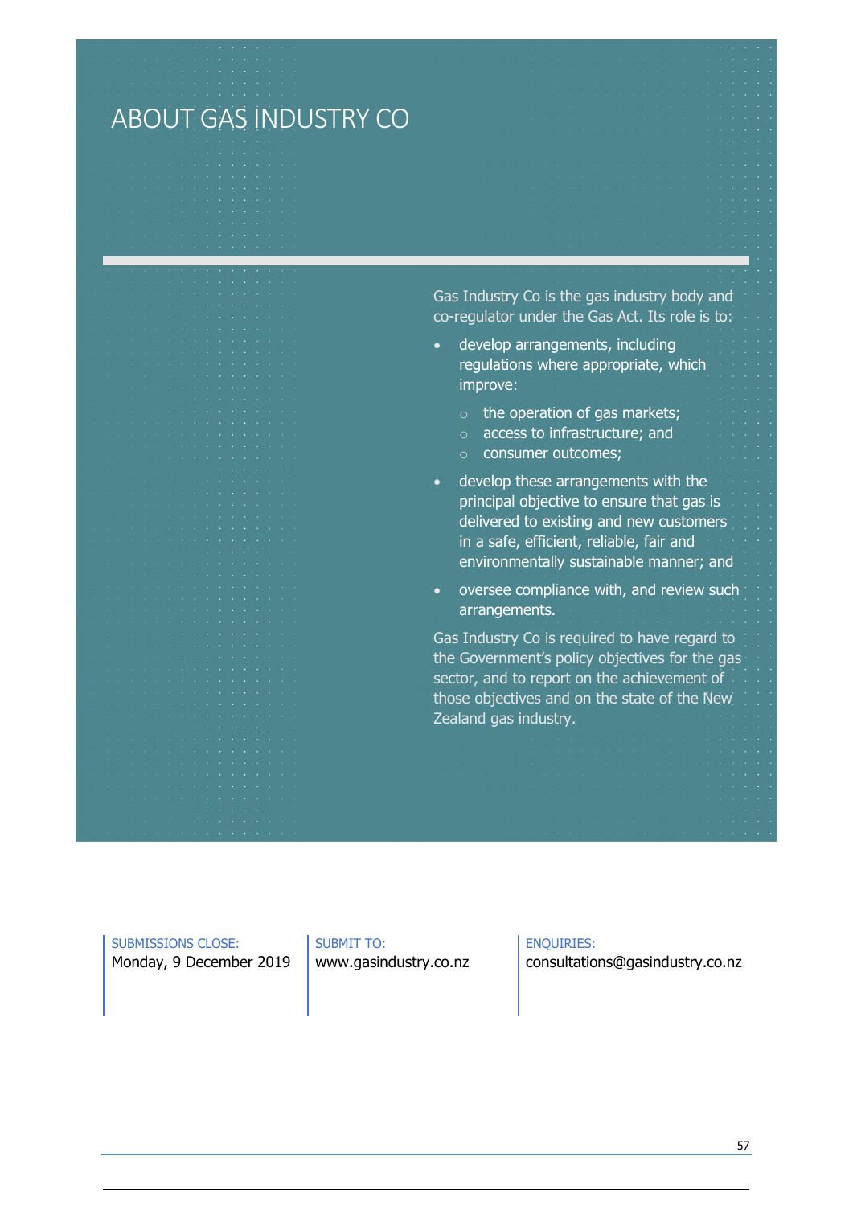# ABOUT GAS INDUSTRY CO

Gas Industry Co is the gas industry body and co-regulator under the Gas Act. Its role is to:

- develop arrangements, including regulations where appropriate, which improve:
  - the operation of gas markets;
  - access to infrastructure; and
  - consumer outcomes;
- develop these arrangements with the principal objective to ensure that gas is delivered to existing and new customers in a safe, efficient, reliable, fair and environmentally sustainable manner; and
- oversee compliance with, and review such arrangements.

Gas Industry Co is required to have regard to the Government's policy objectives for the gas sector, and to report on the achievement of those objectives and on the state of the New Zealand gas industry.

SUBMISSIONS CLOSE:
Monday, 9 December 2019

SUBMIT TO:
www.gasindustry.co.nz

ENQUIRIES:
consultations@gasindustry.co.nz